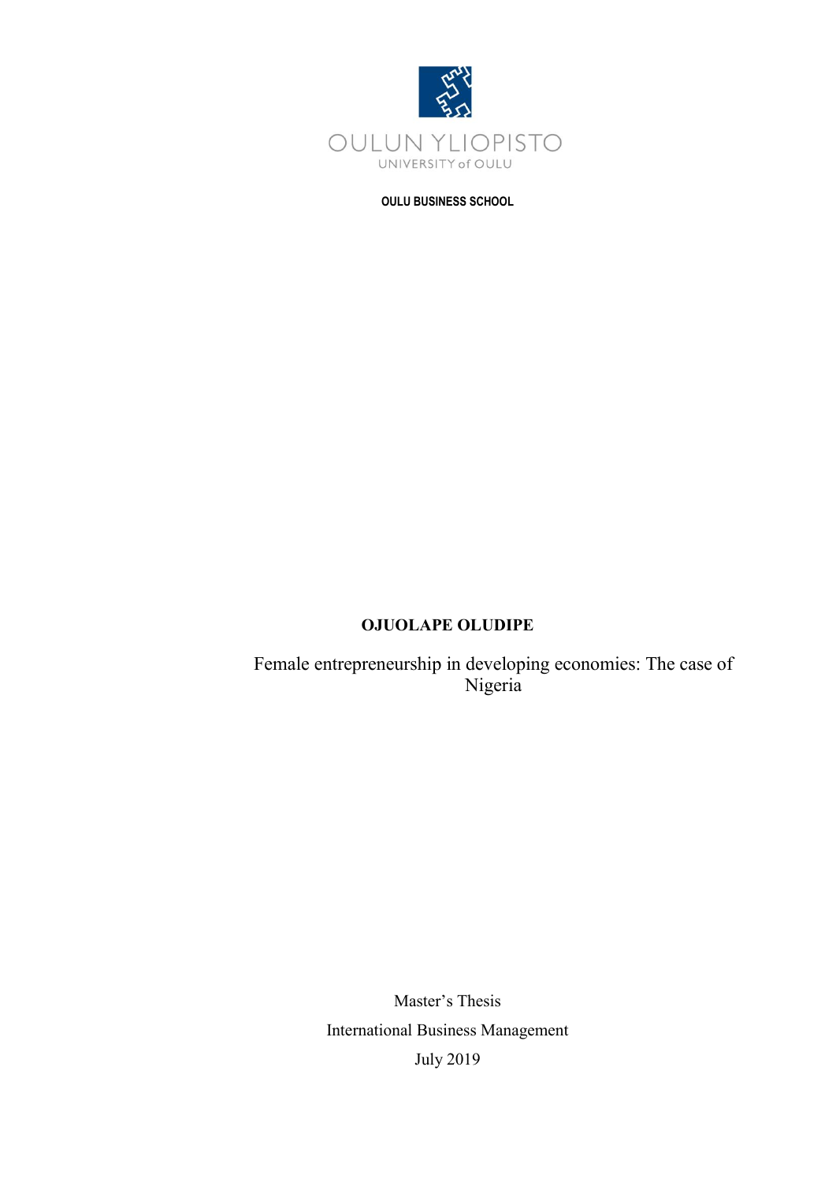OULUN YLIOPISTO

UNIVERSITY of OULU

**OULU BUSINESS SCHOOL**

**OJUOLAPE OLUDIPE**

# Female entrepreneurship in developing economies: The case of Nigeria

Master's Thesis

International Business Management

July 2019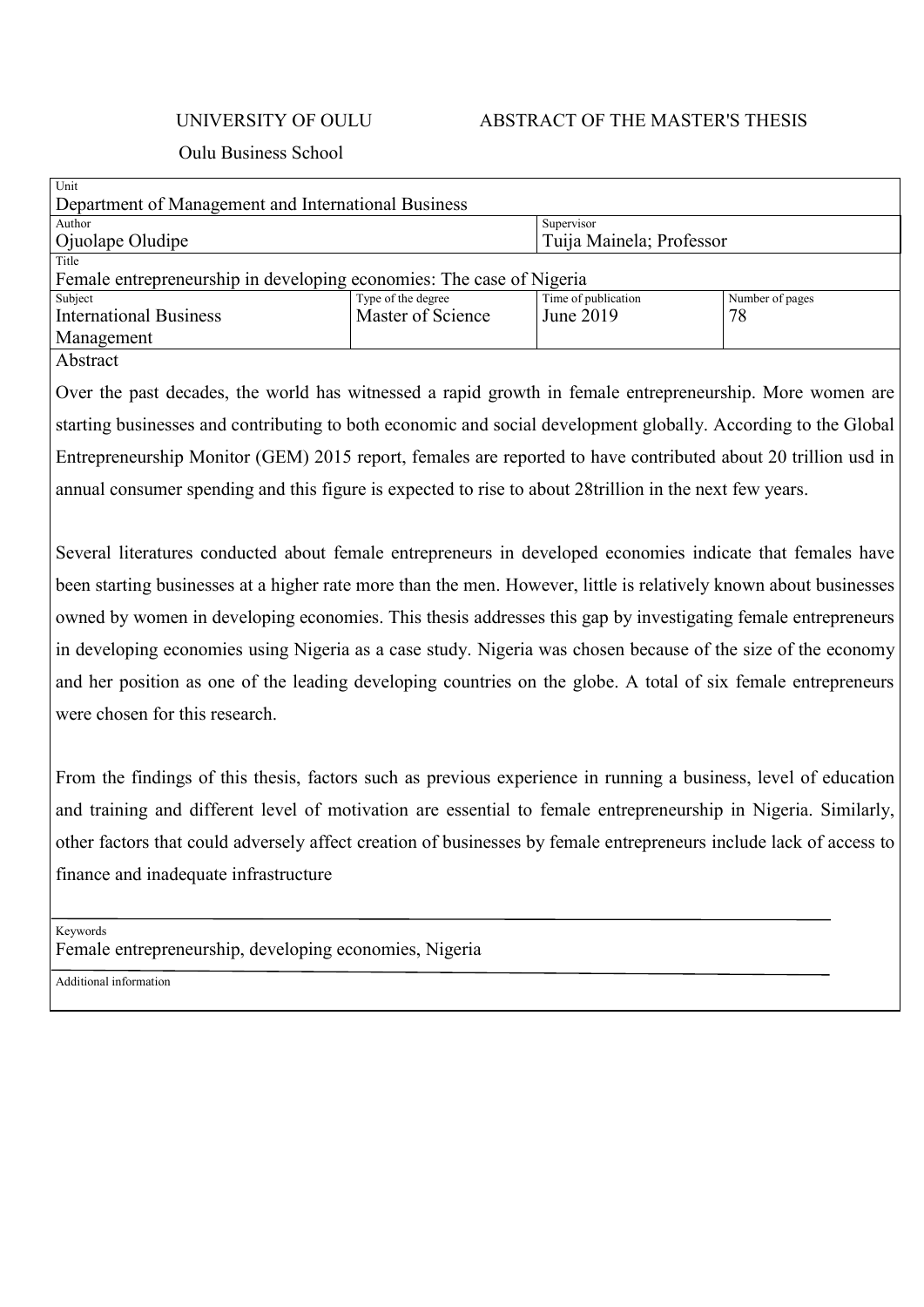UNIVERSITY OF OULU ABSTRACT OF THE MASTER'S THESIS

Oulu Business School

| Unit | | | |
|---|---|---|---|
| Department of Management and International Business | | | |
| Author<br>Ojuolape Oludipe | | Supervisor<br>Tuija Mainela; Professor | |
| Title<br>Female entrepreneurship in developing economies: The case of Nigeria | | | |
| Subject<br>International Business Management | Type of the degree<br>Master of Science | Time of publication<br>June 2019 | Number of pages<br>78 |

Abstract

Over the past decades, the world has witnessed a rapid growth in female entrepreneurship. More women are starting businesses and contributing to both economic and social development globally. According to the Global Entrepreneurship Monitor (GEM) 2015 report, females are reported to have contributed about 20 trillion usd in annual consumer spending and this figure is expected to rise to about 28trillion in the next few years.

Several literatures conducted about female entrepreneurs in developed economies indicate that females have been starting businesses at a higher rate more than the men. However, little is relatively known about businesses owned by women in developing economies. This thesis addresses this gap by investigating female entrepreneurs in developing economies using Nigeria as a case study. Nigeria was chosen because of the size of the economy and her position as one of the leading developing countries on the globe. A total of six female entrepreneurs were chosen for this research.

From the findings of this thesis, factors such as previous experience in running a business, level of education and training and different level of motivation are essential to female entrepreneurship in Nigeria. Similarly, other factors that could adversely affect creation of businesses by female entrepreneurs include lack of access to finance and inadequate infrastructure

Keywords

Female entrepreneurship, developing economies, Nigeria

Additional information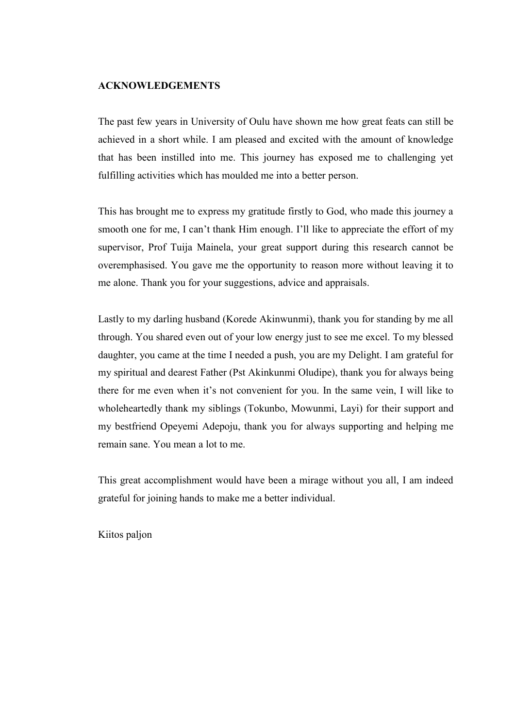## ACKNOWLEDGEMENTS

The past few years in University of Oulu have shown me how great feats can still be achieved in a short while. I am pleased and excited with the amount of knowledge that has been instilled into me. This journey has exposed me to challenging yet fulfilling activities which has moulded me into a better person.

This has brought me to express my gratitude firstly to God, who made this journey a smooth one for me, I can't thank Him enough. I'll like to appreciate the effort of my supervisor, Prof Tuija Mainela, your great support during this research cannot be overemphasised. You gave me the opportunity to reason more without leaving it to me alone. Thank you for your suggestions, advice and appraisals.

Lastly to my darling husband (Korede Akinwunmi), thank you for standing by me all through. You shared even out of your low energy just to see me excel. To my blessed daughter, you came at the time I needed a push, you are my Delight. I am grateful for my spiritual and dearest Father (Pst Akinkunmi Oludipe), thank you for always being there for me even when it's not convenient for you. In the same vein, I will like to wholeheartedly thank my siblings (Tokunbo, Mowunmi, Layi) for their support and my bestfriend Opeyemi Adepoju, thank you for always supporting and helping me remain sane. You mean a lot to me.

This great accomplishment would have been a mirage without you all, I am indeed grateful for joining hands to make me a better individual.

Kiitos paljon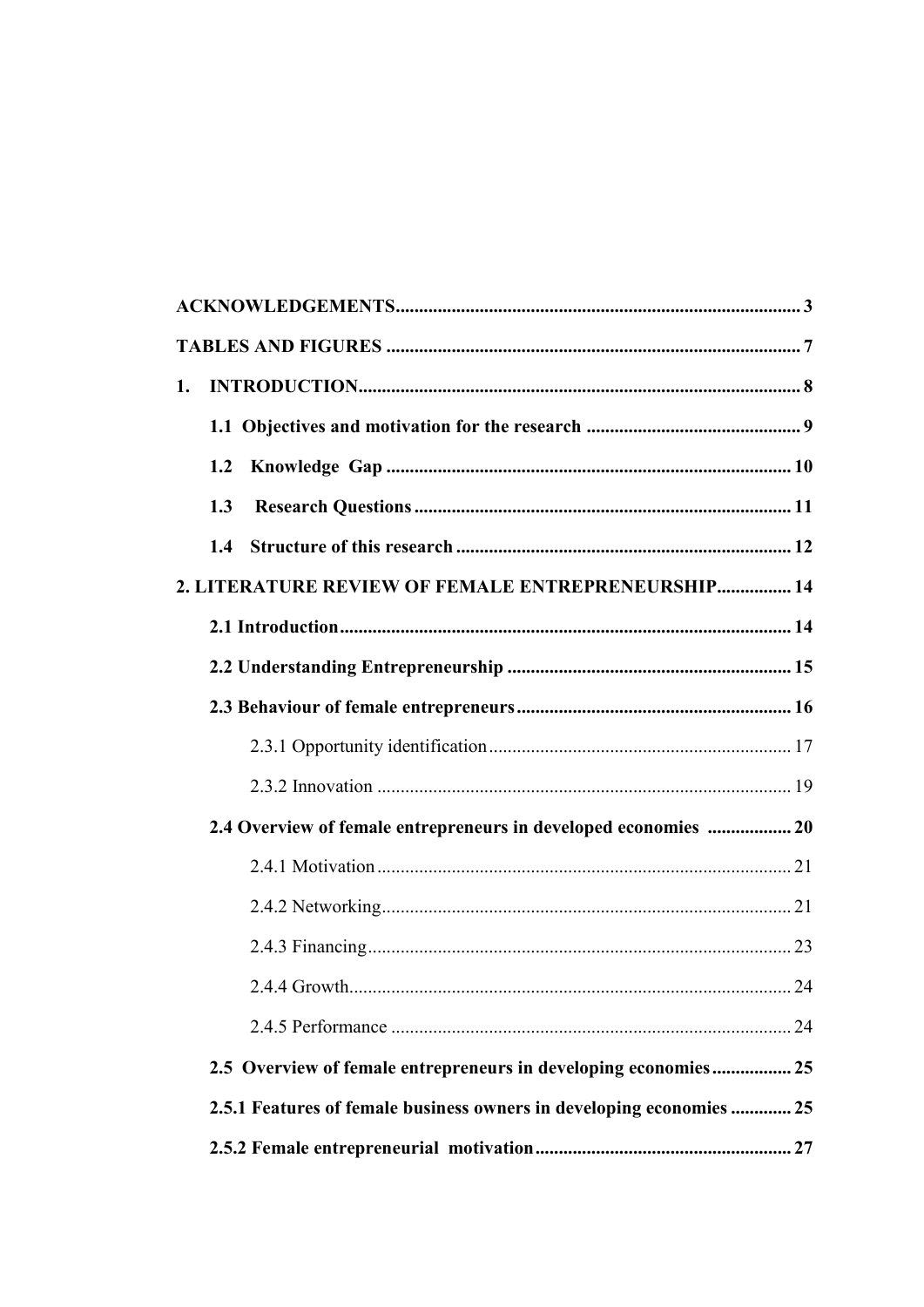**ACKNOWLEDGEMENTS** ...... 3

**TABLES AND FIGURES** ...... 7

**1. INTRODUCTION** ...... 8

- **1.1 Objectives and motivation for the research** ...... 9
- **1.2 Knowledge Gap** ...... 10
- **1.3 Research Questions** ...... 11
- **1.4 Structure of this research** ...... 12

**2. LITERATURE REVIEW OF FEMALE ENTREPRENEURSHIP** ...... 14

- **2.1 Introduction** ...... 14
- **2.2 Understanding Entrepreneurship** ...... 15
- **2.3 Behaviour of female entrepreneurs** ...... 16
  - 2.3.1 Opportunity identification ...... 17
  - 2.3.2 Innovation ...... 19
- **2.4 Overview of female entrepreneurs in developed economies** ...... 20
  - 2.4.1 Motivation ...... 21
  - 2.4.2 Networking ...... 21
  - 2.4.3 Financing ...... 23
  - 2.4.4 Growth ...... 24
  - 2.4.5 Performance ...... 24
- **2.5 Overview of female entrepreneurs in developing economies** ...... 25
- **2.5.1 Features of female business owners in developing economies** ...... 25
- **2.5.2 Female entrepreneurial motivation** ...... 27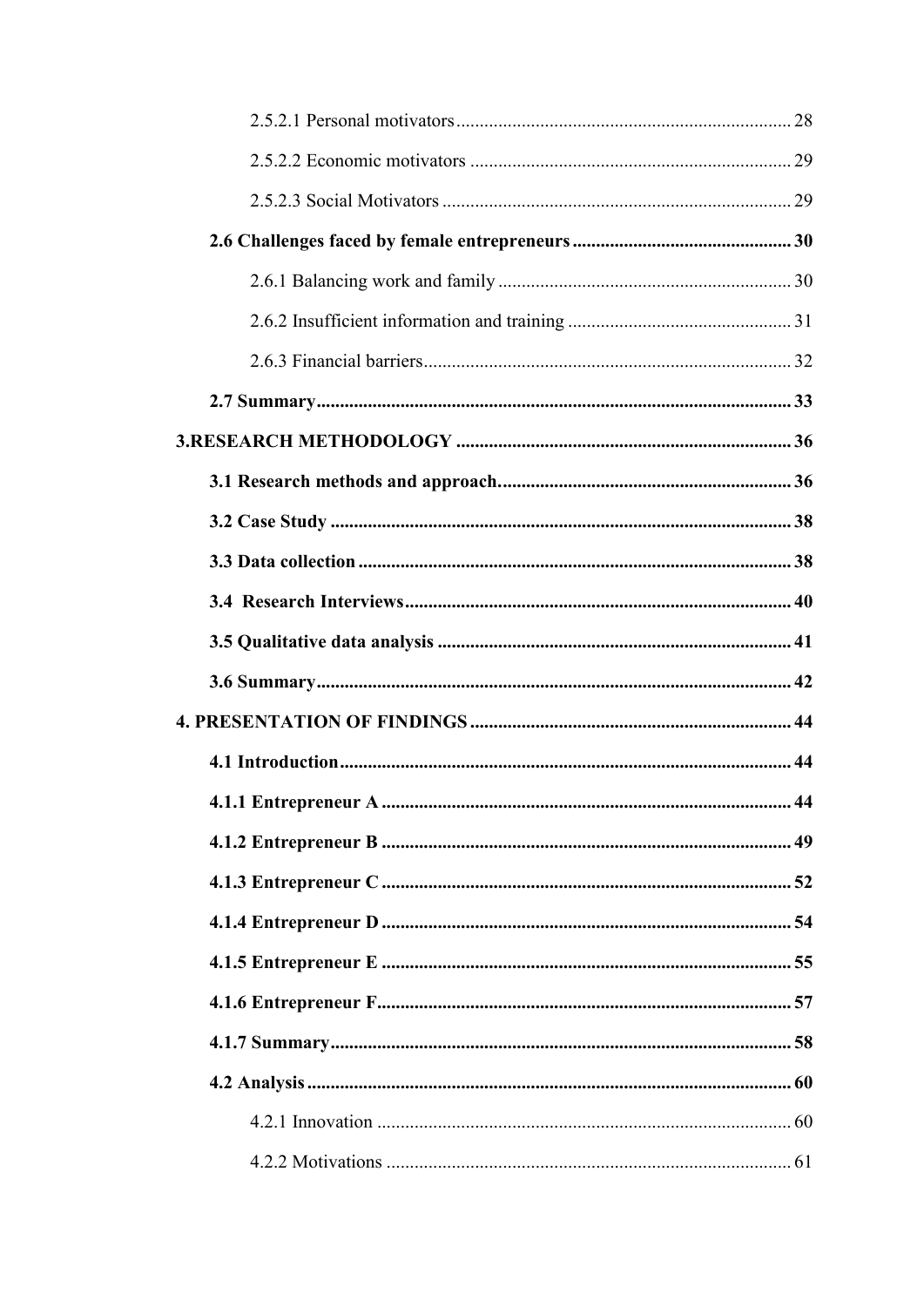2.5.2.1 Personal motivators ........................................................................ 28

2.5.2.2 Economic motivators ..................................................................... 29

2.5.2.3 Social Motivators ........................................................................... 29

**2.6 Challenges faced by female entrepreneurs ............................................... 30**

2.6.1 Balancing work and family ............................................................... 30

2.6.2 Insufficient information and training ................................................ 31

2.6.3 Financial barriers ............................................................................... 32

**2.7 Summary ...................................................................................................... 33**

**3.RESEARCH METHODOLOGY ......................................................................... 36**

**3.1 Research methods and approach. .............................................................. 36**

**3.2 Case Study ................................................................................................... 38**

**3.3 Data collection ............................................................................................. 38**

**3.4 Research Interviews ................................................................................... 40**

**3.5 Qualitative data analysis ............................................................................ 41**

**3.6 Summary ...................................................................................................... 42**

**4. PRESENTATION OF FINDINGS ..................................................................... 44**

**4.1 Introduction ................................................................................................. 44**

**4.1.1 Entrepreneur A ......................................................................................... 44**

**4.1.2 Entrepreneur B ......................................................................................... 49**

**4.1.3 Entrepreneur C ......................................................................................... 52**

**4.1.4 Entrepreneur D ......................................................................................... 54**

**4.1.5 Entrepreneur E ......................................................................................... 55**

**4.1.6 Entrepreneur F .......................................................................................... 57**

**4.1.7 Summary .................................................................................................... 58**

**4.2 Analysis ........................................................................................................ 60**

4.2.1 Innovation .......................................................................................... 60

4.2.2 Motivations ........................................................................................ 61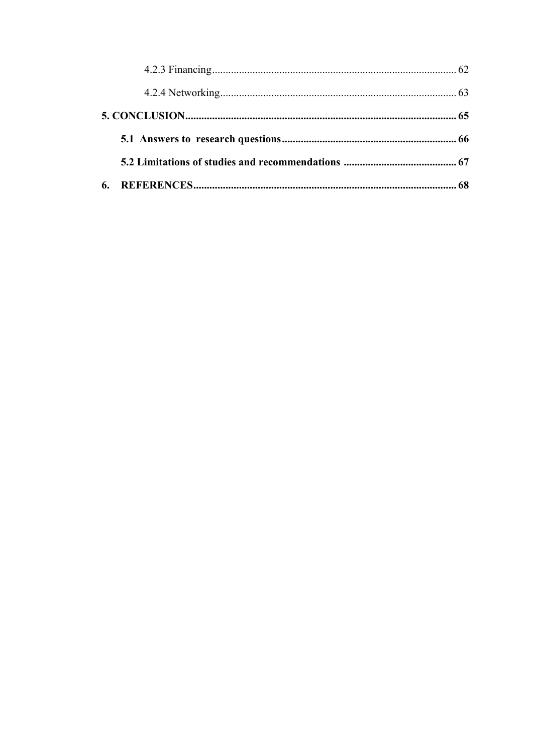4.2.3 Financing .......................................................................................... 62

4.2.4 Networking ....................................................................................... 63

**5. CONCLUSION ..................................................................................................... 65**

**5.1 Answers to research questions ................................................................. 66**

**5.2 Limitations of studies and recommendations .......................................... 67**

**6. REFERENCES .................................................................................................. 68**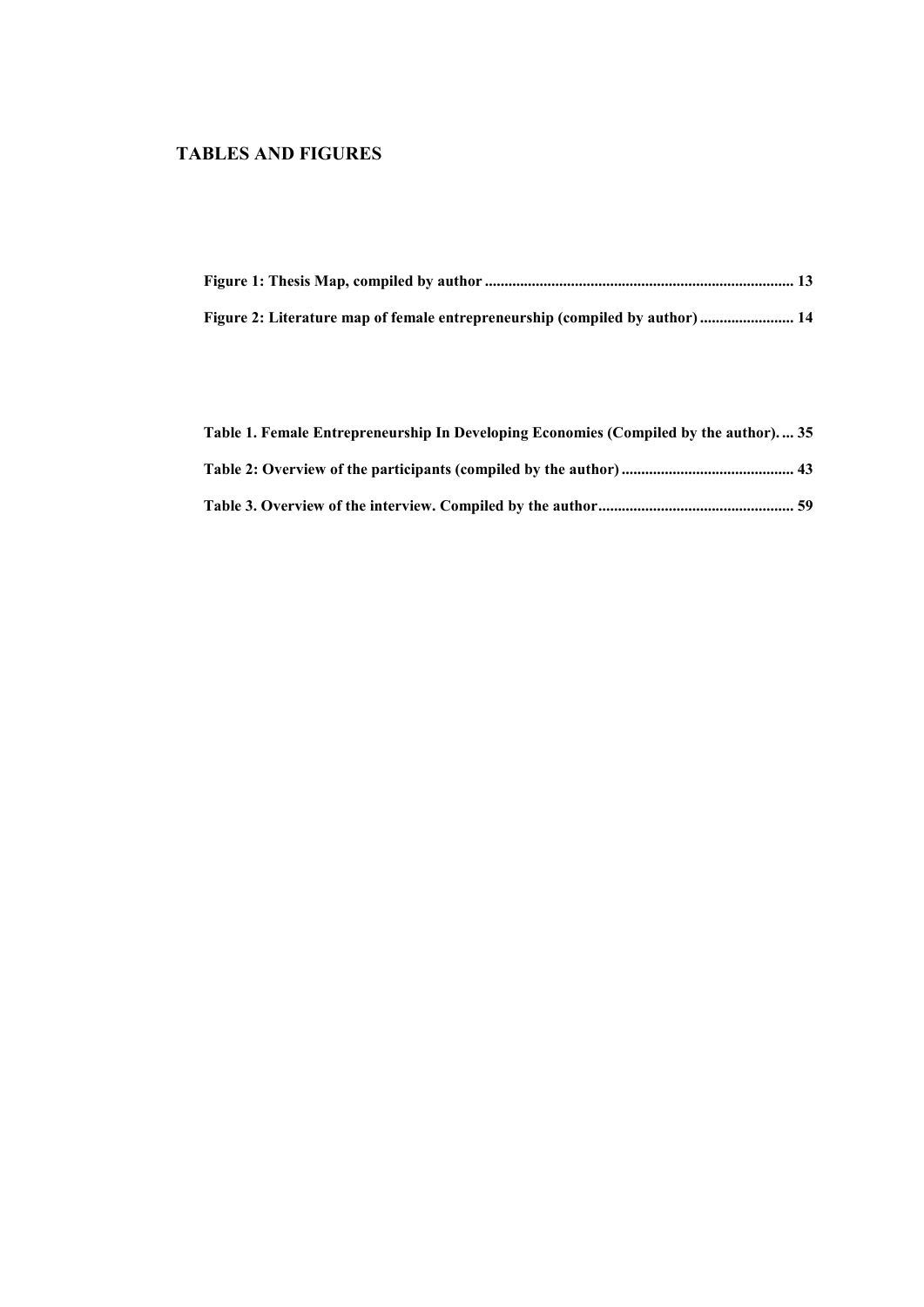## TABLES AND FIGURES

**Figure 1: Thesis Map, compiled by author .............................................................................. 13**

**Figure 2: Literature map of female entrepreneurship (compiled by author) ........................ 14**

**Table 1. Female Entrepreneurship In Developing Economies (Compiled by the author). ... 35**

**Table 2: Overview of the participants (compiled by the author) ............................................ 43**

**Table 3. Overview of the interview. Compiled by the author.................................................. 59**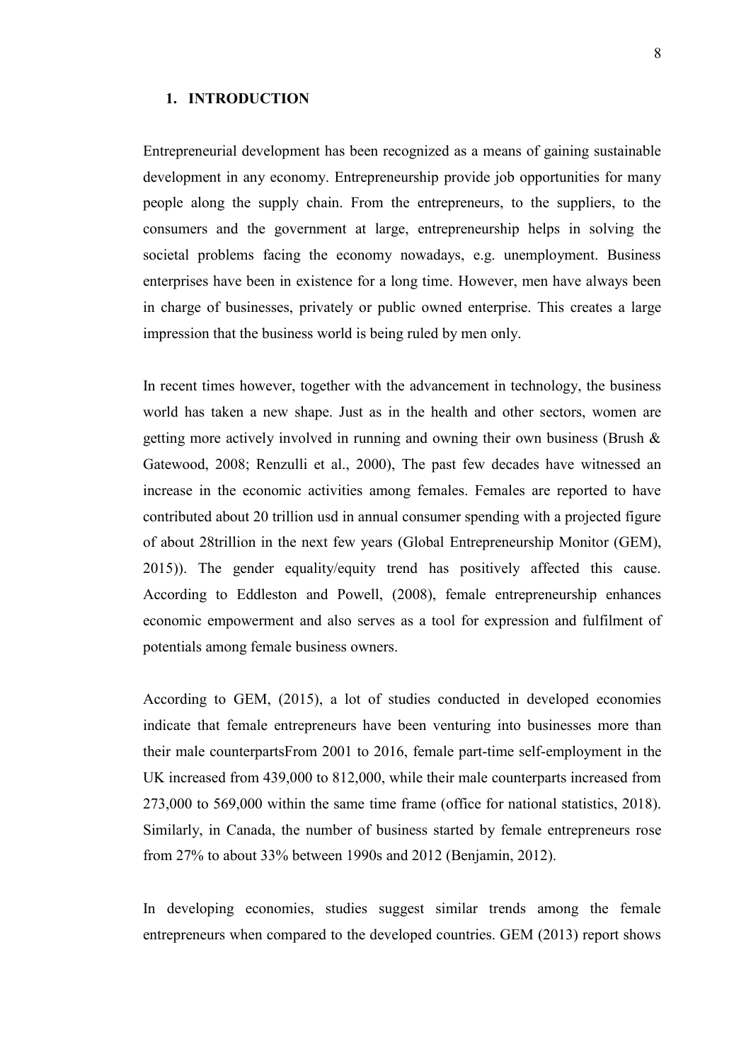# 1. INTRODUCTION

Entrepreneurial development has been recognized as a means of gaining sustainable development in any economy. Entrepreneurship provide job opportunities for many people along the supply chain. From the entrepreneurs, to the suppliers, to the consumers and the government at large, entrepreneurship helps in solving the societal problems facing the economy nowadays, e.g. unemployment. Business enterprises have been in existence for a long time. However, men have always been in charge of businesses, privately or public owned enterprise. This creates a large impression that the business world is being ruled by men only.

In recent times however, together with the advancement in technology, the business world has taken a new shape. Just as in the health and other sectors, women are getting more actively involved in running and owning their own business (Brush & Gatewood, 2008; Renzulli et al., 2000), The past few decades have witnessed an increase in the economic activities among females. Females are reported to have contributed about 20 trillion usd in annual consumer spending with a projected figure of about 28trillion in the next few years (Global Entrepreneurship Monitor (GEM), 2015)). The gender equality/equity trend has positively affected this cause. According to Eddleston and Powell, (2008), female entrepreneurship enhances economic empowerment and also serves as a tool for expression and fulfilment of potentials among female business owners.

According to GEM, (2015), a lot of studies conducted in developed economies indicate that female entrepreneurs have been venturing into businesses more than their male counterpartsFrom 2001 to 2016, female part-time self-employment in the UK increased from 439,000 to 812,000, while their male counterparts increased from 273,000 to 569,000 within the same time frame (office for national statistics, 2018). Similarly, in Canada, the number of business started by female entrepreneurs rose from 27% to about 33% between 1990s and 2012 (Benjamin, 2012).

In developing economies, studies suggest similar trends among the female entrepreneurs when compared to the developed countries. GEM (2013) report shows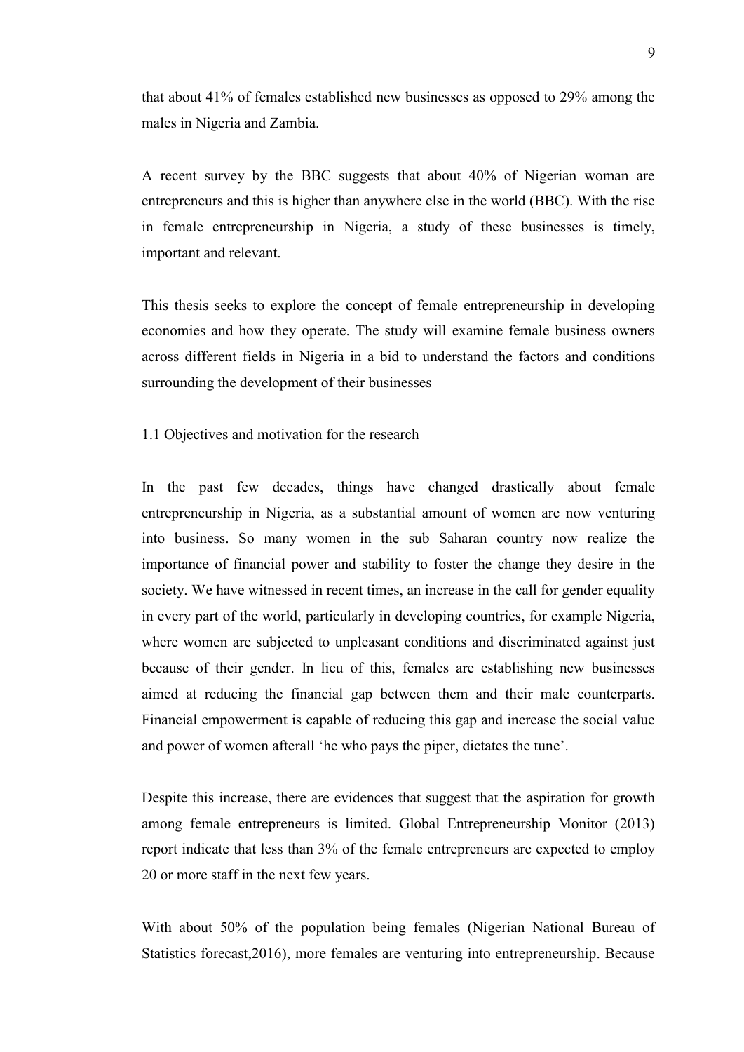that about 41% of females established new businesses as opposed to 29% among the males in Nigeria and Zambia.

A recent survey by the BBC suggests that about 40% of Nigerian woman are entrepreneurs and this is higher than anywhere else in the world (BBC). With the rise in female entrepreneurship in Nigeria, a study of these businesses is timely, important and relevant.

This thesis seeks to explore the concept of female entrepreneurship in developing economies and how they operate. The study will examine female business owners across different fields in Nigeria in a bid to understand the factors and conditions surrounding the development of their businesses

## 1.1 Objectives and motivation for the research

In the past few decades, things have changed drastically about female entrepreneurship in Nigeria, as a substantial amount of women are now venturing into business. So many women in the sub Saharan country now realize the importance of financial power and stability to foster the change they desire in the society. We have witnessed in recent times, an increase in the call for gender equality in every part of the world, particularly in developing countries, for example Nigeria, where women are subjected to unpleasant conditions and discriminated against just because of their gender. In lieu of this, females are establishing new businesses aimed at reducing the financial gap between them and their male counterparts. Financial empowerment is capable of reducing this gap and increase the social value and power of women afterall 'he who pays the piper, dictates the tune'.

Despite this increase, there are evidences that suggest that the aspiration for growth among female entrepreneurs is limited. Global Entrepreneurship Monitor (2013) report indicate that less than 3% of the female entrepreneurs are expected to employ 20 or more staff in the next few years.

With about 50% of the population being females (Nigerian National Bureau of Statistics forecast,2016), more females are venturing into entrepreneurship. Because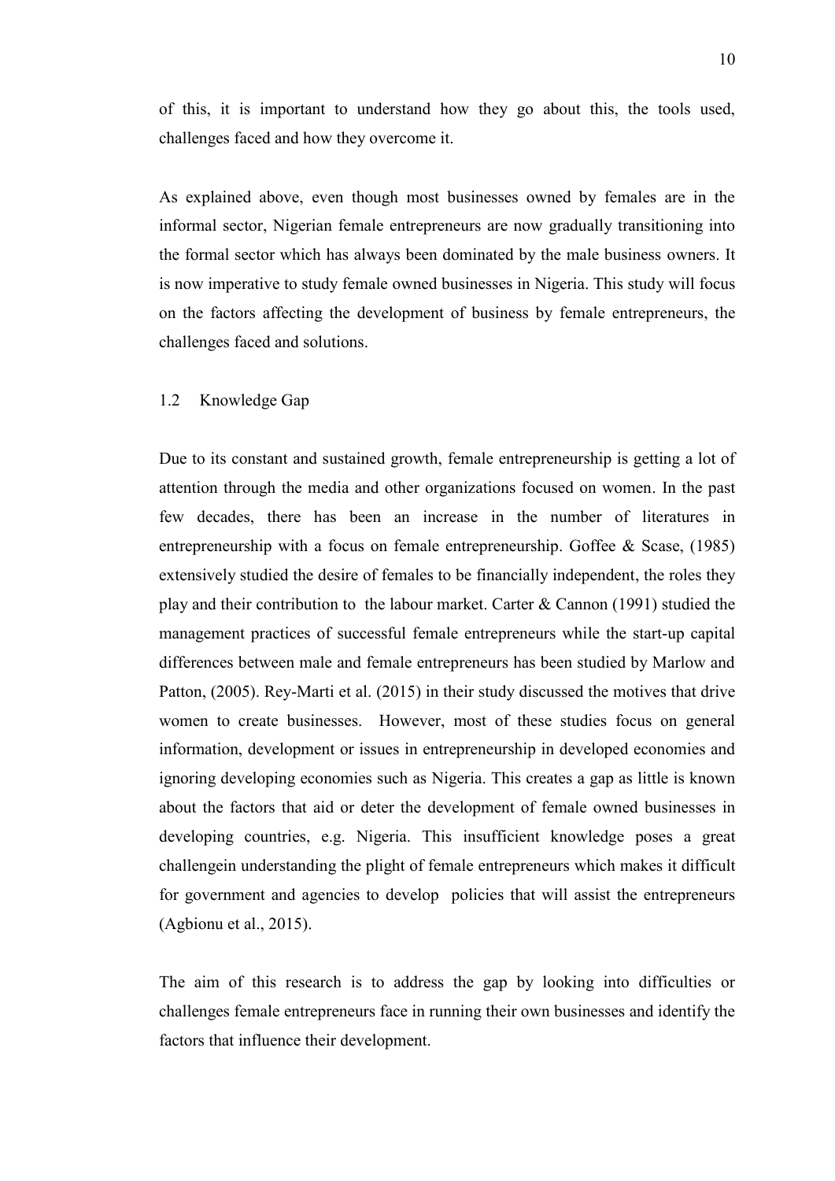of this, it is important to understand how they go about this, the tools used, challenges faced and how they overcome it.

As explained above, even though most businesses owned by females are in the informal sector, Nigerian female entrepreneurs are now gradually transitioning into the formal sector which has always been dominated by the male business owners. It is now imperative to study female owned businesses in Nigeria. This study will focus on the factors affecting the development of business by female entrepreneurs, the challenges faced and solutions.

## 1.2 Knowledge Gap

Due to its constant and sustained growth, female entrepreneurship is getting a lot of attention through the media and other organizations focused on women. In the past few decades, there has been an increase in the number of literatures in entrepreneurship with a focus on female entrepreneurship. Goffee & Scase, (1985) extensively studied the desire of females to be financially independent, the roles they play and their contribution to the labour market. Carter & Cannon (1991) studied the management practices of successful female entrepreneurs while the start-up capital differences between male and female entrepreneurs has been studied by Marlow and Patton, (2005). Rey-Marti et al. (2015) in their study discussed the motives that drive women to create businesses. However, most of these studies focus on general information, development or issues in entrepreneurship in developed economies and ignoring developing economies such as Nigeria. This creates a gap as little is known about the factors that aid or deter the development of female owned businesses in developing countries, e.g. Nigeria. This insufficient knowledge poses a great challengein understanding the plight of female entrepreneurs which makes it difficult for government and agencies to develop policies that will assist the entrepreneurs (Agbionu et al., 2015).

The aim of this research is to address the gap by looking into difficulties or challenges female entrepreneurs face in running their own businesses and identify the factors that influence their development.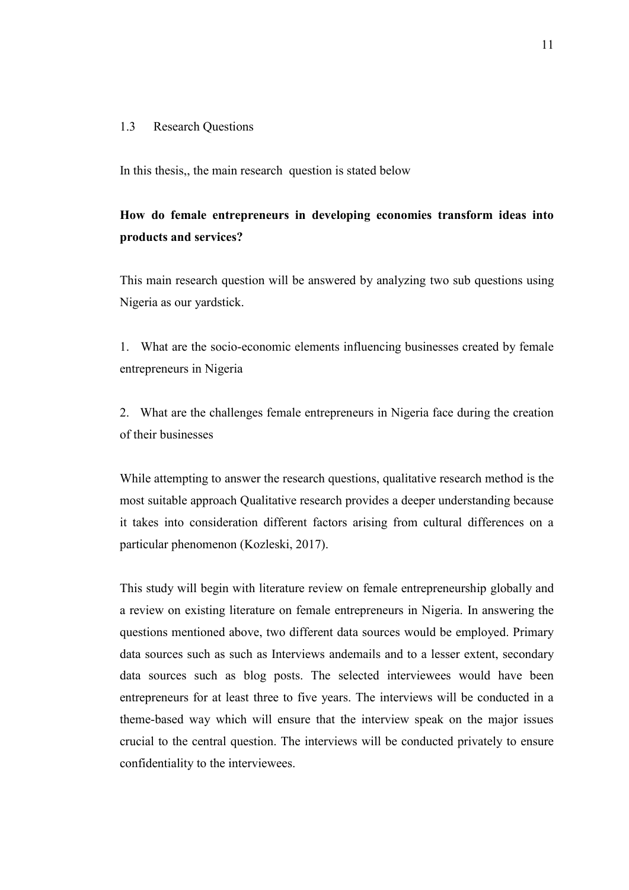## 1.3 Research Questions

In this thesis,, the main research question is stated below

**How do female entrepreneurs in developing economies transform ideas into products and services?**

This main research question will be answered by analyzing two sub questions using Nigeria as our yardstick.

1. What are the socio-economic elements influencing businesses created by female entrepreneurs in Nigeria

2. What are the challenges female entrepreneurs in Nigeria face during the creation of their businesses

While attempting to answer the research questions, qualitative research method is the most suitable approach Qualitative research provides a deeper understanding because it takes into consideration different factors arising from cultural differences on a particular phenomenon (Kozleski, 2017).

This study will begin with literature review on female entrepreneurship globally and a review on existing literature on female entrepreneurs in Nigeria. In answering the questions mentioned above, two different data sources would be employed. Primary data sources such as such as Interviews andemails and to a lesser extent, secondary data sources such as blog posts. The selected interviewees would have been entrepreneurs for at least three to five years. The interviews will be conducted in a theme-based way which will ensure that the interview speak on the major issues crucial to the central question. The interviews will be conducted privately to ensure confidentiality to the interviewees.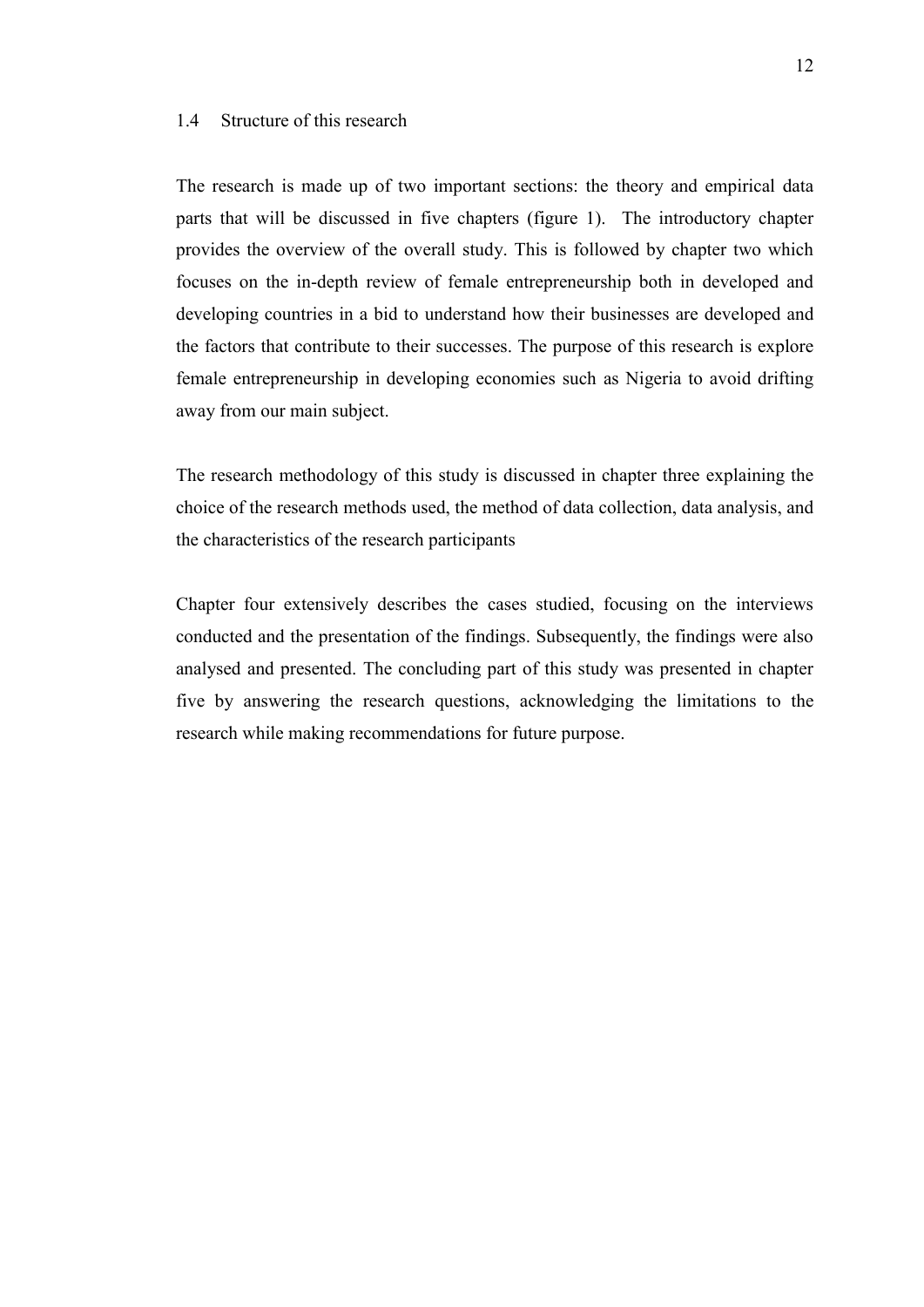### 1.4 Structure of this research

The research is made up of two important sections: the theory and empirical data parts that will be discussed in five chapters (figure 1). The introductory chapter provides the overview of the overall study. This is followed by chapter two which focuses on the in-depth review of female entrepreneurship both in developed and developing countries in a bid to understand how their businesses are developed and the factors that contribute to their successes. The purpose of this research is explore female entrepreneurship in developing economies such as Nigeria to avoid drifting away from our main subject.

The research methodology of this study is discussed in chapter three explaining the choice of the research methods used, the method of data collection, data analysis, and the characteristics of the research participants

Chapter four extensively describes the cases studied, focusing on the interviews conducted and the presentation of the findings. Subsequently, the findings were also analysed and presented. The concluding part of this study was presented in chapter five by answering the research questions, acknowledging the limitations to the research while making recommendations for future purpose.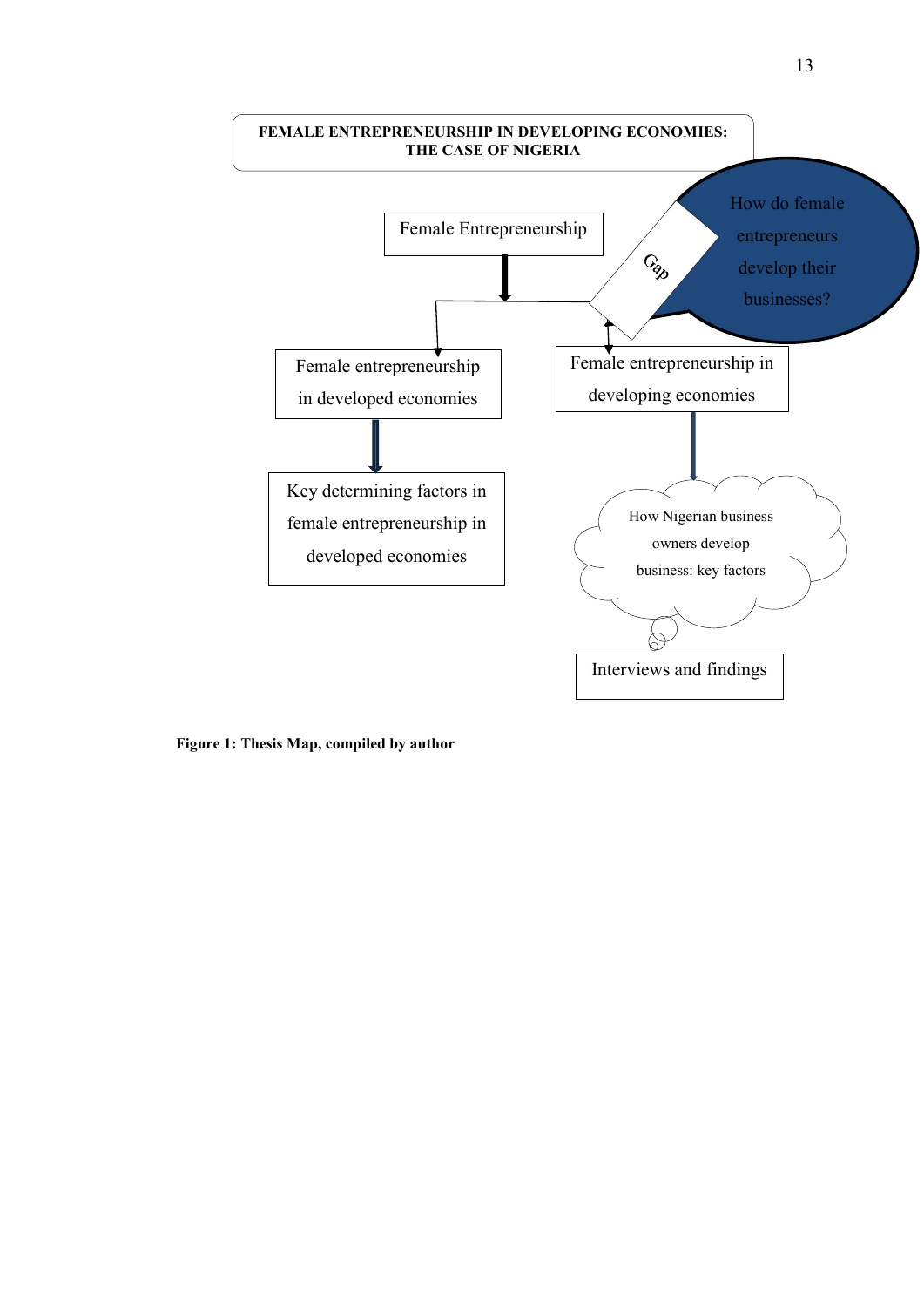FEMALE ENTREPRENEURSHIP IN DEVELOPING ECONOMIES: THE CASE OF NIGERIA

Female Entrepreneurship

Gap

How do female entrepreneurs develop their businesses?

Female entrepreneurship in developed economies

Female entrepreneurship in developing economies

Key determining factors in female entrepreneurship in developed economies

How Nigerian business owners develop business: key factors

Interviews and findings

**Figure 1: Thesis Map, compiled by author**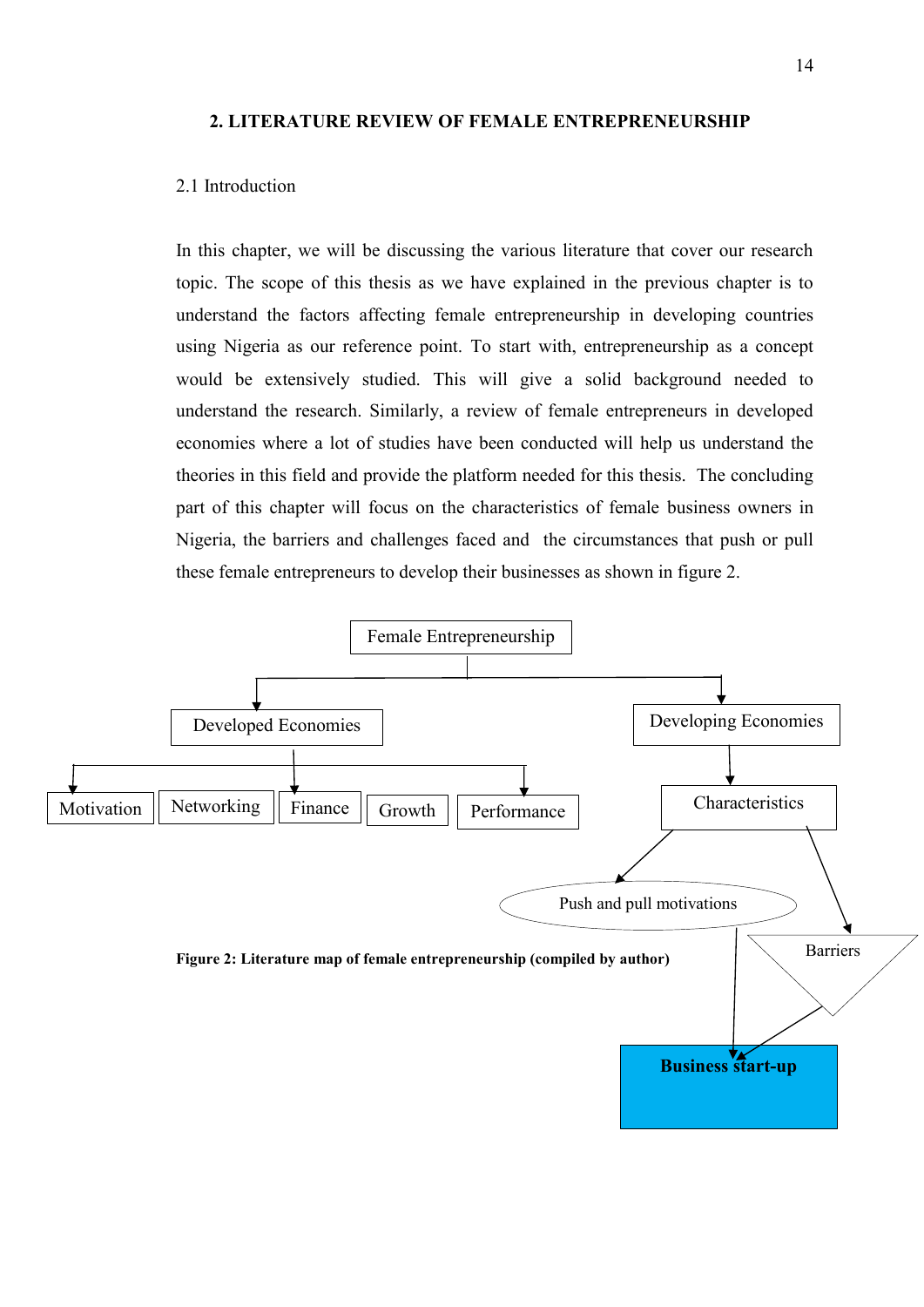## 2. LITERATURE REVIEW OF FEMALE ENTREPRENEURSHIP

### 2.1 Introduction

In this chapter, we will be discussing the various literature that cover our research topic. The scope of this thesis as we have explained in the previous chapter is to understand the factors affecting female entrepreneurship in developing countries using Nigeria as our reference point. To start with, entrepreneurship as a concept would be extensively studied. This will give a solid background needed to understand the research. Similarly, a review of female entrepreneurs in developed economies where a lot of studies have been conducted will help us understand the theories in this field and provide the platform needed for this thesis. The concluding part of this chapter will focus on the characteristics of female business owners in Nigeria, the barriers and challenges faced and the circumstances that push or pull these female entrepreneurs to develop their businesses as shown in figure 2.

Female Entrepreneurship

Developed Economies

Developing Economies

Motivation | Networking | Finance | Growth | Performance

Characteristics

Push and pull motivations

Barriers

**Business start-up**

**Figure 2: Literature map of female entrepreneurship (compiled by author)**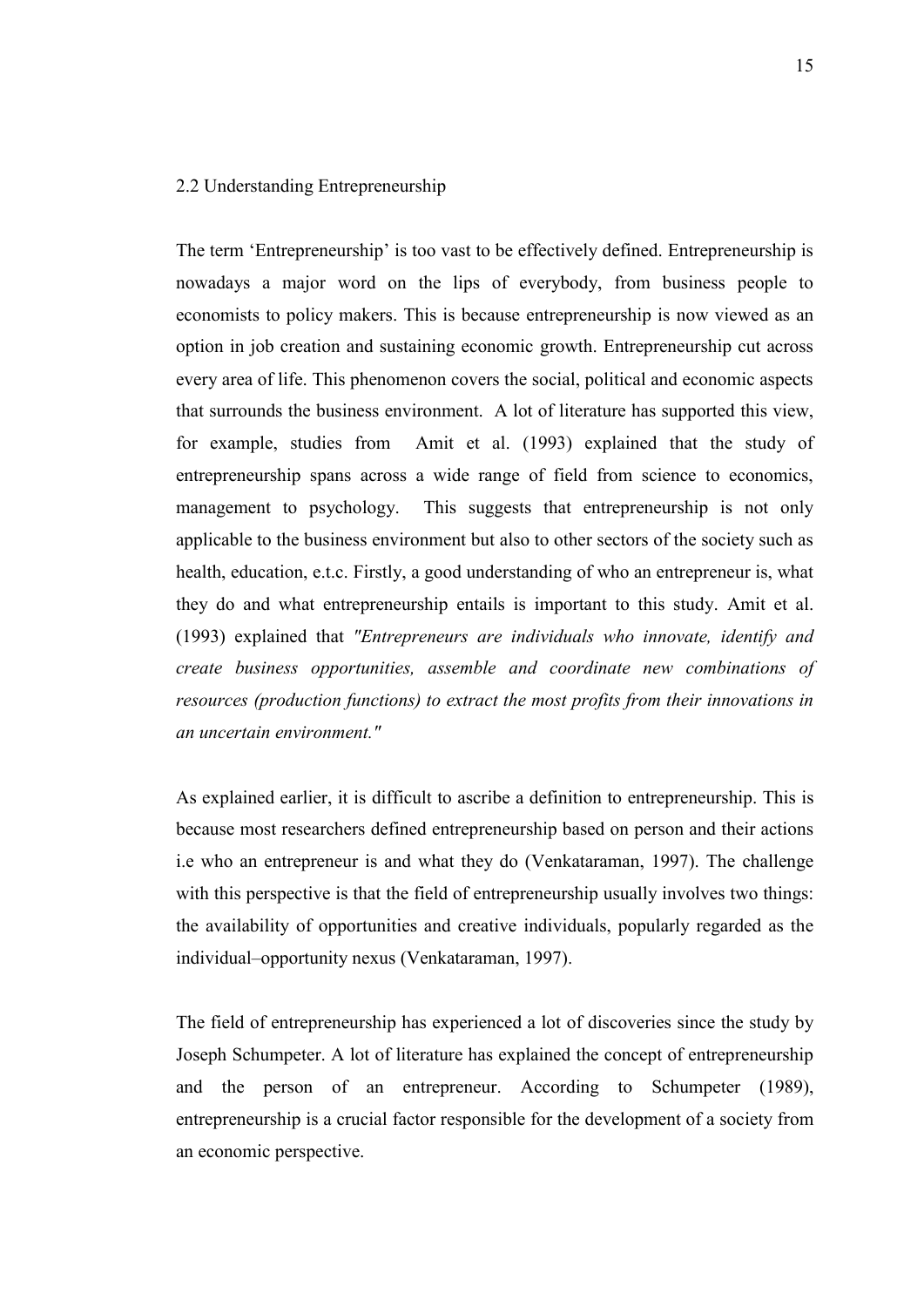## 2.2 Understanding Entrepreneurship

The term 'Entrepreneurship' is too vast to be effectively defined. Entrepreneurship is nowadays a major word on the lips of everybody, from business people to economists to policy makers. This is because entrepreneurship is now viewed as an option in job creation and sustaining economic growth. Entrepreneurship cut across every area of life. This phenomenon covers the social, political and economic aspects that surrounds the business environment. A lot of literature has supported this view, for example, studies from Amit et al. (1993) explained that the study of entrepreneurship spans across a wide range of field from science to economics, management to psychology. This suggests that entrepreneurship is not only applicable to the business environment but also to other sectors of the society such as health, education, e.t.c. Firstly, a good understanding of who an entrepreneur is, what they do and what entrepreneurship entails is important to this study. Amit et al. (1993) explained that *"Entrepreneurs are individuals who innovate, identify and create business opportunities, assemble and coordinate new combinations of resources (production functions) to extract the most profits from their innovations in an uncertain environment."*

As explained earlier, it is difficult to ascribe a definition to entrepreneurship. This is because most researchers defined entrepreneurship based on person and their actions i.e who an entrepreneur is and what they do (Venkataraman, 1997). The challenge with this perspective is that the field of entrepreneurship usually involves two things: the availability of opportunities and creative individuals, popularly regarded as the individual–opportunity nexus (Venkataraman, 1997).

The field of entrepreneurship has experienced a lot of discoveries since the study by Joseph Schumpeter. A lot of literature has explained the concept of entrepreneurship and the person of an entrepreneur. According to Schumpeter (1989), entrepreneurship is a crucial factor responsible for the development of a society from an economic perspective.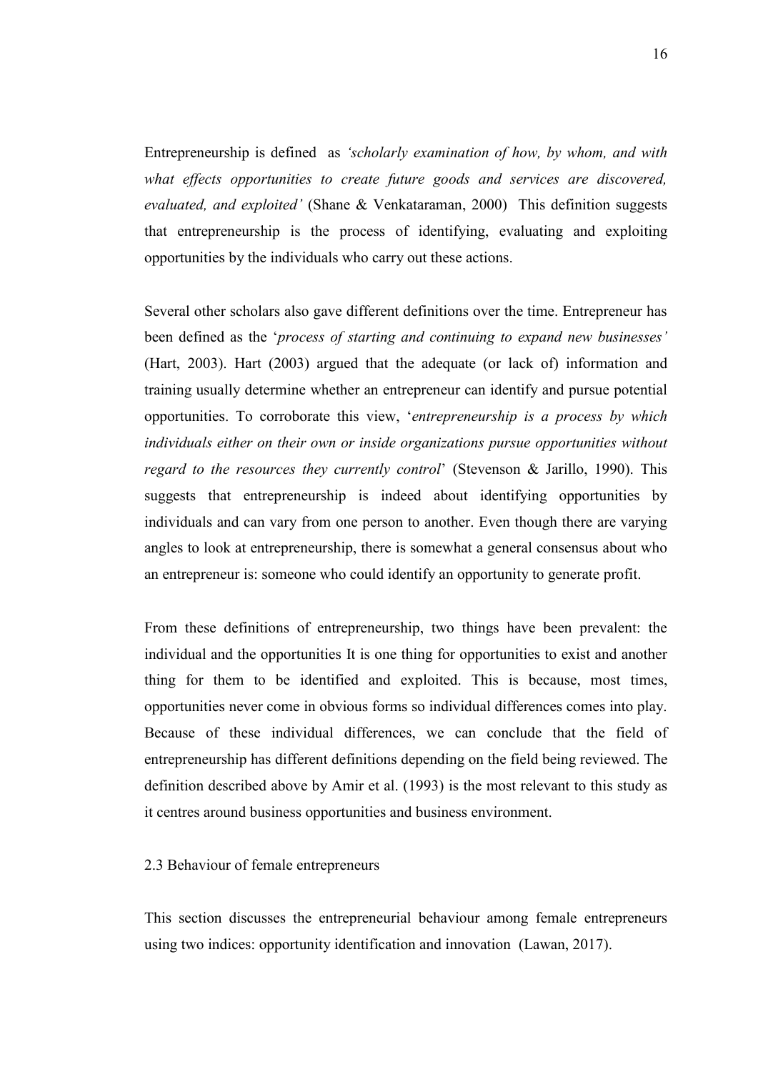Entrepreneurship is defined as *'scholarly examination of how, by whom, and with what effects opportunities to create future goods and services are discovered, evaluated, and exploited'* (Shane & Venkataraman, 2000) This definition suggests that entrepreneurship is the process of identifying, evaluating and exploiting opportunities by the individuals who carry out these actions.

Several other scholars also gave different definitions over the time. Entrepreneur has been defined as the '*process of starting and continuing to expand new businesses'* (Hart, 2003). Hart (2003) argued that the adequate (or lack of) information and training usually determine whether an entrepreneur can identify and pursue potential opportunities. To corroborate this view, '*entrepreneurship is a process by which individuals either on their own or inside organizations pursue opportunities without regard to the resources they currently control*' (Stevenson & Jarillo, 1990). This suggests that entrepreneurship is indeed about identifying opportunities by individuals and can vary from one person to another. Even though there are varying angles to look at entrepreneurship, there is somewhat a general consensus about who an entrepreneur is: someone who could identify an opportunity to generate profit.

From these definitions of entrepreneurship, two things have been prevalent: the individual and the opportunities It is one thing for opportunities to exist and another thing for them to be identified and exploited. This is because, most times, opportunities never come in obvious forms so individual differences comes into play. Because of these individual differences, we can conclude that the field of entrepreneurship has different definitions depending on the field being reviewed. The definition described above by Amir et al. (1993) is the most relevant to this study as it centres around business opportunities and business environment.

## 2.3 Behaviour of female entrepreneurs

This section discusses the entrepreneurial behaviour among female entrepreneurs using two indices: opportunity identification and innovation (Lawan, 2017).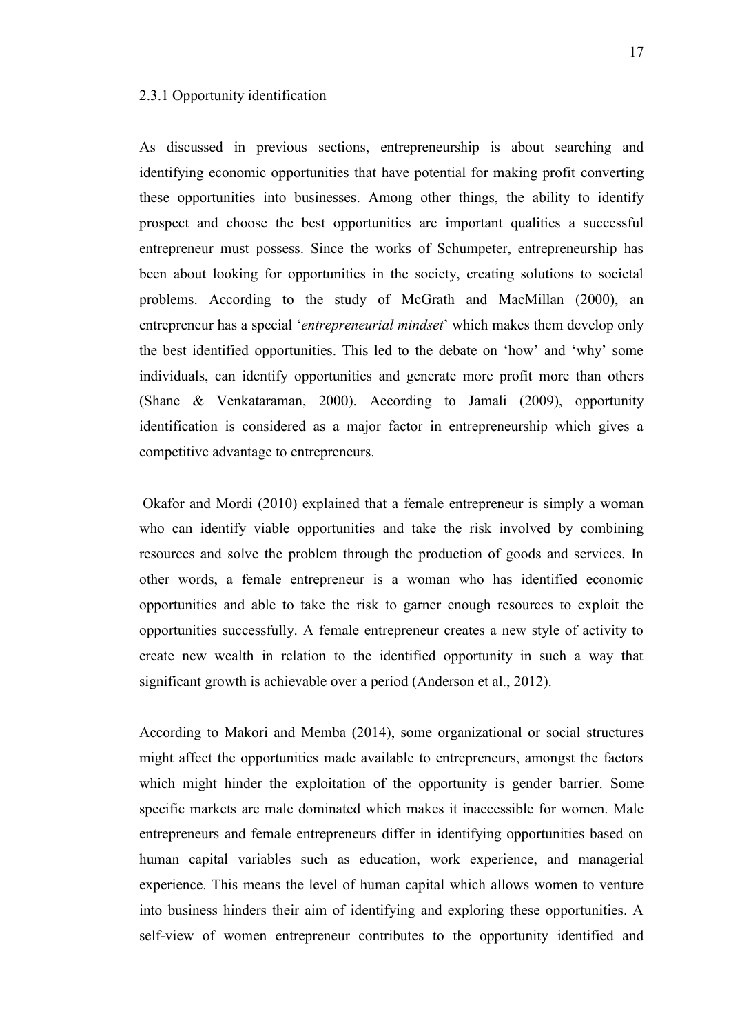### 2.3.1 Opportunity identification

As discussed in previous sections, entrepreneurship is about searching and identifying economic opportunities that have potential for making profit converting these opportunities into businesses. Among other things, the ability to identify prospect and choose the best opportunities are important qualities a successful entrepreneur must possess. Since the works of Schumpeter, entrepreneurship has been about looking for opportunities in the society, creating solutions to societal problems. According to the study of McGrath and MacMillan (2000), an entrepreneur has a special '*entrepreneurial mindset*' which makes them develop only the best identified opportunities. This led to the debate on 'how' and 'why' some individuals, can identify opportunities and generate more profit more than others (Shane & Venkataraman, 2000). According to Jamali (2009), opportunity identification is considered as a major factor in entrepreneurship which gives a competitive advantage to entrepreneurs.

Okafor and Mordi (2010) explained that a female entrepreneur is simply a woman who can identify viable opportunities and take the risk involved by combining resources and solve the problem through the production of goods and services. In other words, a female entrepreneur is a woman who has identified economic opportunities and able to take the risk to garner enough resources to exploit the opportunities successfully. A female entrepreneur creates a new style of activity to create new wealth in relation to the identified opportunity in such a way that significant growth is achievable over a period (Anderson et al., 2012).

According to Makori and Memba (2014), some organizational or social structures might affect the opportunities made available to entrepreneurs, amongst the factors which might hinder the exploitation of the opportunity is gender barrier. Some specific markets are male dominated which makes it inaccessible for women. Male entrepreneurs and female entrepreneurs differ in identifying opportunities based on human capital variables such as education, work experience, and managerial experience. This means the level of human capital which allows women to venture into business hinders their aim of identifying and exploring these opportunities. A self-view of women entrepreneur contributes to the opportunity identified and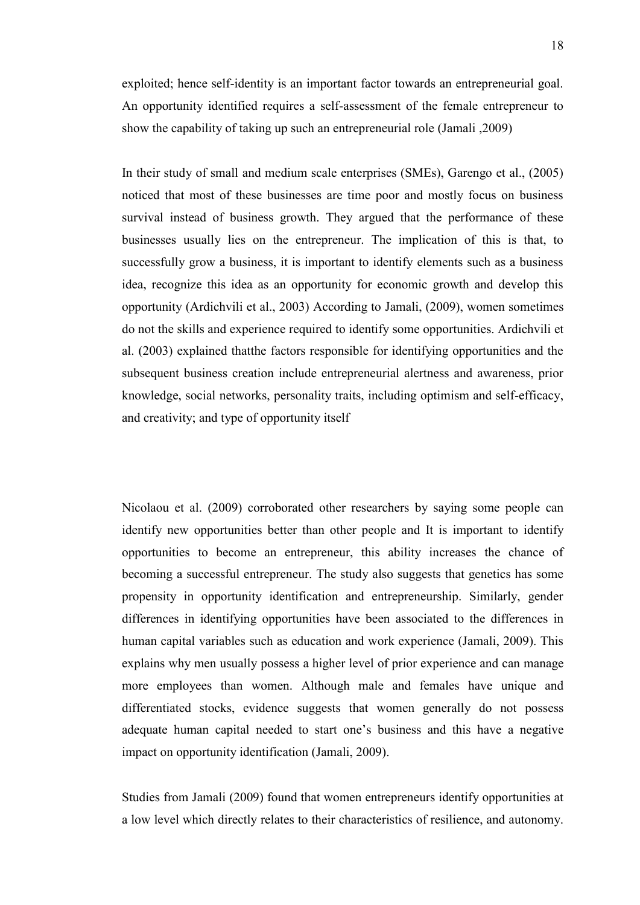exploited; hence self-identity is an important factor towards an entrepreneurial goal. An opportunity identified requires a self-assessment of the female entrepreneur to show the capability of taking up such an entrepreneurial role (Jamali ,2009)

In their study of small and medium scale enterprises (SMEs), Garengo et al., (2005) noticed that most of these businesses are time poor and mostly focus on business survival instead of business growth. They argued that the performance of these businesses usually lies on the entrepreneur. The implication of this is that, to successfully grow a business, it is important to identify elements such as a business idea, recognize this idea as an opportunity for economic growth and develop this opportunity (Ardichvili et al., 2003) According to Jamali, (2009), women sometimes do not the skills and experience required to identify some opportunities. Ardichvili et al. (2003) explained thatthe factors responsible for identifying opportunities and the subsequent business creation include entrepreneurial alertness and awareness, prior knowledge, social networks, personality traits, including optimism and self-efficacy, and creativity; and type of opportunity itself

Nicolaou et al. (2009) corroborated other researchers by saying some people can identify new opportunities better than other people and It is important to identify opportunities to become an entrepreneur, this ability increases the chance of becoming a successful entrepreneur. The study also suggests that genetics has some propensity in opportunity identification and entrepreneurship. Similarly, gender differences in identifying opportunities have been associated to the differences in human capital variables such as education and work experience (Jamali, 2009). This explains why men usually possess a higher level of prior experience and can manage more employees than women. Although male and females have unique and differentiated stocks, evidence suggests that women generally do not possess adequate human capital needed to start one's business and this have a negative impact on opportunity identification (Jamali, 2009).

Studies from Jamali (2009) found that women entrepreneurs identify opportunities at a low level which directly relates to their characteristics of resilience, and autonomy.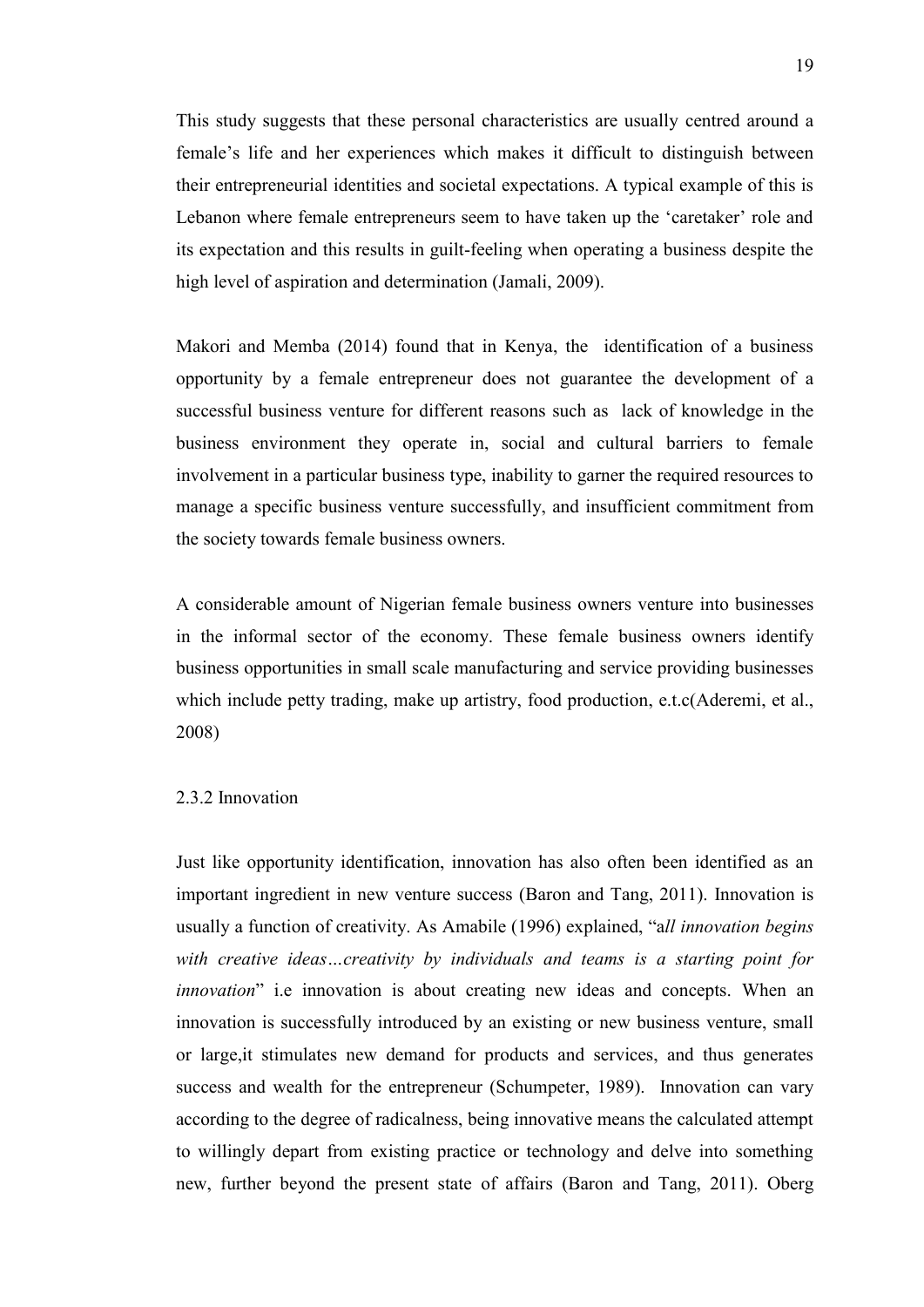This study suggests that these personal characteristics are usually centred around a female's life and her experiences which makes it difficult to distinguish between their entrepreneurial identities and societal expectations. A typical example of this is Lebanon where female entrepreneurs seem to have taken up the 'caretaker' role and its expectation and this results in guilt-feeling when operating a business despite the high level of aspiration and determination (Jamali, 2009).

Makori and Memba (2014) found that in Kenya, the identification of a business opportunity by a female entrepreneur does not guarantee the development of a successful business venture for different reasons such as lack of knowledge in the business environment they operate in, social and cultural barriers to female involvement in a particular business type, inability to garner the required resources to manage a specific business venture successfully, and insufficient commitment from the society towards female business owners.

A considerable amount of Nigerian female business owners venture into businesses in the informal sector of the economy. These female business owners identify business opportunities in small scale manufacturing and service providing businesses which include petty trading, make up artistry, food production, e.t.c(Aderemi, et al., 2008)

### 2.3.2 Innovation

Just like opportunity identification, innovation has also often been identified as an important ingredient in new venture success (Baron and Tang, 2011). Innovation is usually a function of creativity. As Amabile (1996) explained, "a*ll innovation begins with creative ideas…creativity by individuals and teams is a starting point for innovation*" i.e innovation is about creating new ideas and concepts. When an innovation is successfully introduced by an existing or new business venture, small or large,it stimulates new demand for products and services, and thus generates success and wealth for the entrepreneur (Schumpeter, 1989). Innovation can vary according to the degree of radicalness, being innovative means the calculated attempt to willingly depart from existing practice or technology and delve into something new, further beyond the present state of affairs (Baron and Tang, 2011). Oberg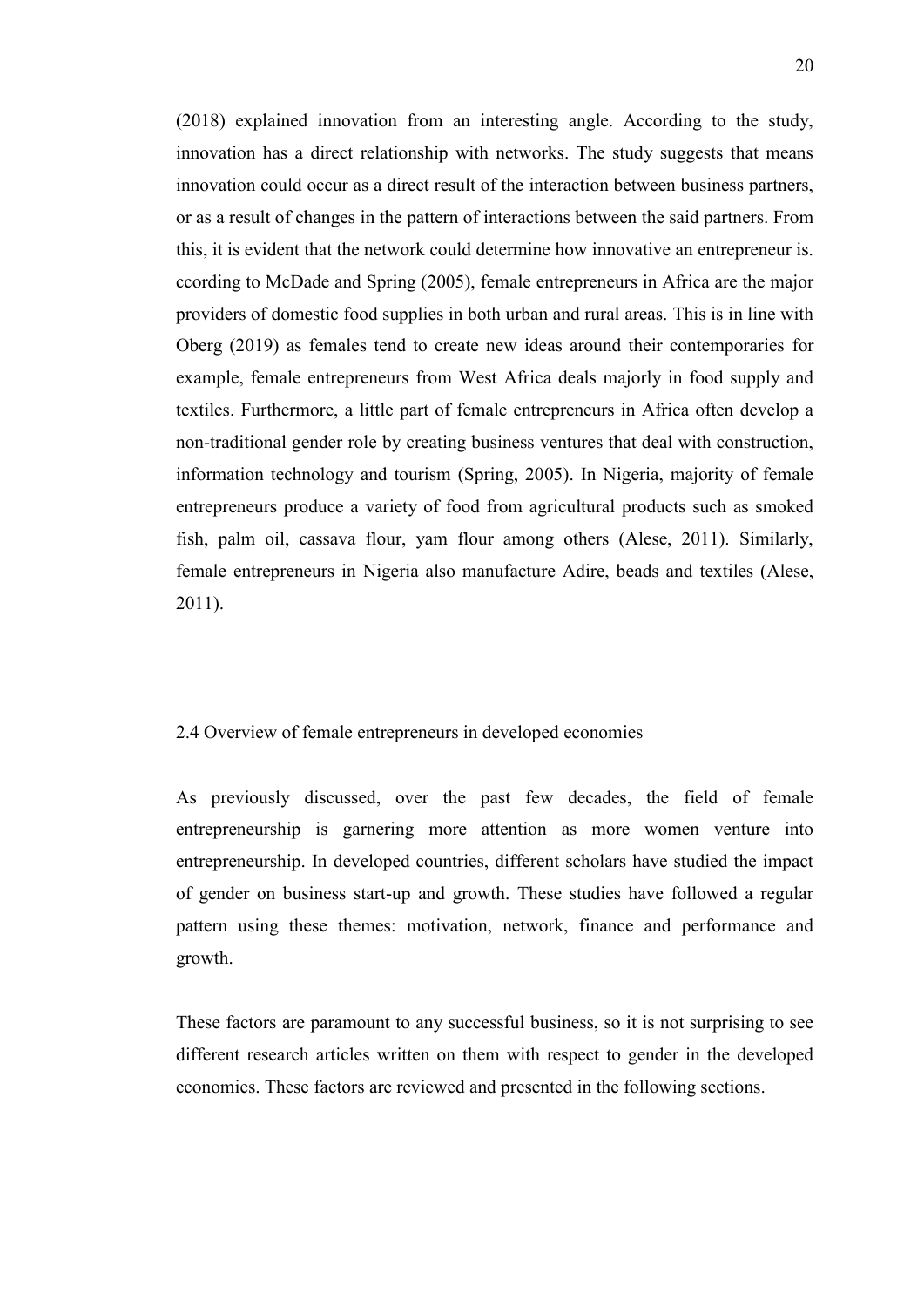(2018) explained innovation from an interesting angle. According to the study, innovation has a direct relationship with networks. The study suggests that means innovation could occur as a direct result of the interaction between business partners, or as a result of changes in the pattern of interactions between the said partners. From this, it is evident that the network could determine how innovative an entrepreneur is. ccording to McDade and Spring (2005), female entrepreneurs in Africa are the major providers of domestic food supplies in both urban and rural areas. This is in line with Oberg (2019) as females tend to create new ideas around their contemporaries for example, female entrepreneurs from West Africa deals majorly in food supply and textiles. Furthermore, a little part of female entrepreneurs in Africa often develop a non-traditional gender role by creating business ventures that deal with construction, information technology and tourism (Spring, 2005). In Nigeria, majority of female entrepreneurs produce a variety of food from agricultural products such as smoked fish, palm oil, cassava flour, yam flour among others (Alese, 2011). Similarly, female entrepreneurs in Nigeria also manufacture Adire, beads and textiles (Alese, 2011).

## 2.4 Overview of female entrepreneurs in developed economies

As previously discussed, over the past few decades, the field of female entrepreneurship is garnering more attention as more women venture into entrepreneurship. In developed countries, different scholars have studied the impact of gender on business start-up and growth. These studies have followed a regular pattern using these themes: motivation, network, finance and performance and growth.

These factors are paramount to any successful business, so it is not surprising to see different research articles written on them with respect to gender in the developed economies. These factors are reviewed and presented in the following sections.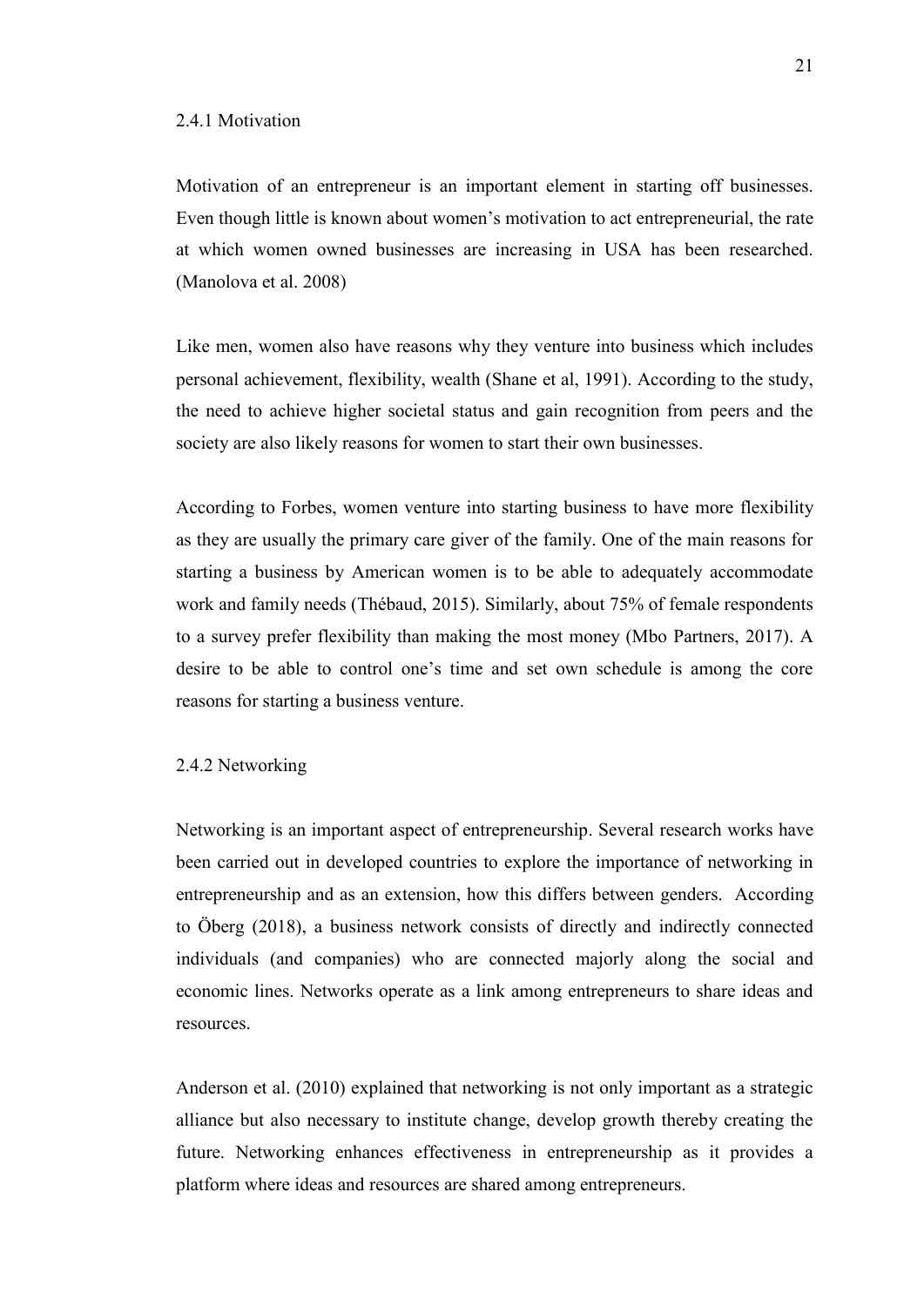### 2.4.1 Motivation

Motivation of an entrepreneur is an important element in starting off businesses. Even though little is known about women's motivation to act entrepreneurial, the rate at which women owned businesses are increasing in USA has been researched. (Manolova et al. 2008)

Like men, women also have reasons why they venture into business which includes personal achievement, flexibility, wealth (Shane et al, 1991). According to the study, the need to achieve higher societal status and gain recognition from peers and the society are also likely reasons for women to start their own businesses.

According to Forbes, women venture into starting business to have more flexibility as they are usually the primary care giver of the family. One of the main reasons for starting a business by American women is to be able to adequately accommodate work and family needs (Thébaud, 2015). Similarly, about 75% of female respondents to a survey prefer flexibility than making the most money (Mbo Partners, 2017). A desire to be able to control one's time and set own schedule is among the core reasons for starting a business venture.

### 2.4.2 Networking

Networking is an important aspect of entrepreneurship. Several research works have been carried out in developed countries to explore the importance of networking in entrepreneurship and as an extension, how this differs between genders. According to Öberg (2018), a business network consists of directly and indirectly connected individuals (and companies) who are connected majorly along the social and economic lines. Networks operate as a link among entrepreneurs to share ideas and resources.

Anderson et al. (2010) explained that networking is not only important as a strategic alliance but also necessary to institute change, develop growth thereby creating the future. Networking enhances effectiveness in entrepreneurship as it provides a platform where ideas and resources are shared among entrepreneurs.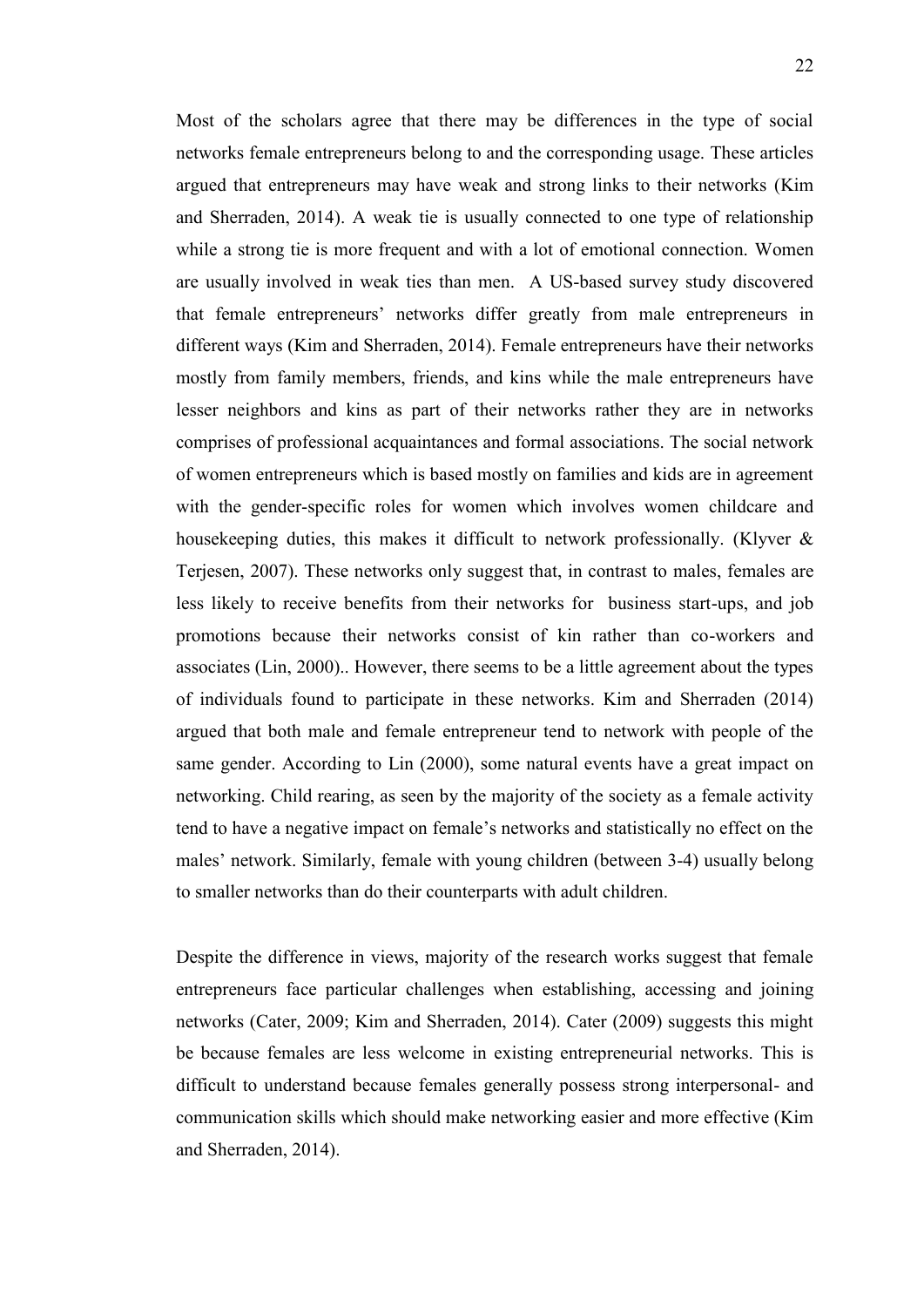Most of the scholars agree that there may be differences in the type of social networks female entrepreneurs belong to and the corresponding usage. These articles argued that entrepreneurs may have weak and strong links to their networks (Kim and Sherraden, 2014). A weak tie is usually connected to one type of relationship while a strong tie is more frequent and with a lot of emotional connection. Women are usually involved in weak ties than men. A US-based survey study discovered that female entrepreneurs' networks differ greatly from male entrepreneurs in different ways (Kim and Sherraden, 2014). Female entrepreneurs have their networks mostly from family members, friends, and kins while the male entrepreneurs have lesser neighbors and kins as part of their networks rather they are in networks comprises of professional acquaintances and formal associations. The social network of women entrepreneurs which is based mostly on families and kids are in agreement with the gender-specific roles for women which involves women childcare and housekeeping duties, this makes it difficult to network professionally. (Klyver & Terjesen, 2007). These networks only suggest that, in contrast to males, females are less likely to receive benefits from their networks for business start-ups, and job promotions because their networks consist of kin rather than co-workers and associates (Lin, 2000).. However, there seems to be a little agreement about the types of individuals found to participate in these networks. Kim and Sherraden (2014) argued that both male and female entrepreneur tend to network with people of the same gender. According to Lin (2000), some natural events have a great impact on networking. Child rearing, as seen by the majority of the society as a female activity tend to have a negative impact on female's networks and statistically no effect on the males' network. Similarly, female with young children (between 3-4) usually belong to smaller networks than do their counterparts with adult children.

Despite the difference in views, majority of the research works suggest that female entrepreneurs face particular challenges when establishing, accessing and joining networks (Cater, 2009; Kim and Sherraden, 2014). Cater (2009) suggests this might be because females are less welcome in existing entrepreneurial networks. This is difficult to understand because females generally possess strong interpersonal- and communication skills which should make networking easier and more effective (Kim and Sherraden, 2014).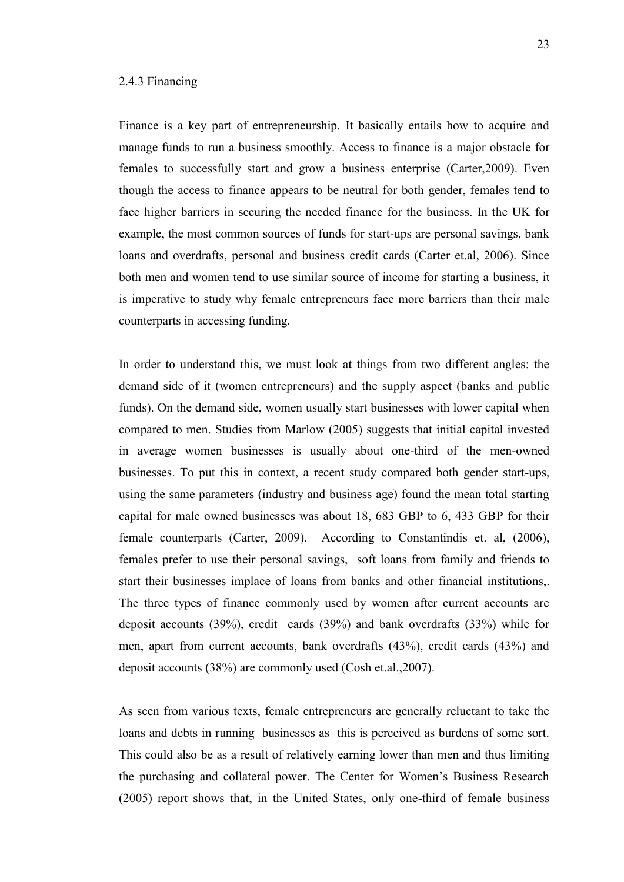### 2.4.3 Financing

Finance is a key part of entrepreneurship. It basically entails how to acquire and manage funds to run a business smoothly. Access to finance is a major obstacle for females to successfully start and grow a business enterprise (Carter,2009). Even though the access to finance appears to be neutral for both gender, females tend to face higher barriers in securing the needed finance for the business. In the UK for example, the most common sources of funds for start-ups are personal savings, bank loans and overdrafts, personal and business credit cards (Carter et.al, 2006). Since both men and women tend to use similar source of income for starting a business, it is imperative to study why female entrepreneurs face more barriers than their male counterparts in accessing funding.

In order to understand this, we must look at things from two different angles: the demand side of it (women entrepreneurs) and the supply aspect (banks and public funds). On the demand side, women usually start businesses with lower capital when compared to men. Studies from Marlow (2005) suggests that initial capital invested in average women businesses is usually about one-third of the men-owned businesses. To put this in context, a recent study compared both gender start-ups, using the same parameters (industry and business age) found the mean total starting capital for male owned businesses was about 18, 683 GBP to 6, 433 GBP for their female counterparts (Carter, 2009). According to Constantindis et. al, (2006), females prefer to use their personal savings, soft loans from family and friends to start their businesses implace of loans from banks and other financial institutions,. The three types of finance commonly used by women after current accounts are deposit accounts (39%), credit cards (39%) and bank overdrafts (33%) while for men, apart from current accounts, bank overdrafts (43%), credit cards (43%) and deposit accounts (38%) are commonly used (Cosh et.al.,2007).

As seen from various texts, female entrepreneurs are generally reluctant to take the loans and debts in running businesses as this is perceived as burdens of some sort. This could also be as a result of relatively earning lower than men and thus limiting the purchasing and collateral power. The Center for Women's Business Research (2005) report shows that, in the United States, only one-third of female business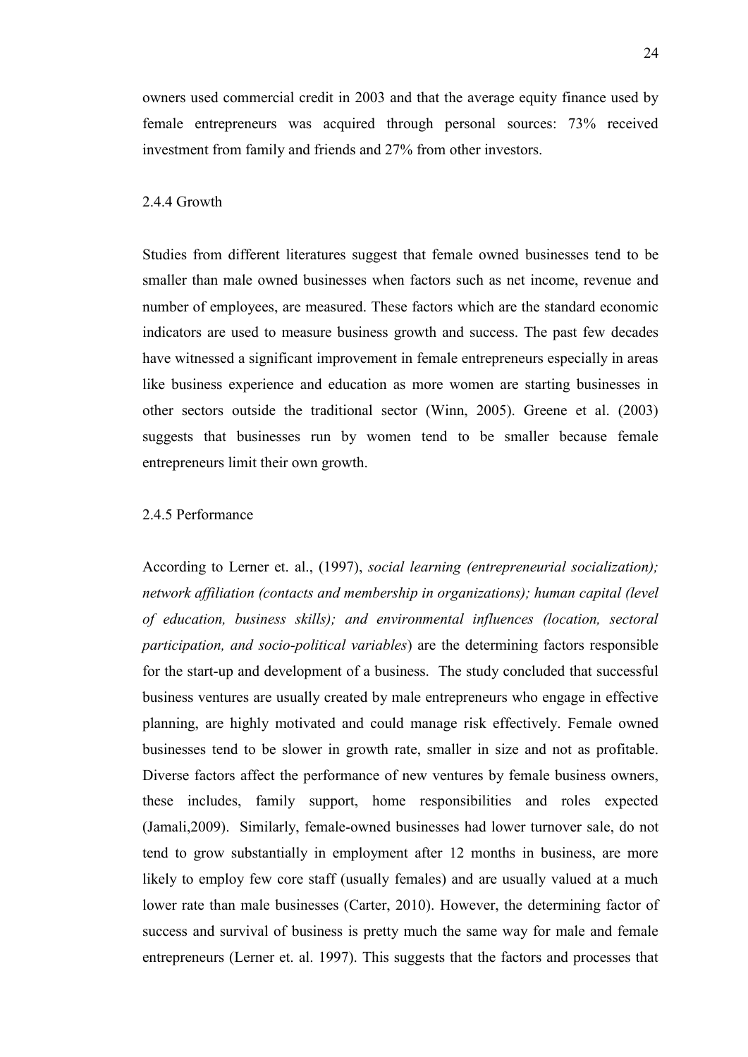owners used commercial credit in 2003 and that the average equity finance used by female entrepreneurs was acquired through personal sources: 73% received investment from family and friends and 27% from other investors.

### 2.4.4 Growth

Studies from different literatures suggest that female owned businesses tend to be smaller than male owned businesses when factors such as net income, revenue and number of employees, are measured. These factors which are the standard economic indicators are used to measure business growth and success. The past few decades have witnessed a significant improvement in female entrepreneurs especially in areas like business experience and education as more women are starting businesses in other sectors outside the traditional sector (Winn, 2005). Greene et al. (2003) suggests that businesses run by women tend to be smaller because female entrepreneurs limit their own growth.

### 2.4.5 Performance

According to Lerner et. al., (1997), *social learning (entrepreneurial socialization); network affiliation (contacts and membership in organizations); human capital (level of education, business skills); and environmental influences (location, sectoral participation, and socio-political variables*) are the determining factors responsible for the start-up and development of a business. The study concluded that successful business ventures are usually created by male entrepreneurs who engage in effective planning, are highly motivated and could manage risk effectively. Female owned businesses tend to be slower in growth rate, smaller in size and not as profitable. Diverse factors affect the performance of new ventures by female business owners, these includes, family support, home responsibilities and roles expected (Jamali,2009). Similarly, female-owned businesses had lower turnover sale, do not tend to grow substantially in employment after 12 months in business, are more likely to employ few core staff (usually females) and are usually valued at a much lower rate than male businesses (Carter, 2010). However, the determining factor of success and survival of business is pretty much the same way for male and female entrepreneurs (Lerner et. al. 1997). This suggests that the factors and processes that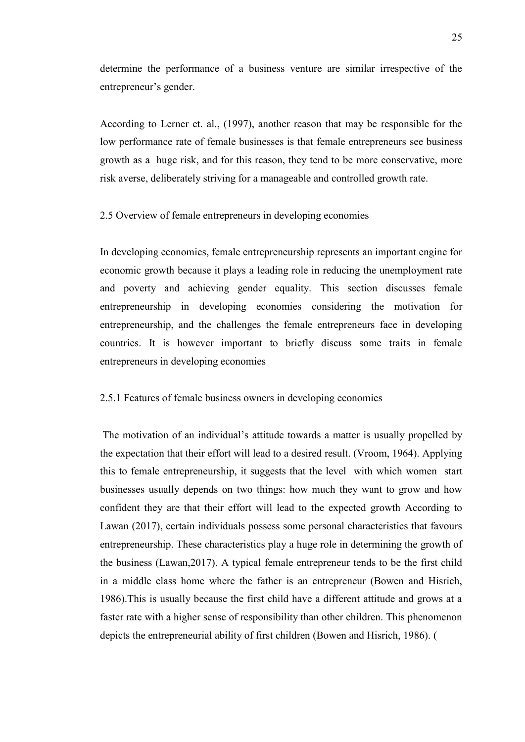determine the performance of a business venture are similar irrespective of the entrepreneur's gender.

According to Lerner et. al., (1997), another reason that may be responsible for the low performance rate of female businesses is that female entrepreneurs see business growth as a huge risk, and for this reason, they tend to be more conservative, more risk averse, deliberately striving for a manageable and controlled growth rate.

## 2.5 Overview of female entrepreneurs in developing economies

In developing economies, female entrepreneurship represents an important engine for economic growth because it plays a leading role in reducing the unemployment rate and poverty and achieving gender equality. This section discusses female entrepreneurship in developing economies considering the motivation for entrepreneurship, and the challenges the female entrepreneurs face in developing countries. It is however important to briefly discuss some traits in female entrepreneurs in developing economies

### 2.5.1 Features of female business owners in developing economies

The motivation of an individual's attitude towards a matter is usually propelled by the expectation that their effort will lead to a desired result. (Vroom, 1964). Applying this to female entrepreneurship, it suggests that the level with which women start businesses usually depends on two things: how much they want to grow and how confident they are that their effort will lead to the expected growth According to Lawan (2017), certain individuals possess some personal characteristics that favours entrepreneurship. These characteristics play a huge role in determining the growth of the business (Lawan,2017). A typical female entrepreneur tends to be the first child in a middle class home where the father is an entrepreneur (Bowen and Hisrich, 1986).This is usually because the first child have a different attitude and grows at a faster rate with a higher sense of responsibility than other children. This phenomenon depicts the entrepreneurial ability of first children (Bowen and Hisrich, 1986). (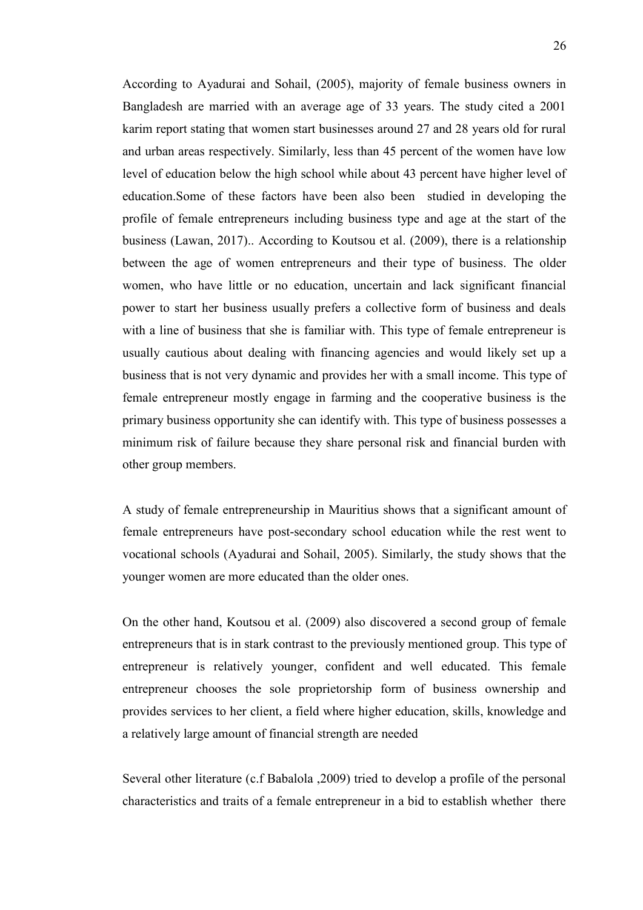According to Ayadurai and Sohail, (2005), majority of female business owners in Bangladesh are married with an average age of 33 years. The study cited a 2001 karim report stating that women start businesses around 27 and 28 years old for rural and urban areas respectively. Similarly, less than 45 percent of the women have low level of education below the high school while about 43 percent have higher level of education.Some of these factors have been also been studied in developing the profile of female entrepreneurs including business type and age at the start of the business (Lawan, 2017).. According to Koutsou et al. (2009), there is a relationship between the age of women entrepreneurs and their type of business. The older women, who have little or no education, uncertain and lack significant financial power to start her business usually prefers a collective form of business and deals with a line of business that she is familiar with. This type of female entrepreneur is usually cautious about dealing with financing agencies and would likely set up a business that is not very dynamic and provides her with a small income. This type of female entrepreneur mostly engage in farming and the cooperative business is the primary business opportunity she can identify with. This type of business possesses a minimum risk of failure because they share personal risk and financial burden with other group members.

A study of female entrepreneurship in Mauritius shows that a significant amount of female entrepreneurs have post-secondary school education while the rest went to vocational schools (Ayadurai and Sohail, 2005). Similarly, the study shows that the younger women are more educated than the older ones.

On the other hand, Koutsou et al. (2009) also discovered a second group of female entrepreneurs that is in stark contrast to the previously mentioned group. This type of entrepreneur is relatively younger, confident and well educated. This female entrepreneur chooses the sole proprietorship form of business ownership and provides services to her client, a field where higher education, skills, knowledge and a relatively large amount of financial strength are needed

Several other literature (c.f Babalola ,2009) tried to develop a profile of the personal characteristics and traits of a female entrepreneur in a bid to establish whether there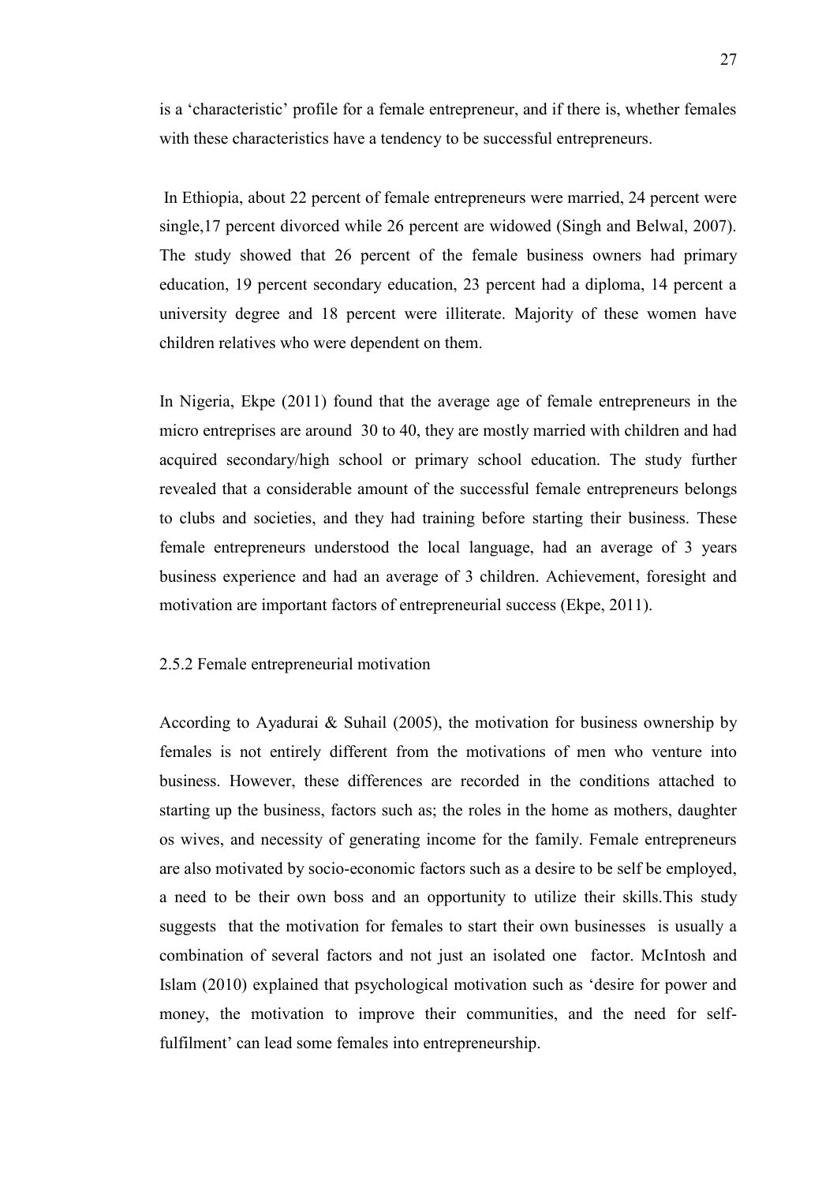is a 'characteristic' profile for a female entrepreneur, and if there is, whether females with these characteristics have a tendency to be successful entrepreneurs.

In Ethiopia, about 22 percent of female entrepreneurs were married, 24 percent were single,17 percent divorced while 26 percent are widowed (Singh and Belwal, 2007). The study showed that 26 percent of the female business owners had primary education, 19 percent secondary education, 23 percent had a diploma, 14 percent a university degree and 18 percent were illiterate. Majority of these women have children relatives who were dependent on them.

In Nigeria, Ekpe (2011) found that the average age of female entrepreneurs in the micro entreprises are around 30 to 40, they are mostly married with children and had acquired secondary/high school or primary school education. The study further revealed that a considerable amount of the successful female entrepreneurs belongs to clubs and societies, and they had training before starting their business. These female entrepreneurs understood the local language, had an average of 3 years business experience and had an average of 3 children. Achievement, foresight and motivation are important factors of entrepreneurial success (Ekpe, 2011).

### 2.5.2 Female entrepreneurial motivation

According to Ayadurai & Suhail (2005), the motivation for business ownership by females is not entirely different from the motivations of men who venture into business. However, these differences are recorded in the conditions attached to starting up the business, factors such as; the roles in the home as mothers, daughter os wives, and necessity of generating income for the family. Female entrepreneurs are also motivated by socio-economic factors such as a desire to be self be employed, a need to be their own boss and an opportunity to utilize their skills.This study suggests that the motivation for females to start their own businesses is usually a combination of several factors and not just an isolated one factor. McIntosh and Islam (2010) explained that psychological motivation such as 'desire for power and money, the motivation to improve their communities, and the need for self-fulfilment' can lead some females into entrepreneurship.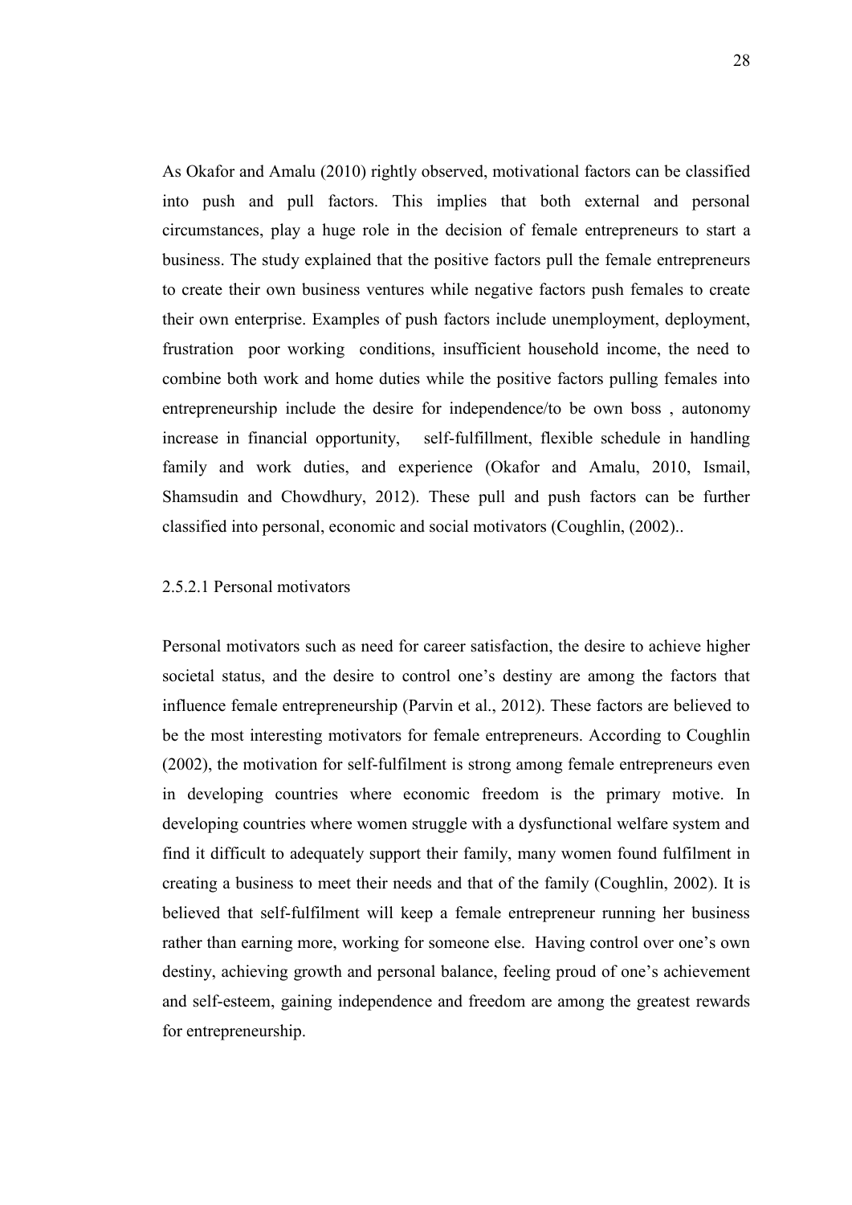As Okafor and Amalu (2010) rightly observed, motivational factors can be classified into push and pull factors. This implies that both external and personal circumstances, play a huge role in the decision of female entrepreneurs to start a business. The study explained that the positive factors pull the female entrepreneurs to create their own business ventures while negative factors push females to create their own enterprise. Examples of push factors include unemployment, deployment, frustration poor working conditions, insufficient household income, the need to combine both work and home duties while the positive factors pulling females into entrepreneurship include the desire for independence/to be own boss , autonomy increase in financial opportunity, self-fulfillment, flexible schedule in handling family and work duties, and experience (Okafor and Amalu, 2010, Ismail, Shamsudin and Chowdhury, 2012). These pull and push factors can be further classified into personal, economic and social motivators (Coughlin, (2002)..

#### 2.5.2.1 Personal motivators

Personal motivators such as need for career satisfaction, the desire to achieve higher societal status, and the desire to control one's destiny are among the factors that influence female entrepreneurship (Parvin et al., 2012). These factors are believed to be the most interesting motivators for female entrepreneurs. According to Coughlin (2002), the motivation for self-fulfilment is strong among female entrepreneurs even in developing countries where economic freedom is the primary motive. In developing countries where women struggle with a dysfunctional welfare system and find it difficult to adequately support their family, many women found fulfilment in creating a business to meet their needs and that of the family (Coughlin, 2002). It is believed that self-fulfilment will keep a female entrepreneur running her business rather than earning more, working for someone else. Having control over one's own destiny, achieving growth and personal balance, feeling proud of one's achievement and self-esteem, gaining independence and freedom are among the greatest rewards for entrepreneurship.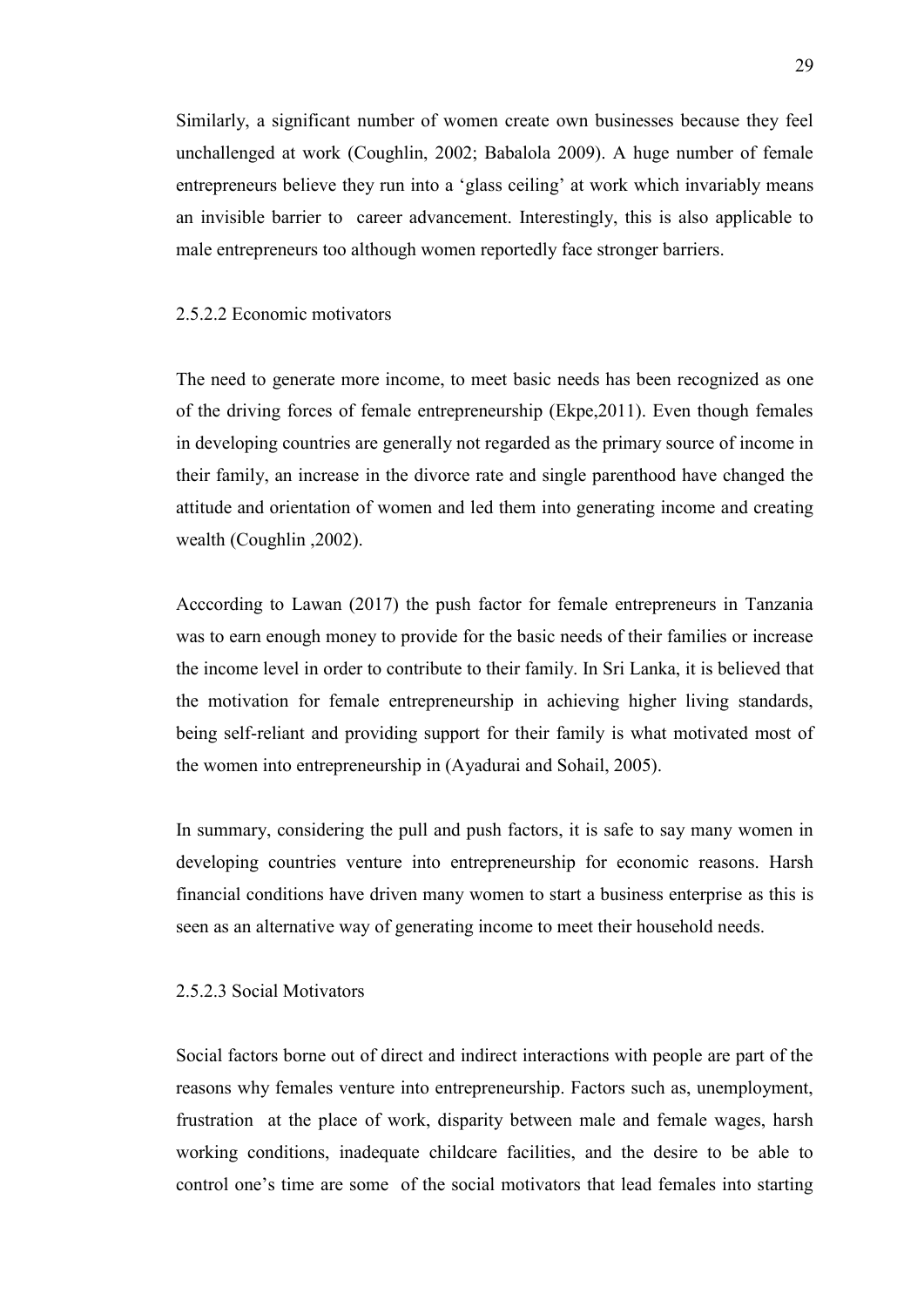Similarly, a significant number of women create own businesses because they feel unchallenged at work (Coughlin, 2002; Babalola 2009). A huge number of female entrepreneurs believe they run into a 'glass ceiling' at work which invariably means an invisible barrier to career advancement. Interestingly, this is also applicable to male entrepreneurs too although women reportedly face stronger barriers.

#### 2.5.2.2 Economic motivators

The need to generate more income, to meet basic needs has been recognized as one of the driving forces of female entrepreneurship (Ekpe,2011). Even though females in developing countries are generally not regarded as the primary source of income in their family, an increase in the divorce rate and single parenthood have changed the attitude and orientation of women and led them into generating income and creating wealth (Coughlin ,2002).

Acccording to Lawan (2017) the push factor for female entrepreneurs in Tanzania was to earn enough money to provide for the basic needs of their families or increase the income level in order to contribute to their family. In Sri Lanka, it is believed that the motivation for female entrepreneurship in achieving higher living standards, being self-reliant and providing support for their family is what motivated most of the women into entrepreneurship in (Ayadurai and Sohail, 2005).

In summary, considering the pull and push factors, it is safe to say many women in developing countries venture into entrepreneurship for economic reasons. Harsh financial conditions have driven many women to start a business enterprise as this is seen as an alternative way of generating income to meet their household needs.

#### 2.5.2.3 Social Motivators

Social factors borne out of direct and indirect interactions with people are part of the reasons why females venture into entrepreneurship. Factors such as, unemployment, frustration at the place of work, disparity between male and female wages, harsh working conditions, inadequate childcare facilities, and the desire to be able to control one's time are some of the social motivators that lead females into starting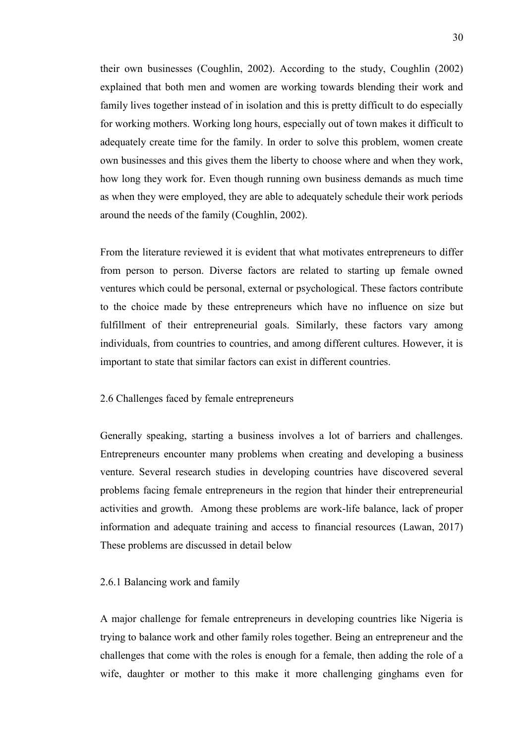their own businesses (Coughlin, 2002). According to the study, Coughlin (2002) explained that both men and women are working towards blending their work and family lives together instead of in isolation and this is pretty difficult to do especially for working mothers. Working long hours, especially out of town makes it difficult to adequately create time for the family. In order to solve this problem, women create own businesses and this gives them the liberty to choose where and when they work, how long they work for. Even though running own business demands as much time as when they were employed, they are able to adequately schedule their work periods around the needs of the family (Coughlin, 2002).

From the literature reviewed it is evident that what motivates entrepreneurs to differ from person to person. Diverse factors are related to starting up female owned ventures which could be personal, external or psychological. These factors contribute to the choice made by these entrepreneurs which have no influence on size but fulfillment of their entrepreneurial goals. Similarly, these factors vary among individuals, from countries to countries, and among different cultures. However, it is important to state that similar factors can exist in different countries.

## 2.6 Challenges faced by female entrepreneurs

Generally speaking, starting a business involves a lot of barriers and challenges. Entrepreneurs encounter many problems when creating and developing a business venture. Several research studies in developing countries have discovered several problems facing female entrepreneurs in the region that hinder their entrepreneurial activities and growth. Among these problems are work-life balance, lack of proper information and adequate training and access to financial resources (Lawan, 2017) These problems are discussed in detail below

### 2.6.1 Balancing work and family

A major challenge for female entrepreneurs in developing countries like Nigeria is trying to balance work and other family roles together. Being an entrepreneur and the challenges that come with the roles is enough for a female, then adding the role of a wife, daughter or mother to this make it more challenging ginghams even for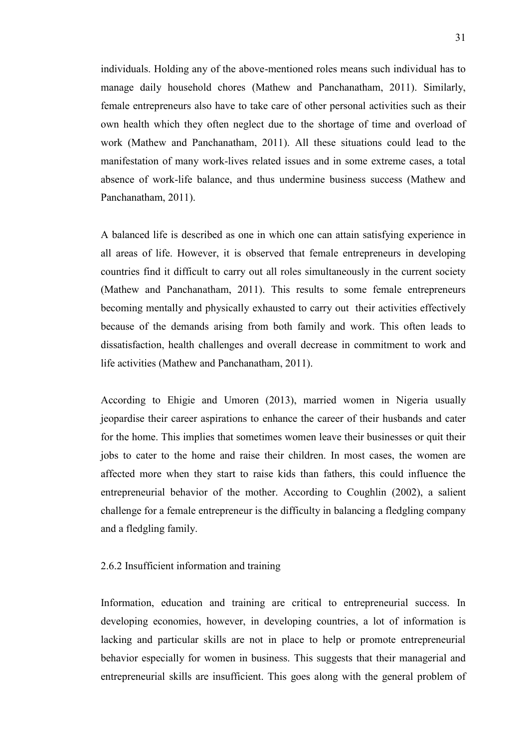individuals. Holding any of the above-mentioned roles means such individual has to manage daily household chores (Mathew and Panchanatham, 2011). Similarly, female entrepreneurs also have to take care of other personal activities such as their own health which they often neglect due to the shortage of time and overload of work (Mathew and Panchanatham, 2011). All these situations could lead to the manifestation of many work-lives related issues and in some extreme cases, a total absence of work-life balance, and thus undermine business success (Mathew and Panchanatham, 2011).

A balanced life is described as one in which one can attain satisfying experience in all areas of life. However, it is observed that female entrepreneurs in developing countries find it difficult to carry out all roles simultaneously in the current society (Mathew and Panchanatham, 2011). This results to some female entrepreneurs becoming mentally and physically exhausted to carry out their activities effectively because of the demands arising from both family and work. This often leads to dissatisfaction, health challenges and overall decrease in commitment to work and life activities (Mathew and Panchanatham, 2011).

According to Ehigie and Umoren (2013), married women in Nigeria usually jeopardise their career aspirations to enhance the career of their husbands and cater for the home. This implies that sometimes women leave their businesses or quit their jobs to cater to the home and raise their children. In most cases, the women are affected more when they start to raise kids than fathers, this could influence the entrepreneurial behavior of the mother. According to Coughlin (2002), a salient challenge for a female entrepreneur is the difficulty in balancing a fledgling company and a fledgling family.

### 2.6.2 Insufficient information and training

Information, education and training are critical to entrepreneurial success. In developing economies, however, in developing countries, a lot of information is lacking and particular skills are not in place to help or promote entrepreneurial behavior especially for women in business. This suggests that their managerial and entrepreneurial skills are insufficient. This goes along with the general problem of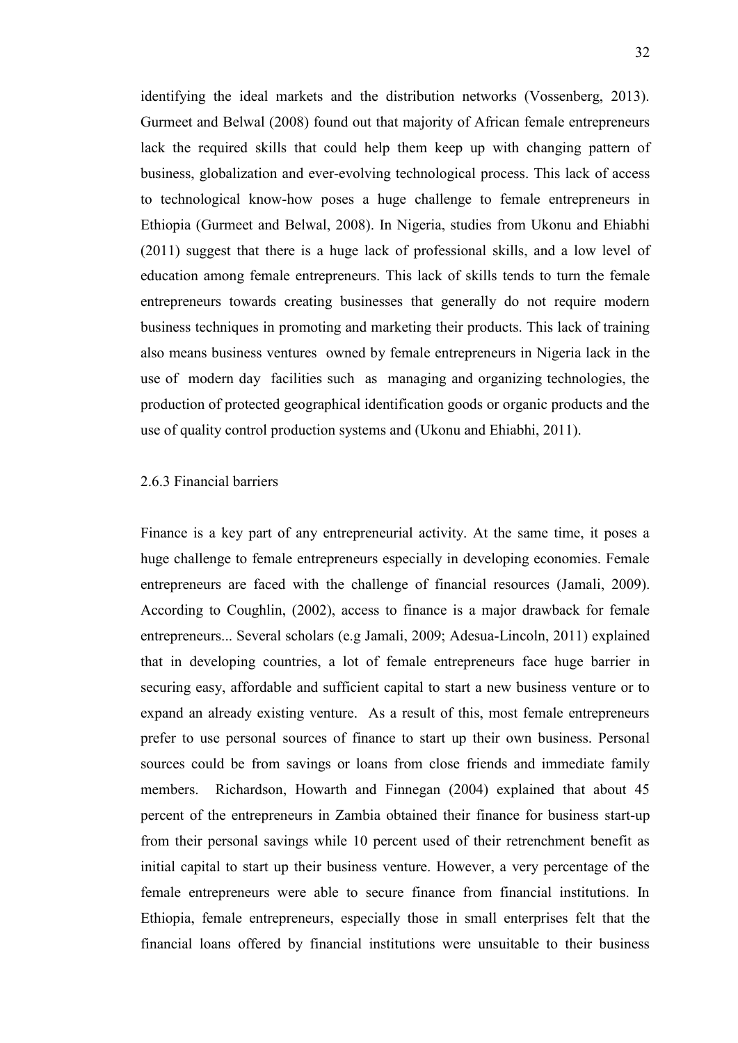identifying the ideal markets and the distribution networks (Vossenberg, 2013). Gurmeet and Belwal (2008) found out that majority of African female entrepreneurs lack the required skills that could help them keep up with changing pattern of business, globalization and ever-evolving technological process. This lack of access to technological know-how poses a huge challenge to female entrepreneurs in Ethiopia (Gurmeet and Belwal, 2008). In Nigeria, studies from Ukonu and Ehiabhi (2011) suggest that there is a huge lack of professional skills, and a low level of education among female entrepreneurs. This lack of skills tends to turn the female entrepreneurs towards creating businesses that generally do not require modern business techniques in promoting and marketing their products. This lack of training also means business ventures owned by female entrepreneurs in Nigeria lack in the use of modern day facilities such as managing and organizing technologies, the production of protected geographical identification goods or organic products and the use of quality control production systems and (Ukonu and Ehiabhi, 2011).

### 2.6.3 Financial barriers

Finance is a key part of any entrepreneurial activity. At the same time, it poses a huge challenge to female entrepreneurs especially in developing economies. Female entrepreneurs are faced with the challenge of financial resources (Jamali, 2009). According to Coughlin, (2002), access to finance is a major drawback for female entrepreneurs... Several scholars (e.g Jamali, 2009; Adesua-Lincoln, 2011) explained that in developing countries, a lot of female entrepreneurs face huge barrier in securing easy, affordable and sufficient capital to start a new business venture or to expand an already existing venture. As a result of this, most female entrepreneurs prefer to use personal sources of finance to start up their own business. Personal sources could be from savings or loans from close friends and immediate family members. Richardson, Howarth and Finnegan (2004) explained that about 45 percent of the entrepreneurs in Zambia obtained their finance for business start-up from their personal savings while 10 percent used of their retrenchment benefit as initial capital to start up their business venture. However, a very percentage of the female entrepreneurs were able to secure finance from financial institutions. In Ethiopia, female entrepreneurs, especially those in small enterprises felt that the financial loans offered by financial institutions were unsuitable to their business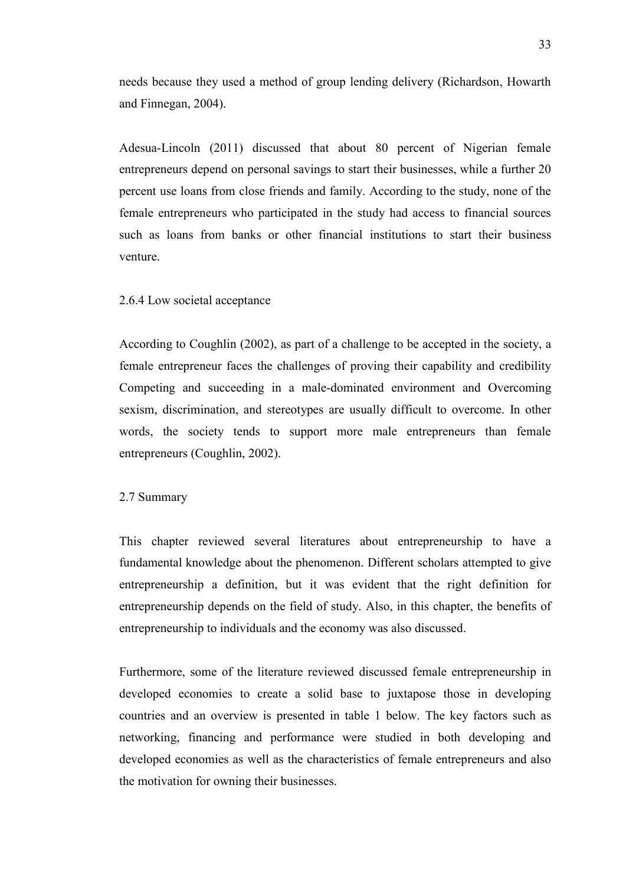needs because they used a method of group lending delivery (Richardson, Howarth and Finnegan, 2004).

Adesua-Lincoln (2011) discussed that about 80 percent of Nigerian female entrepreneurs depend on personal savings to start their businesses, while a further 20 percent use loans from close friends and family. According to the study, none of the female entrepreneurs who participated in the study had access to financial sources such as loans from banks or other financial institutions to start their business venture.

### 2.6.4 Low societal acceptance

According to Coughlin (2002), as part of a challenge to be accepted in the society, a female entrepreneur faces the challenges of proving their capability and credibility Competing and succeeding in a male-dominated environment and Overcoming sexism, discrimination, and stereotypes are usually difficult to overcome. In other words, the society tends to support more male entrepreneurs than female entrepreneurs (Coughlin, 2002).

## 2.7 Summary

This chapter reviewed several literatures about entrepreneurship to have a fundamental knowledge about the phenomenon. Different scholars attempted to give entrepreneurship a definition, but it was evident that the right definition for entrepreneurship depends on the field of study. Also, in this chapter, the benefits of entrepreneurship to individuals and the economy was also discussed.

Furthermore, some of the literature reviewed discussed female entrepreneurship in developed economies to create a solid base to juxtapose those in developing countries and an overview is presented in table 1 below. The key factors such as networking, financing and performance were studied in both developing and developed economies as well as the characteristics of female entrepreneurs and also the motivation for owning their businesses.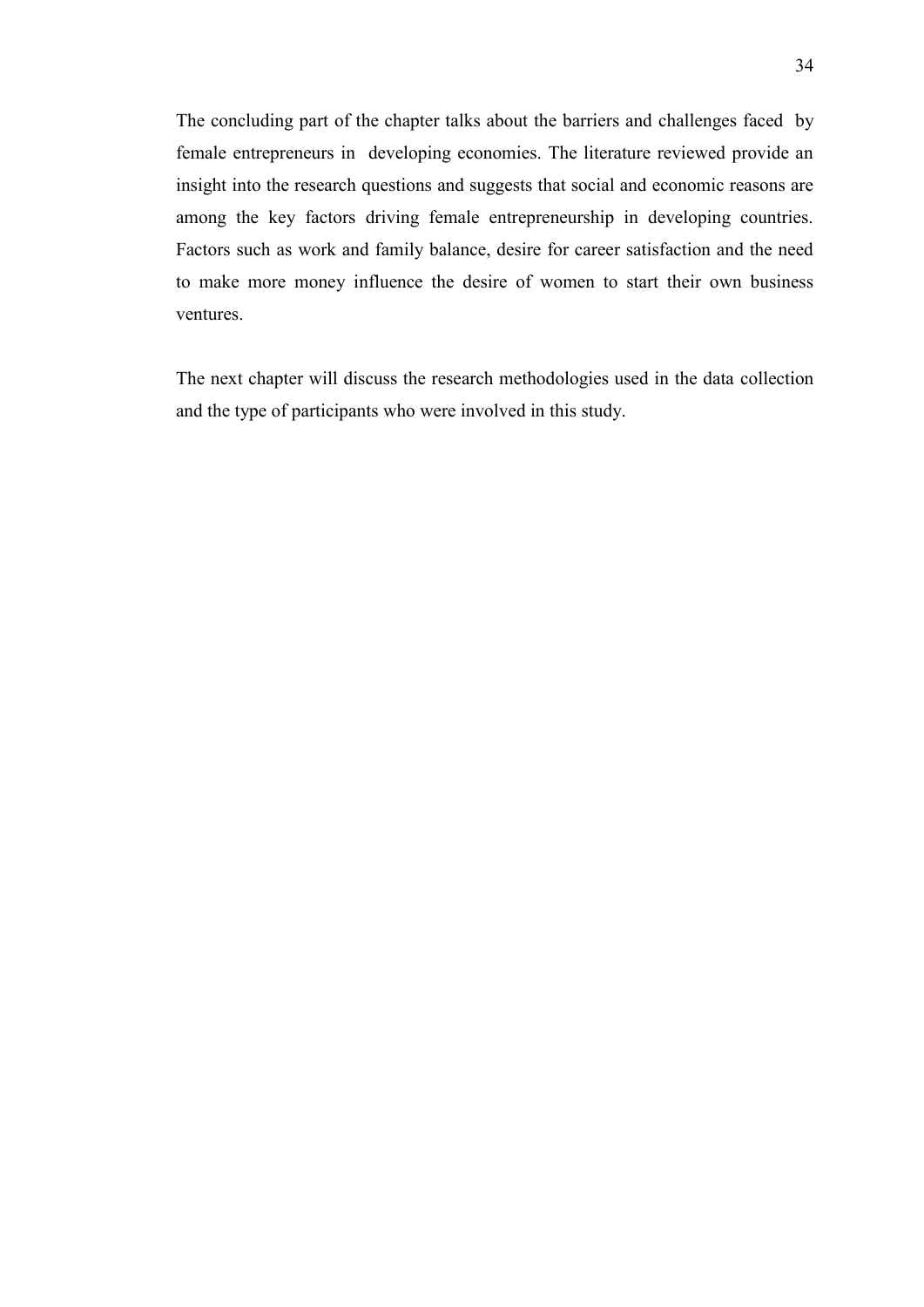The concluding part of the chapter talks about the barriers and challenges faced by female entrepreneurs in developing economies. The literature reviewed provide an insight into the research questions and suggests that social and economic reasons are among the key factors driving female entrepreneurship in developing countries. Factors such as work and family balance, desire for career satisfaction and the need to make more money influence the desire of women to start their own business ventures.

The next chapter will discuss the research methodologies used in the data collection and the type of participants who were involved in this study.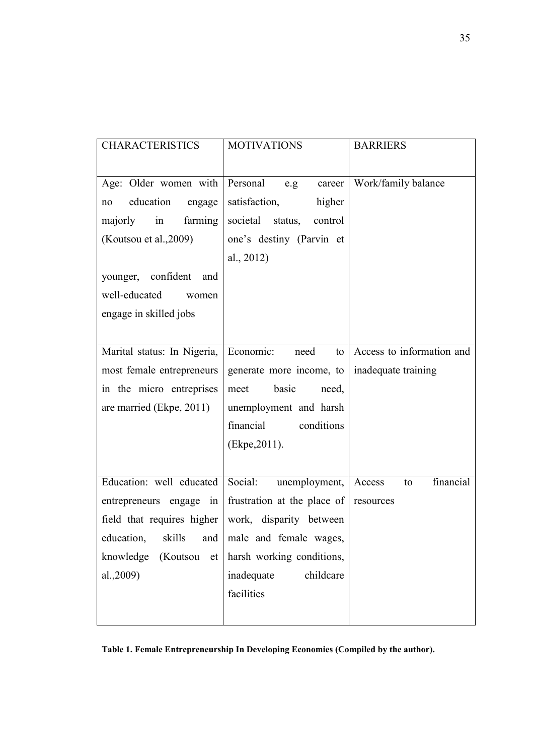| CHARACTERISTICS | MOTIVATIONS | BARRIERS |
|---|---|---|
| Age: Older women with no education engage majorly in farming (Koutsou et al.,2009)<br><br>younger, confident and well-educated women engage in skilled jobs | Personal e.g career satisfaction, higher societal status, control one's destiny (Parvin et al., 2012) | Work/family balance |
| Marital status: In Nigeria, most female entrepreneurs in the micro entreprises are married (Ekpe, 2011) | Economic: need to generate more income, to meet basic need, unemployment and harsh financial conditions (Ekpe,2011). | Access to information and inadequate training |
| Education: well educated entrepreneurs engage in field that requires higher education, skills and knowledge (Koutsou et al.,2009) | Social: unemployment, frustration at the place of work, disparity between male and female wages, harsh working conditions, inadequate childcare facilities | Access to financial resources |

**Table 1. Female Entrepreneurship In Developing Economies (Compiled by the author).**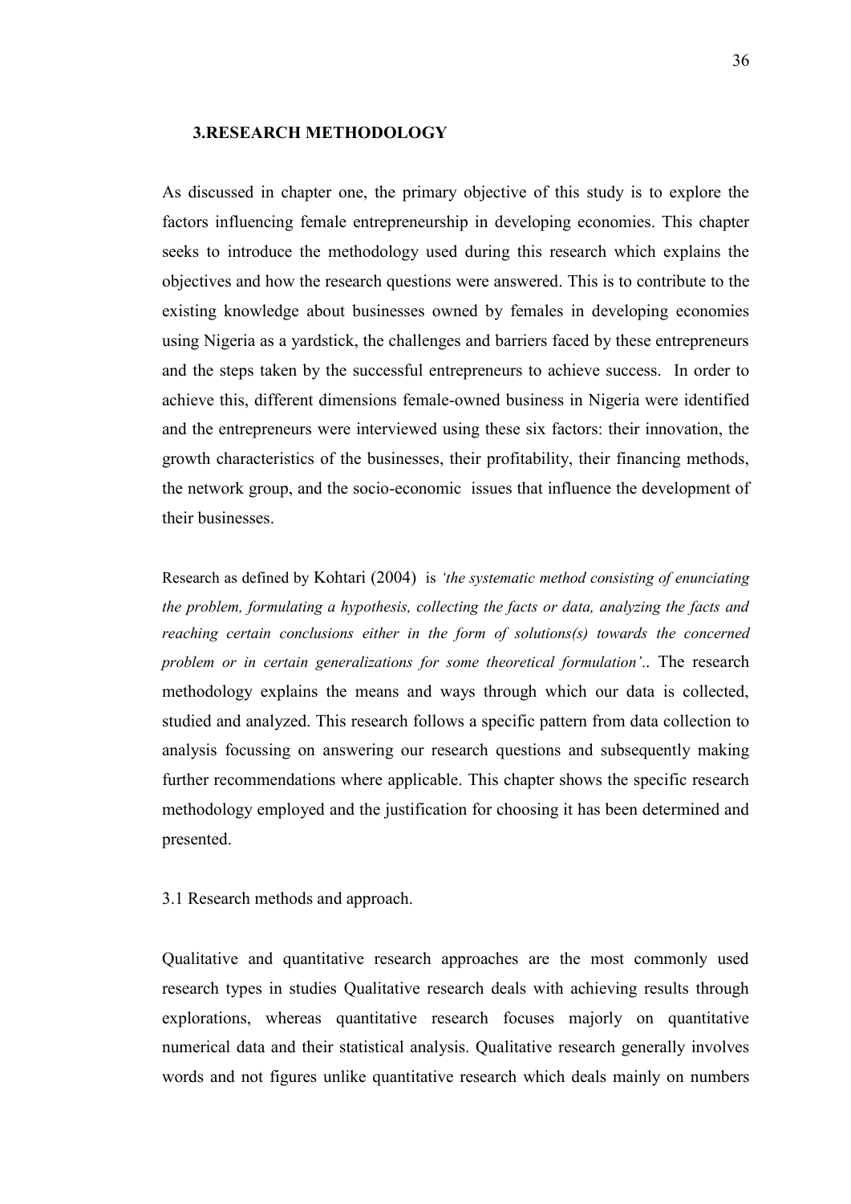## 3.RESEARCH METHODOLOGY

As discussed in chapter one, the primary objective of this study is to explore the factors influencing female entrepreneurship in developing economies. This chapter seeks to introduce the methodology used during this research which explains the objectives and how the research questions were answered. This is to contribute to the existing knowledge about businesses owned by females in developing economies using Nigeria as a yardstick, the challenges and barriers faced by these entrepreneurs and the steps taken by the successful entrepreneurs to achieve success. In order to achieve this, different dimensions female-owned business in Nigeria were identified and the entrepreneurs were interviewed using these six factors: their innovation, the growth characteristics of the businesses, their profitability, their financing methods, the network group, and the socio-economic issues that influence the development of their businesses.

Research as defined by Kohtari (2004) is *'the systematic method consisting of enunciating the problem, formulating a hypothesis, collecting the facts or data, analyzing the facts and reaching certain conclusions either in the form of solutions(s) towards the concerned problem or in certain generalizations for some theoretical formulation'*.. The research methodology explains the means and ways through which our data is collected, studied and analyzed. This research follows a specific pattern from data collection to analysis focussing on answering our research questions and subsequently making further recommendations where applicable. This chapter shows the specific research methodology employed and the justification for choosing it has been determined and presented.

### 3.1 Research methods and approach.

Qualitative and quantitative research approaches are the most commonly used research types in studies Qualitative research deals with achieving results through explorations, whereas quantitative research focuses majorly on quantitative numerical data and their statistical analysis. Qualitative research generally involves words and not figures unlike quantitative research which deals mainly on numbers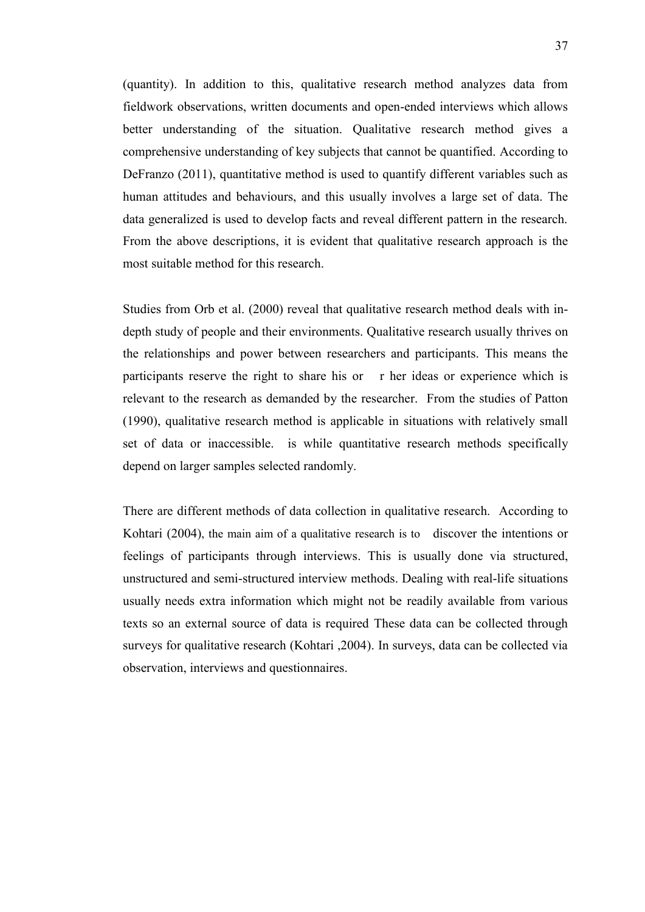(quantity). In addition to this, qualitative research method analyzes data from fieldwork observations, written documents and open-ended interviews which allows better understanding of the situation. Qualitative research method gives a comprehensive understanding of key subjects that cannot be quantified. According to DeFranzo (2011), quantitative method is used to quantify different variables such as human attitudes and behaviours, and this usually involves a large set of data. The data generalized is used to develop facts and reveal different pattern in the research. From the above descriptions, it is evident that qualitative research approach is the most suitable method for this research.

Studies from Orb et al. (2000) reveal that qualitative research method deals with in-depth study of people and their environments. Qualitative research usually thrives on the relationships and power between researchers and participants. This means the participants reserve the right to share his or r her ideas or experience which is relevant to the research as demanded by the researcher. From the studies of Patton (1990), qualitative research method is applicable in situations with relatively small set of data or inaccessible. is while quantitative research methods specifically depend on larger samples selected randomly.

There are different methods of data collection in qualitative research. According to Kohtari (2004), the main aim of a qualitative research is to discover the intentions or feelings of participants through interviews. This is usually done via structured, unstructured and semi-structured interview methods. Dealing with real-life situations usually needs extra information which might not be readily available from various texts so an external source of data is required These data can be collected through surveys for qualitative research (Kohtari ,2004). In surveys, data can be collected via observation, interviews and questionnaires.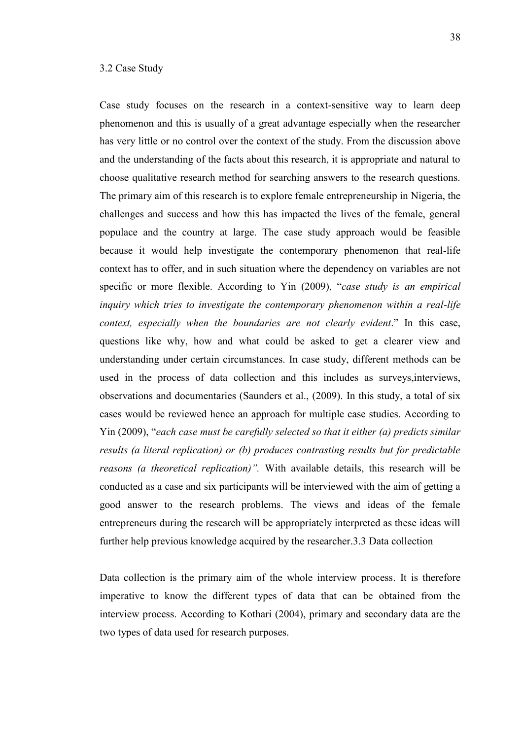## 3.2 Case Study

Case study focuses on the research in a context-sensitive way to learn deep phenomenon and this is usually of a great advantage especially when the researcher has very little or no control over the context of the study. From the discussion above and the understanding of the facts about this research, it is appropriate and natural to choose qualitative research method for searching answers to the research questions. The primary aim of this research is to explore female entrepreneurship in Nigeria, the challenges and success and how this has impacted the lives of the female, general populace and the country at large. The case study approach would be feasible because it would help investigate the contemporary phenomenon that real-life context has to offer, and in such situation where the dependency on variables are not specific or more flexible. According to Yin (2009), "*case study is an empirical inquiry which tries to investigate the contemporary phenomenon within a real-life context, especially when the boundaries are not clearly evident*." In this case, questions like why, how and what could be asked to get a clearer view and understanding under certain circumstances. In case study, different methods can be used in the process of data collection and this includes as surveys,interviews, observations and documentaries (Saunders et al., (2009). In this study, a total of six cases would be reviewed hence an approach for multiple case studies. According to Yin (2009), "*each case must be carefully selected so that it either (a) predicts similar results (a literal replication) or (b) produces contrasting results but for predictable reasons (a theoretical replication)".* With available details, this research will be conducted as a case and six participants will be interviewed with the aim of getting a good answer to the research problems. The views and ideas of the female entrepreneurs during the research will be appropriately interpreted as these ideas will further help previous knowledge acquired by the researcher.

## 3.3 Data collection

Data collection is the primary aim of the whole interview process. It is therefore imperative to know the different types of data that can be obtained from the interview process. According to Kothari (2004), primary and secondary data are the two types of data used for research purposes.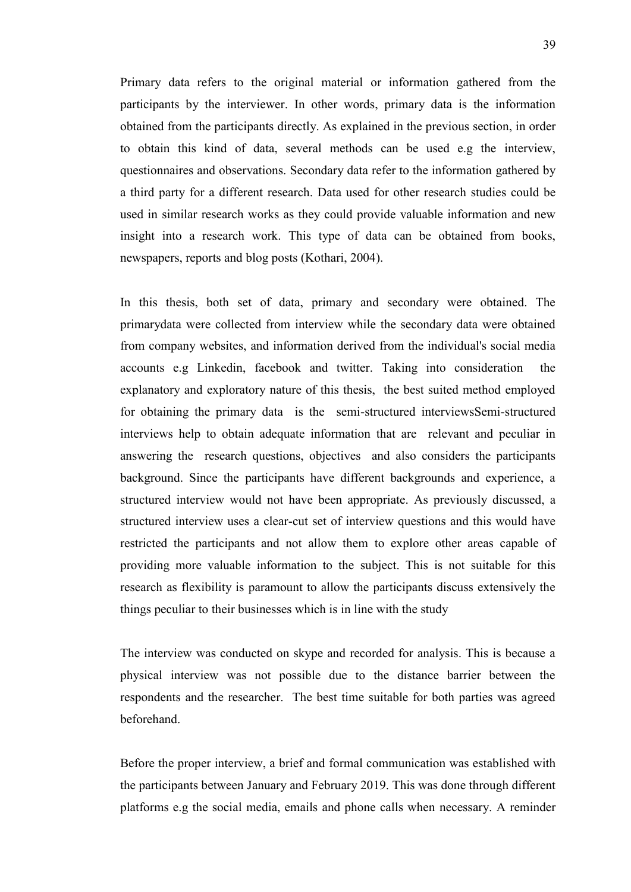Primary data refers to the original material or information gathered from the participants by the interviewer. In other words, primary data is the information obtained from the participants directly. As explained in the previous section, in order to obtain this kind of data, several methods can be used e.g the interview, questionnaires and observations. Secondary data refer to the information gathered by a third party for a different research. Data used for other research studies could be used in similar research works as they could provide valuable information and new insight into a research work. This type of data can be obtained from books, newspapers, reports and blog posts (Kothari, 2004).

In this thesis, both set of data, primary and secondary were obtained. The primarydata were collected from interview while the secondary data were obtained from company websites, and information derived from the individual's social media accounts e.g Linkedin, facebook and twitter. Taking into consideration the explanatory and exploratory nature of this thesis, the best suited method employed for obtaining the primary data is the semi-structured interviewsSemi-structured interviews help to obtain adequate information that are relevant and peculiar in answering the research questions, objectives and also considers the participants background. Since the participants have different backgrounds and experience, a structured interview would not have been appropriate. As previously discussed, a structured interview uses a clear-cut set of interview questions and this would have restricted the participants and not allow them to explore other areas capable of providing more valuable information to the subject. This is not suitable for this research as flexibility is paramount to allow the participants discuss extensively the things peculiar to their businesses which is in line with the study

The interview was conducted on skype and recorded for analysis. This is because a physical interview was not possible due to the distance barrier between the respondents and the researcher. The best time suitable for both parties was agreed beforehand.

Before the proper interview, a brief and formal communication was established with the participants between January and February 2019. This was done through different platforms e.g the social media, emails and phone calls when necessary. A reminder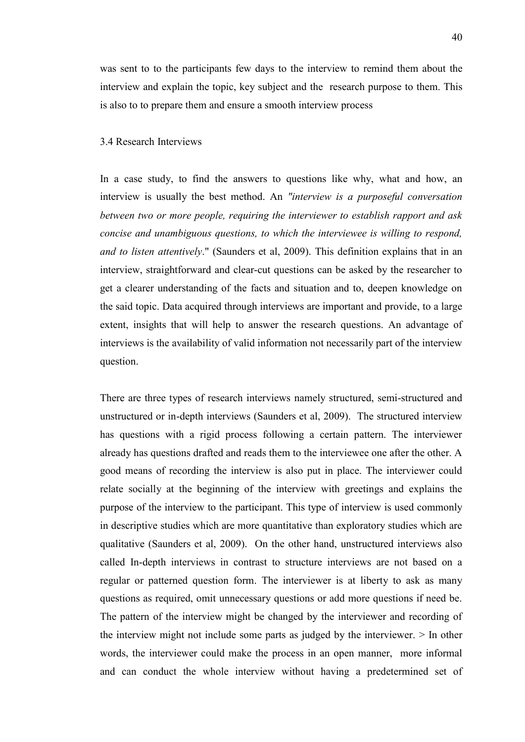was sent to to the participants few days to the interview to remind them about the interview and explain the topic, key subject and the research purpose to them. This is also to to prepare them and ensure a smooth interview process

### 3.4 Research Interviews

In a case study, to find the answers to questions like why, what and how, an interview is usually the best method. An *"interview is a purposeful conversation between two or more people, requiring the interviewer to establish rapport and ask concise and unambiguous questions, to which the interviewee is willing to respond, and to listen attentively*." (Saunders et al, 2009). This definition explains that in an interview, straightforward and clear-cut questions can be asked by the researcher to get a clearer understanding of the facts and situation and to, deepen knowledge on the said topic. Data acquired through interviews are important and provide, to a large extent, insights that will help to answer the research questions. An advantage of interviews is the availability of valid information not necessarily part of the interview question.

There are three types of research interviews namely structured, semi-structured and unstructured or in-depth interviews (Saunders et al, 2009). The structured interview has questions with a rigid process following a certain pattern. The interviewer already has questions drafted and reads them to the interviewee one after the other. A good means of recording the interview is also put in place. The interviewer could relate socially at the beginning of the interview with greetings and explains the purpose of the interview to the participant. This type of interview is used commonly in descriptive studies which are more quantitative than exploratory studies which are qualitative (Saunders et al, 2009). On the other hand, unstructured interviews also called In-depth interviews in contrast to structure interviews are not based on a regular or patterned question form. The interviewer is at liberty to ask as many questions as required, omit unnecessary questions or add more questions if need be. The pattern of the interview might be changed by the interviewer and recording of the interview might not include some parts as judged by the interviewer. > In other words, the interviewer could make the process in an open manner, more informal and can conduct the whole interview without having a predetermined set of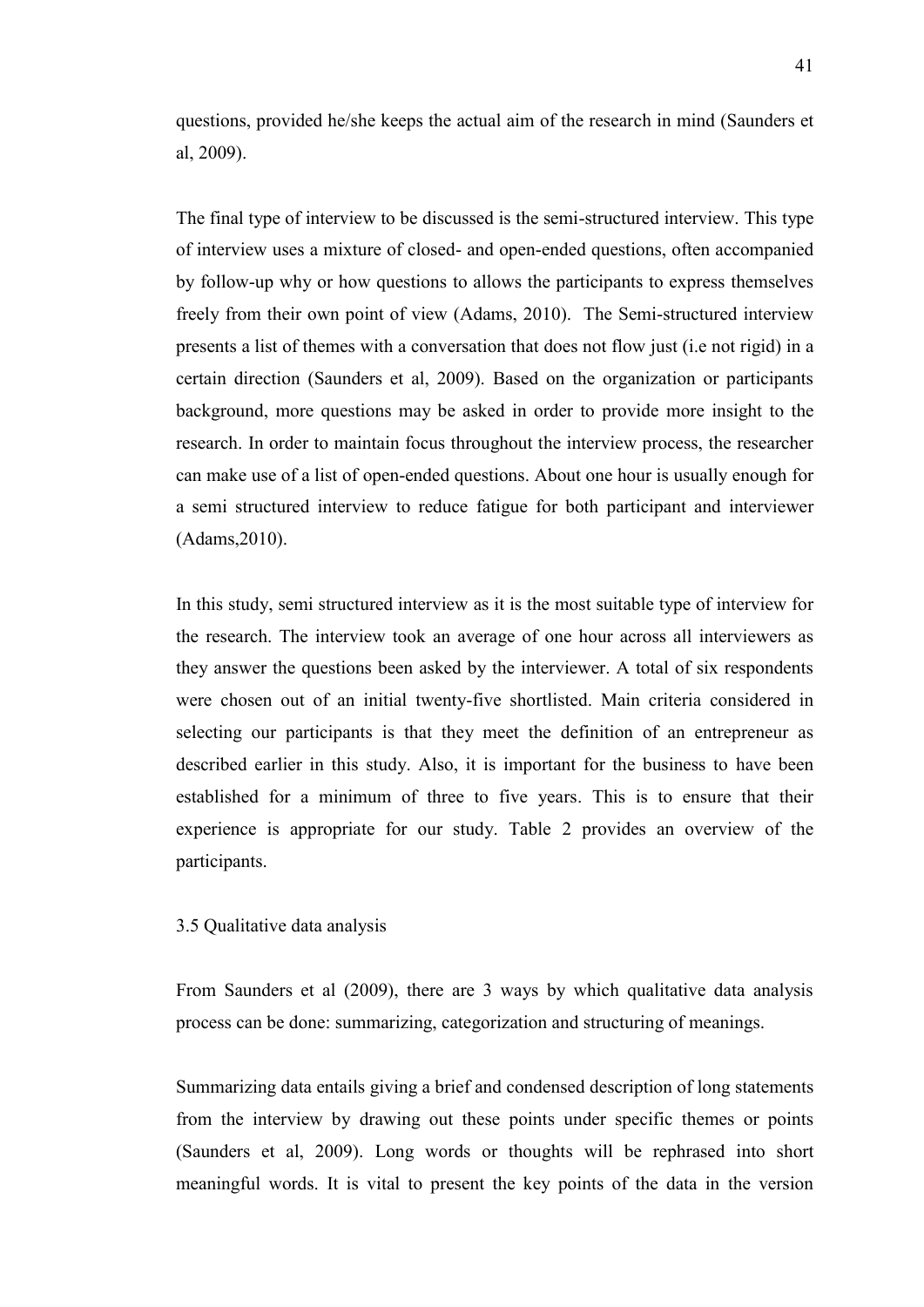questions, provided he/she keeps the actual aim of the research in mind (Saunders et al, 2009).

The final type of interview to be discussed is the semi-structured interview. This type of interview uses a mixture of closed- and open-ended questions, often accompanied by follow-up why or how questions to allows the participants to express themselves freely from their own point of view (Adams, 2010). The Semi-structured interview presents a list of themes with a conversation that does not flow just (i.e not rigid) in a certain direction (Saunders et al, 2009). Based on the organization or participants background, more questions may be asked in order to provide more insight to the research. In order to maintain focus throughout the interview process, the researcher can make use of a list of open-ended questions. About one hour is usually enough for a semi structured interview to reduce fatigue for both participant and interviewer (Adams,2010).

In this study, semi structured interview as it is the most suitable type of interview for the research. The interview took an average of one hour across all interviewers as they answer the questions been asked by the interviewer. A total of six respondents were chosen out of an initial twenty-five shortlisted. Main criteria considered in selecting our participants is that they meet the definition of an entrepreneur as described earlier in this study. Also, it is important for the business to have been established for a minimum of three to five years. This is to ensure that their experience is appropriate for our study. Table 2 provides an overview of the participants.

### 3.5 Qualitative data analysis

From Saunders et al (2009), there are 3 ways by which qualitative data analysis process can be done: summarizing, categorization and structuring of meanings.

Summarizing data entails giving a brief and condensed description of long statements from the interview by drawing out these points under specific themes or points (Saunders et al, 2009). Long words or thoughts will be rephrased into short meaningful words. It is vital to present the key points of the data in the version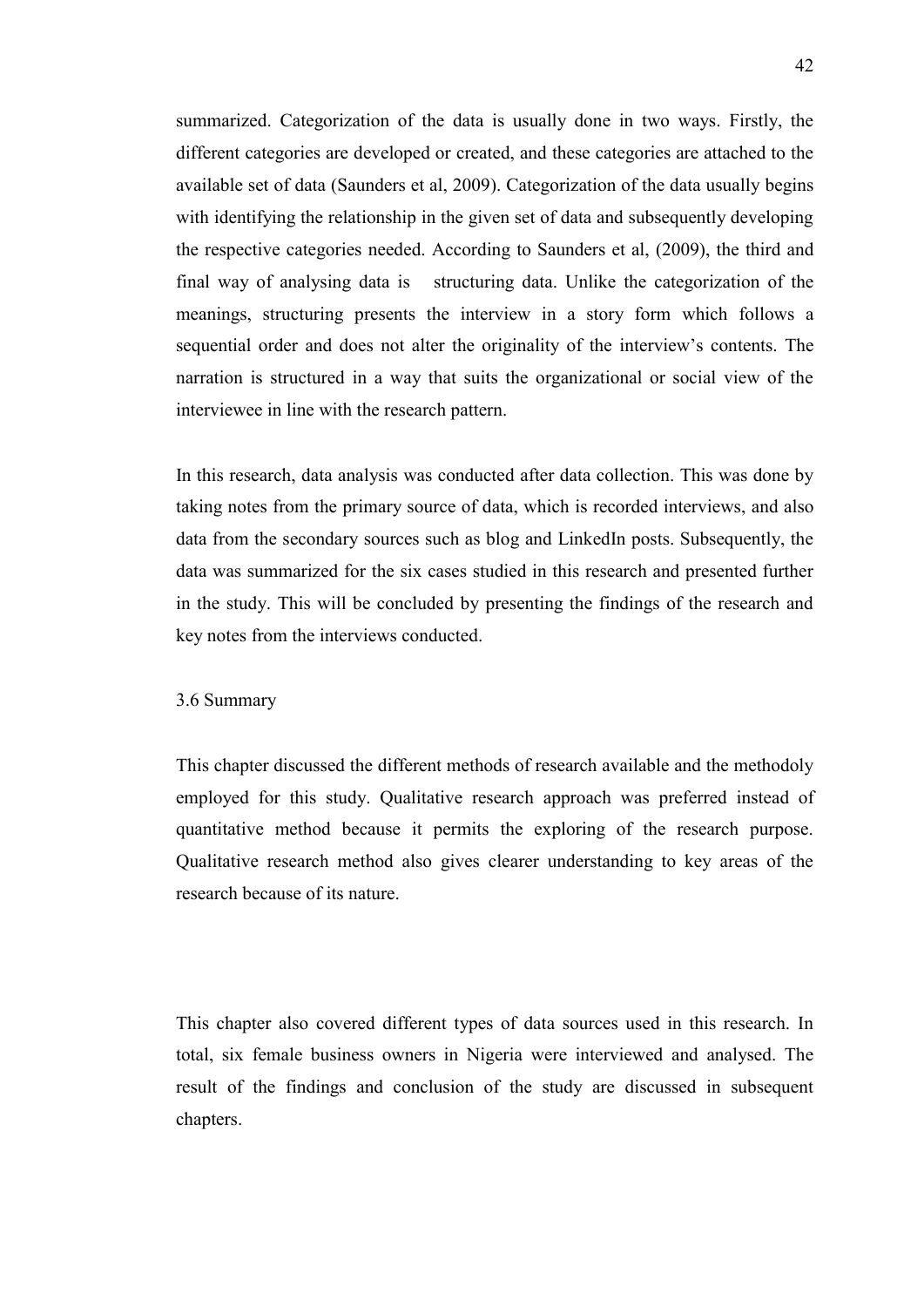summarized. Categorization of the data is usually done in two ways. Firstly, the different categories are developed or created, and these categories are attached to the available set of data (Saunders et al, 2009). Categorization of the data usually begins with identifying the relationship in the given set of data and subsequently developing the respective categories needed. According to Saunders et al, (2009), the third and final way of analysing data is structuring data. Unlike the categorization of the meanings, structuring presents the interview in a story form which follows a sequential order and does not alter the originality of the interview's contents. The narration is structured in a way that suits the organizational or social view of the interviewee in line with the research pattern.

In this research, data analysis was conducted after data collection. This was done by taking notes from the primary source of data, which is recorded interviews, and also data from the secondary sources such as blog and LinkedIn posts. Subsequently, the data was summarized for the six cases studied in this research and presented further in the study. This will be concluded by presenting the findings of the research and key notes from the interviews conducted.

### 3.6 Summary

This chapter discussed the different methods of research available and the methodoly employed for this study. Qualitative research approach was preferred instead of quantitative method because it permits the exploring of the research purpose. Qualitative research method also gives clearer understanding to key areas of the research because of its nature.

This chapter also covered different types of data sources used in this research. In total, six female business owners in Nigeria were interviewed and analysed. The result of the findings and conclusion of the study are discussed in subsequent chapters.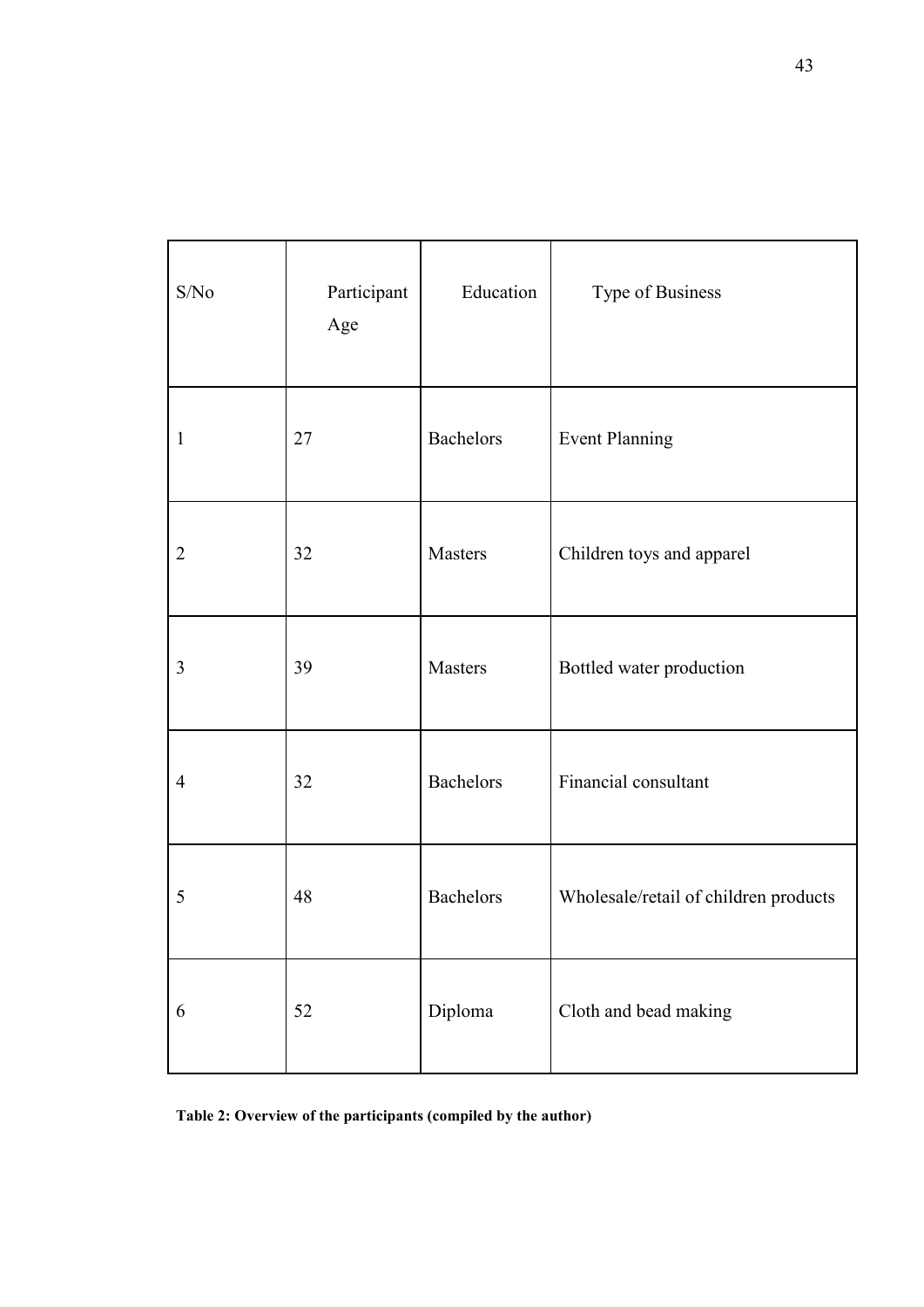| S/No | Participant Age | Education | Type of Business |
|---|---|---|---|
| 1 | 27 | Bachelors | Event Planning |
| 2 | 32 | Masters | Children toys and apparel |
| 3 | 39 | Masters | Bottled water production |
| 4 | 32 | Bachelors | Financial consultant |
| 5 | 48 | Bachelors | Wholesale/retail of children products |
| 6 | 52 | Diploma | Cloth and bead making |

**Table 2: Overview of the participants (compiled by the author)**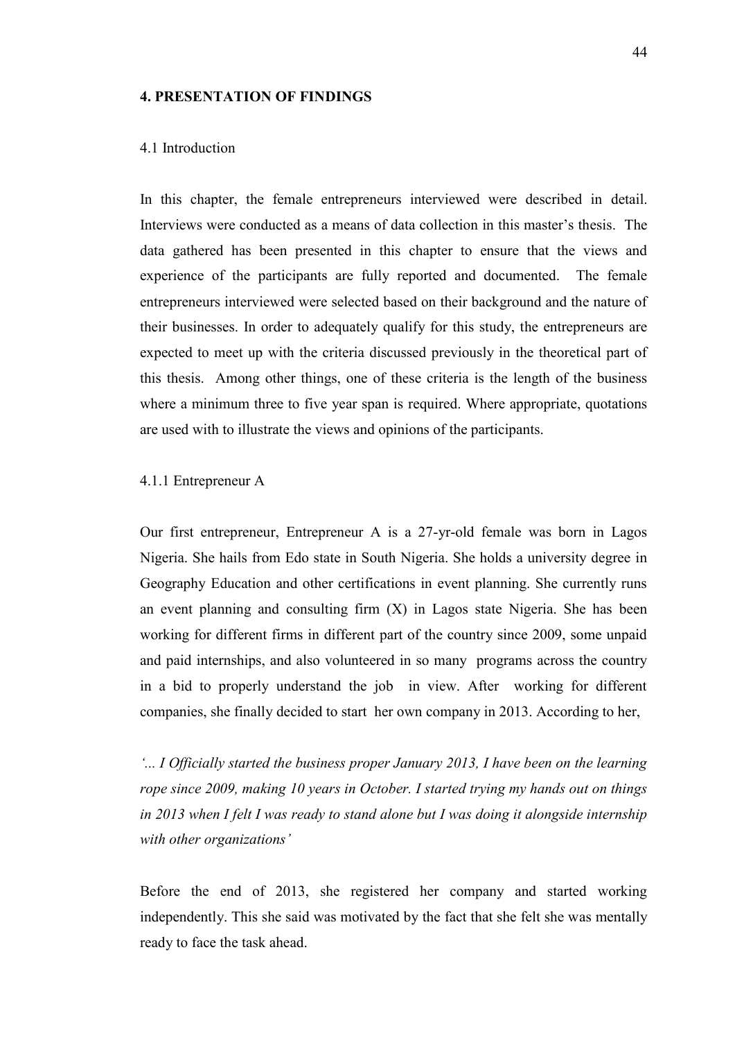# 4. PRESENTATION OF FINDINGS

## 4.1 Introduction

In this chapter, the female entrepreneurs interviewed were described in detail. Interviews were conducted as a means of data collection in this master's thesis. The data gathered has been presented in this chapter to ensure that the views and experience of the participants are fully reported and documented. The female entrepreneurs interviewed were selected based on their background and the nature of their businesses. In order to adequately qualify for this study, the entrepreneurs are expected to meet up with the criteria discussed previously in the theoretical part of this thesis. Among other things, one of these criteria is the length of the business where a minimum three to five year span is required. Where appropriate, quotations are used with to illustrate the views and opinions of the participants.

### 4.1.1 Entrepreneur A

Our first entrepreneur, Entrepreneur A is a 27-yr-old female was born in Lagos Nigeria. She hails from Edo state in South Nigeria. She holds a university degree in Geography Education and other certifications in event planning. She currently runs an event planning and consulting firm (X) in Lagos state Nigeria. She has been working for different firms in different part of the country since 2009, some unpaid and paid internships, and also volunteered in so many programs across the country in a bid to properly understand the job in view. After working for different companies, she finally decided to start her own company in 2013. According to her,

*'... I Officially started the business proper January 2013, I have been on the learning rope since 2009, making 10 years in October. I started trying my hands out on things in 2013 when I felt I was ready to stand alone but I was doing it alongside internship with other organizations'*

Before the end of 2013, she registered her company and started working independently. This she said was motivated by the fact that she felt she was mentally ready to face the task ahead.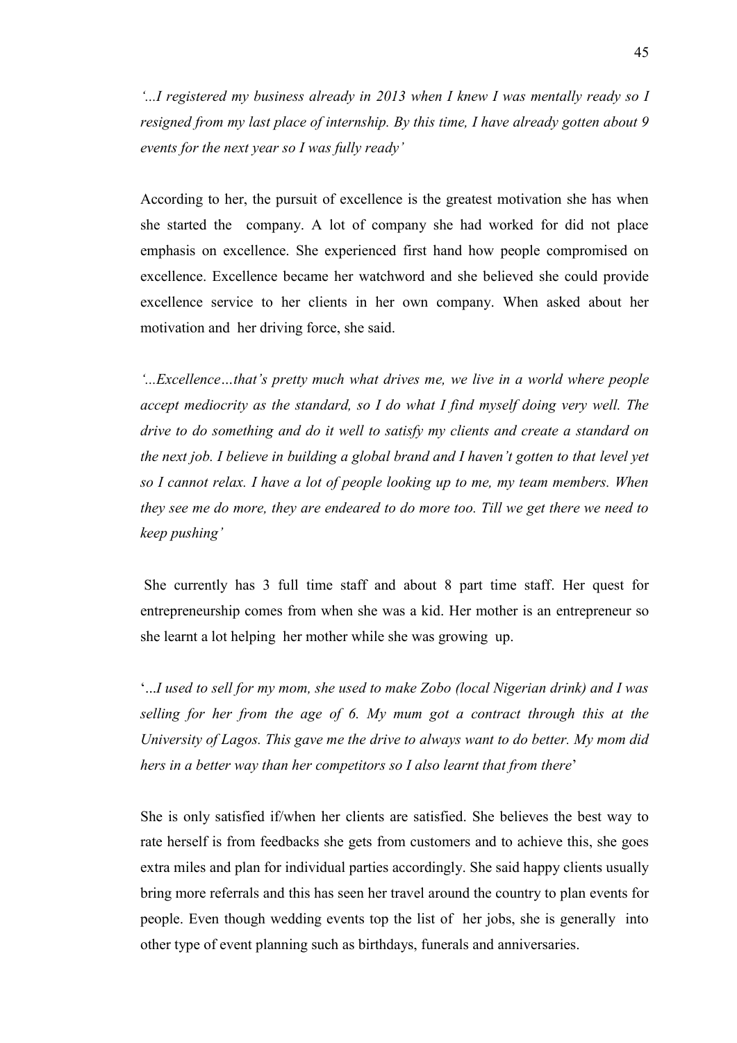*'...I registered my business already in 2013 when I knew I was mentally ready so I resigned from my last place of internship. By this time, I have already gotten about 9 events for the next year so I was fully ready'*

According to her, the pursuit of excellence is the greatest motivation she has when she started the company. A lot of company she had worked for did not place emphasis on excellence. She experienced first hand how people compromised on excellence. Excellence became her watchword and she believed she could provide excellence service to her clients in her own company. When asked about her motivation and her driving force, she said.

*'...Excellence…that's pretty much what drives me, we live in a world where people accept mediocrity as the standard, so I do what I find myself doing very well. The drive to do something and do it well to satisfy my clients and create a standard on the next job. I believe in building a global brand and I haven't gotten to that level yet so I cannot relax. I have a lot of people looking up to me, my team members. When they see me do more, they are endeared to do more too. Till we get there we need to keep pushing'*

She currently has 3 full time staff and about 8 part time staff. Her quest for entrepreneurship comes from when she was a kid. Her mother is an entrepreneur so she learnt a lot helping her mother while she was growing up.

'*...I used to sell for my mom, she used to make Zobo (local Nigerian drink) and I was selling for her from the age of 6. My mum got a contract through this at the University of Lagos. This gave me the drive to always want to do better. My mom did hers in a better way than her competitors so I also learnt that from there*'

She is only satisfied if/when her clients are satisfied. She believes the best way to rate herself is from feedbacks she gets from customers and to achieve this, she goes extra miles and plan for individual parties accordingly. She said happy clients usually bring more referrals and this has seen her travel around the country to plan events for people. Even though wedding events top the list of her jobs, she is generally into other type of event planning such as birthdays, funerals and anniversaries.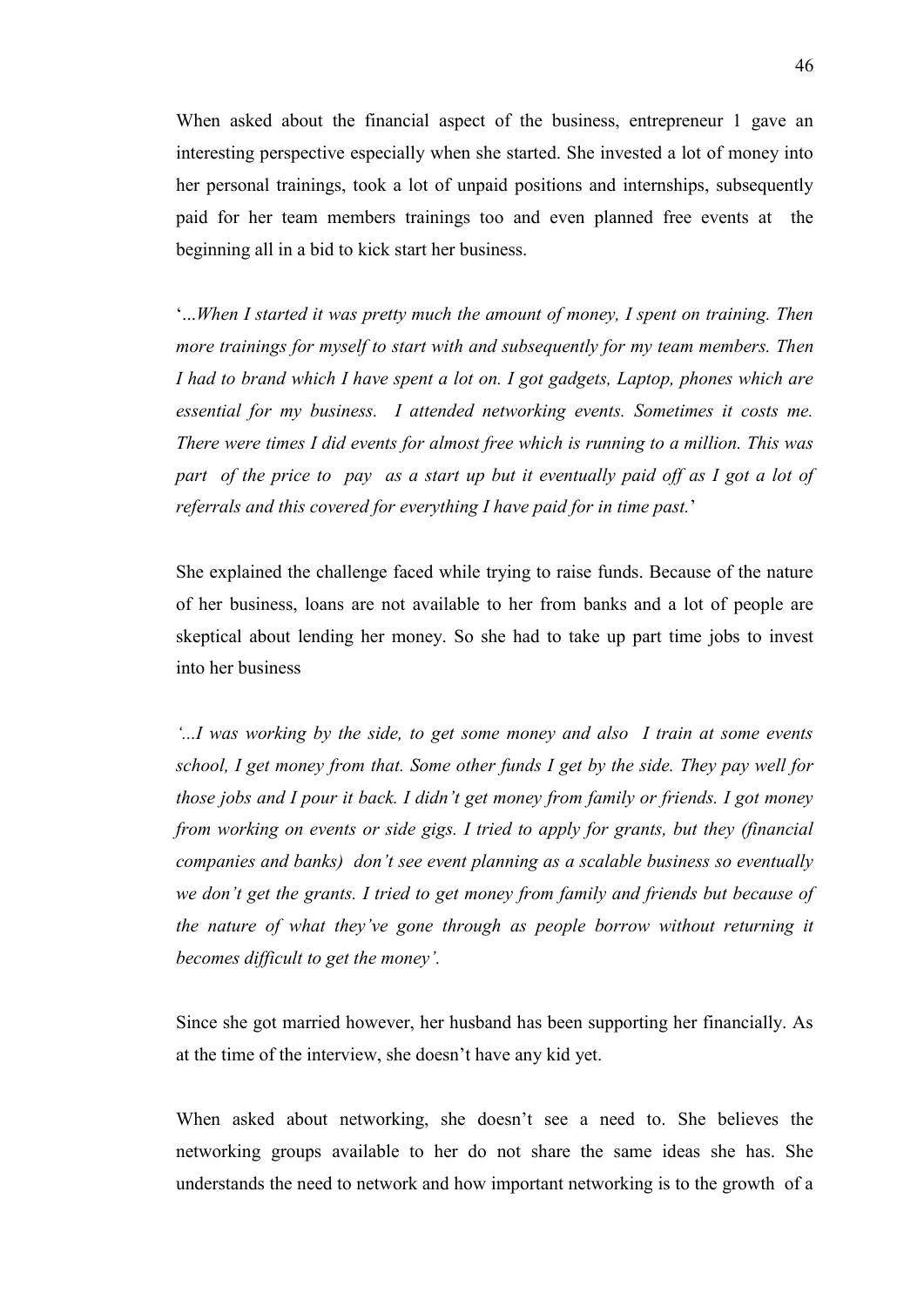When asked about the financial aspect of the business, entrepreneur 1 gave an interesting perspective especially when she started. She invested a lot of money into her personal trainings, took a lot of unpaid positions and internships, subsequently paid for her team members trainings too and even planned free events at the beginning all in a bid to kick start her business.

'*...When I started it was pretty much the amount of money, I spent on training. Then more trainings for myself to start with and subsequently for my team members. Then I had to brand which I have spent a lot on. I got gadgets, Laptop, phones which are essential for my business. I attended networking events. Sometimes it costs me. There were times I did events for almost free which is running to a million. This was part of the price to pay as a start up but it eventually paid off as I got a lot of referrals and this covered for everything I have paid for in time past.*'

She explained the challenge faced while trying to raise funds. Because of the nature of her business, loans are not available to her from banks and a lot of people are skeptical about lending her money. So she had to take up part time jobs to invest into her business

*'...I was working by the side, to get some money and also I train at some events school, I get money from that. Some other funds I get by the side. They pay well for those jobs and I pour it back. I didn't get money from family or friends. I got money from working on events or side gigs. I tried to apply for grants, but they (financial companies and banks) don't see event planning as a scalable business so eventually we don't get the grants. I tried to get money from family and friends but because of the nature of what they've gone through as people borrow without returning it becomes difficult to get the money'.*

Since she got married however, her husband has been supporting her financially. As at the time of the interview, she doesn't have any kid yet.

When asked about networking, she doesn't see a need to. She believes the networking groups available to her do not share the same ideas she has. She understands the need to network and how important networking is to the growth of a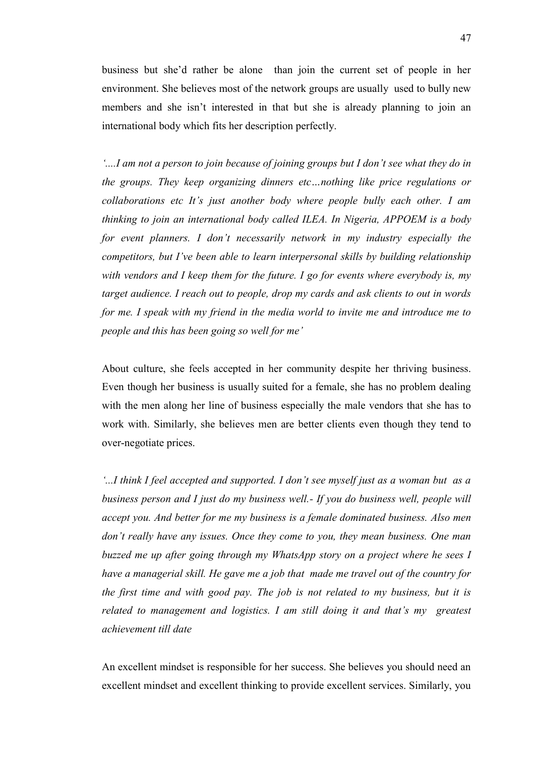business but she'd rather be alone than join the current set of people in her environment. She believes most of the network groups are usually used to bully new members and she isn't interested in that but she is already planning to join an international body which fits her description perfectly.

*'....I am not a person to join because of joining groups but I don't see what they do in the groups. They keep organizing dinners etc…nothing like price regulations or collaborations etc It's just another body where people bully each other. I am thinking to join an international body called ILEA. In Nigeria, APPOEM is a body for event planners. I don't necessarily network in my industry especially the competitors, but I've been able to learn interpersonal skills by building relationship with vendors and I keep them for the future. I go for events where everybody is, my target audience. I reach out to people, drop my cards and ask clients to out in words for me. I speak with my friend in the media world to invite me and introduce me to people and this has been going so well for me'*

About culture, she feels accepted in her community despite her thriving business. Even though her business is usually suited for a female, she has no problem dealing with the men along her line of business especially the male vendors that she has to work with. Similarly, she believes men are better clients even though they tend to over-negotiate prices.

*'...I think I feel accepted and supported. I don't see myself just as a woman but as a business person and I just do my business well.- If you do business well, people will accept you. And better for me my business is a female dominated business. Also men don't really have any issues. Once they come to you, they mean business. One man buzzed me up after going through my WhatsApp story on a project where he sees I have a managerial skill. He gave me a job that made me travel out of the country for the first time and with good pay. The job is not related to my business, but it is related to management and logistics. I am still doing it and that's my greatest achievement till date*

An excellent mindset is responsible for her success. She believes you should need an excellent mindset and excellent thinking to provide excellent services. Similarly, you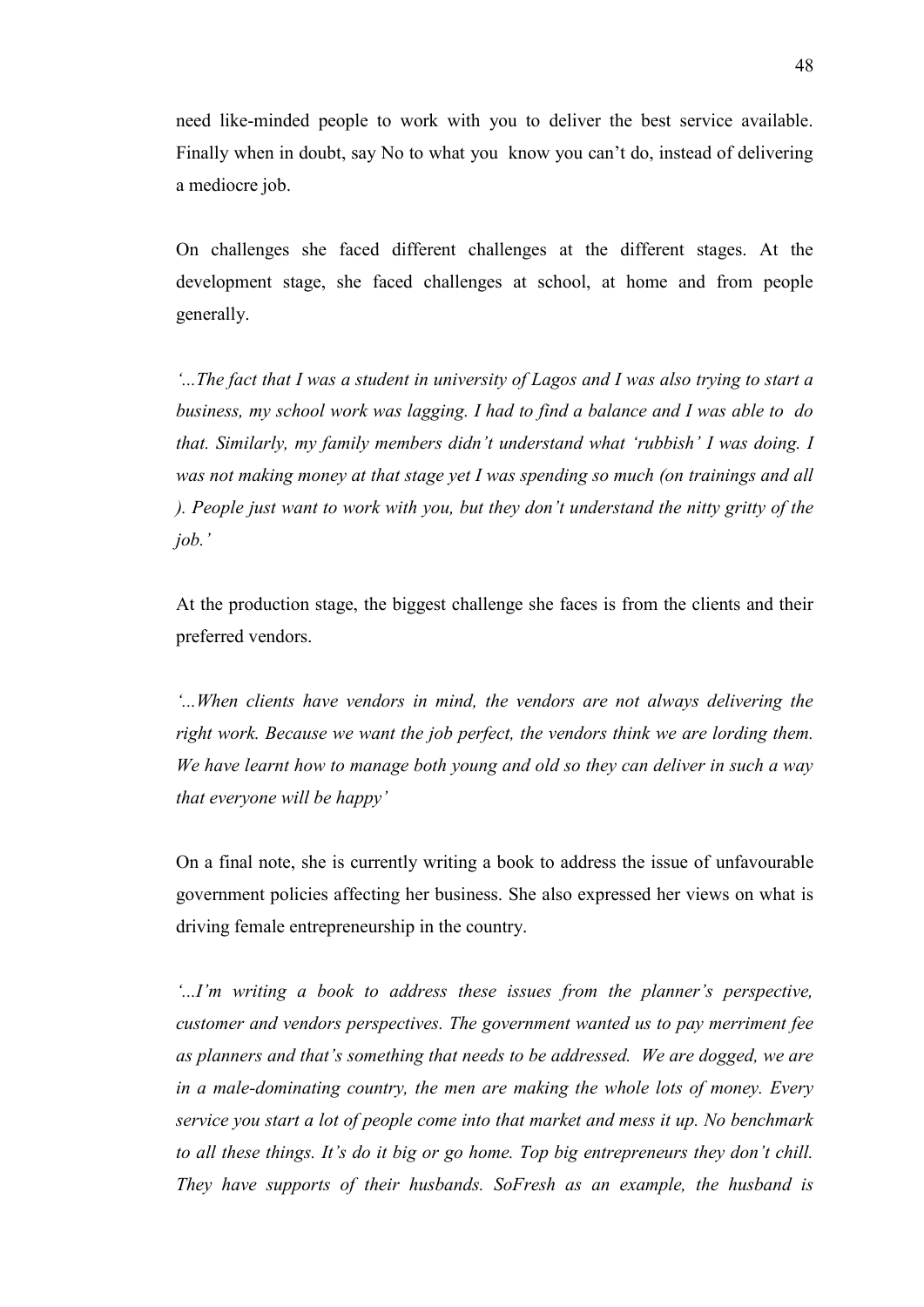need like-minded people to work with you to deliver the best service available. Finally when in doubt, say No to what you know you can't do, instead of delivering a mediocre job.

On challenges she faced different challenges at the different stages. At the development stage, she faced challenges at school, at home and from people generally.

*'...The fact that I was a student in university of Lagos and I was also trying to start a business, my school work was lagging. I had to find a balance and I was able to do that. Similarly, my family members didn't understand what 'rubbish' I was doing. I was not making money at that stage yet I was spending so much (on trainings and all ). People just want to work with you, but they don't understand the nitty gritty of the job.'*

At the production stage, the biggest challenge she faces is from the clients and their preferred vendors.

*'...When clients have vendors in mind, the vendors are not always delivering the right work. Because we want the job perfect, the vendors think we are lording them. We have learnt how to manage both young and old so they can deliver in such a way that everyone will be happy'*

On a final note, she is currently writing a book to address the issue of unfavourable government policies affecting her business. She also expressed her views on what is driving female entrepreneurship in the country.

*'...I'm writing a book to address these issues from the planner's perspective, customer and vendors perspectives. The government wanted us to pay merriment fee as planners and that's something that needs to be addressed. We are dogged, we are in a male-dominating country, the men are making the whole lots of money. Every service you start a lot of people come into that market and mess it up. No benchmark to all these things. It's do it big or go home. Top big entrepreneurs they don't chill. They have supports of their husbands. SoFresh as an example, the husband is*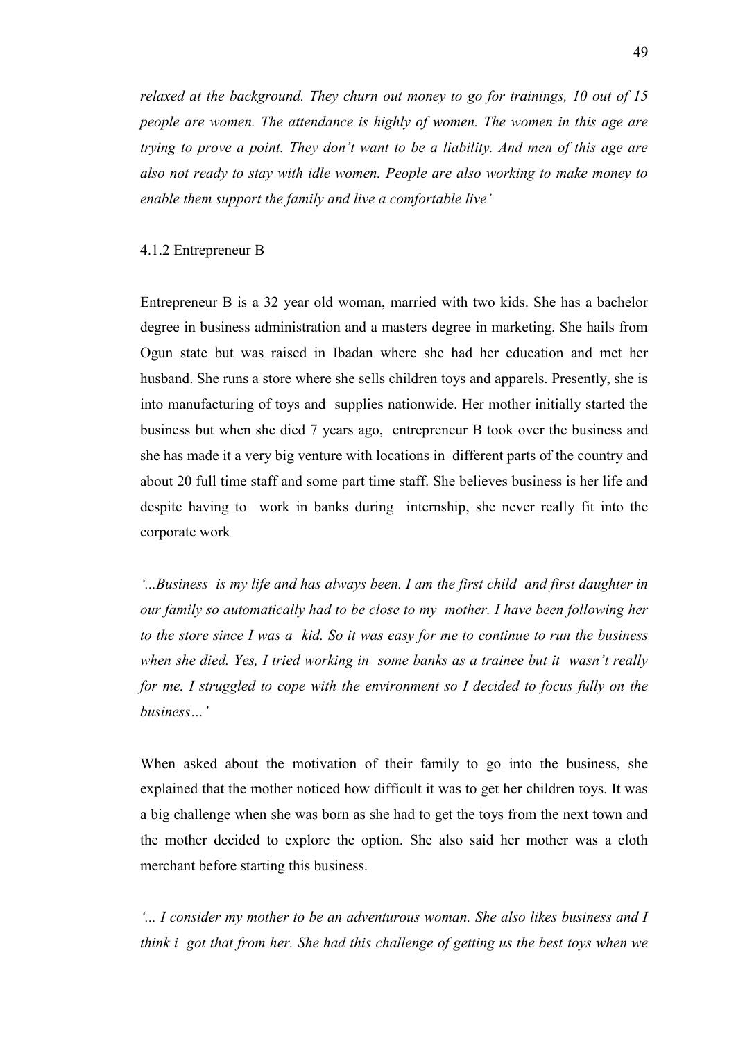*relaxed at the background. They churn out money to go for trainings, 10 out of 15 people are women. The attendance is highly of women. The women in this age are trying to prove a point. They don't want to be a liability. And men of this age are also not ready to stay with idle women. People are also working to make money to enable them support the family and live a comfortable live'*

#### 4.1.2 Entrepreneur B

Entrepreneur B is a 32 year old woman, married with two kids. She has a bachelor degree in business administration and a masters degree in marketing. She hails from Ogun state but was raised in Ibadan where she had her education and met her husband. She runs a store where she sells children toys and apparels. Presently, she is into manufacturing of toys and supplies nationwide. Her mother initially started the business but when she died 7 years ago, entrepreneur B took over the business and she has made it a very big venture with locations in different parts of the country and about 20 full time staff and some part time staff. She believes business is her life and despite having to work in banks during internship, she never really fit into the corporate work

*'...Business is my life and has always been. I am the first child and first daughter in our family so automatically had to be close to my mother. I have been following her to the store since I was a kid. So it was easy for me to continue to run the business when she died. Yes, I tried working in some banks as a trainee but it wasn't really for me. I struggled to cope with the environment so I decided to focus fully on the business…'*

When asked about the motivation of their family to go into the business, she explained that the mother noticed how difficult it was to get her children toys. It was a big challenge when she was born as she had to get the toys from the next town and the mother decided to explore the option. She also said her mother was a cloth merchant before starting this business.

*'... I consider my mother to be an adventurous woman. She also likes business and I think i got that from her. She had this challenge of getting us the best toys when we*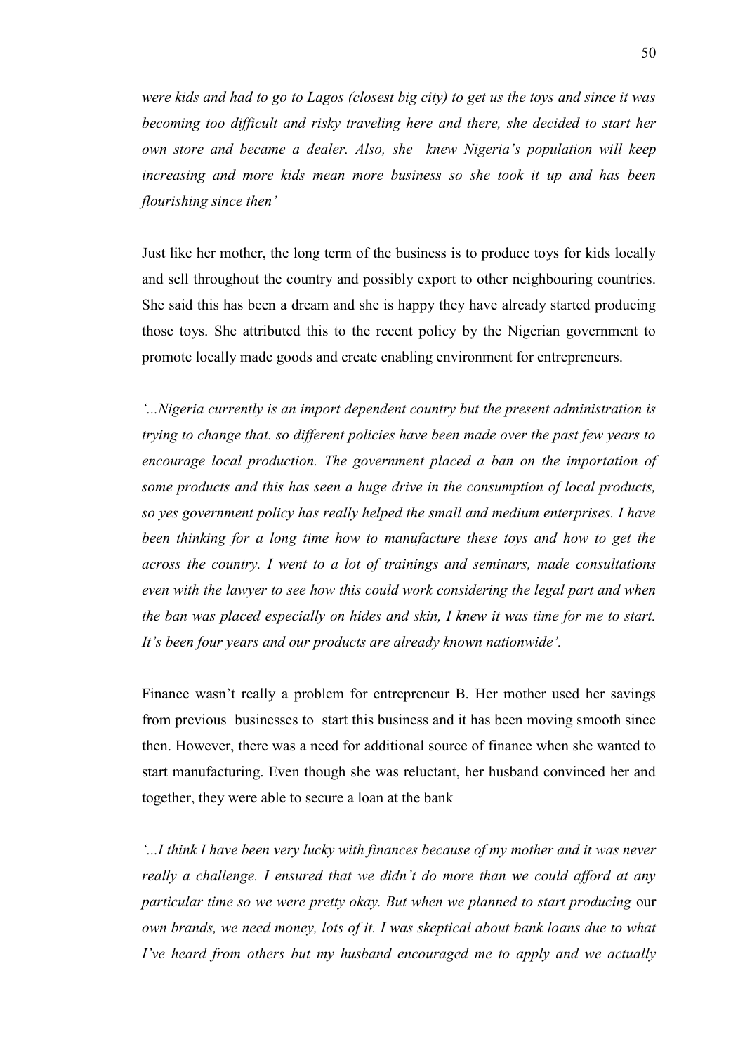*were kids and had to go to Lagos (closest big city) to get us the toys and since it was becoming too difficult and risky traveling here and there, she decided to start her own store and became a dealer. Also, she knew Nigeria's population will keep increasing and more kids mean more business so she took it up and has been flourishing since then'*

Just like her mother, the long term of the business is to produce toys for kids locally and sell throughout the country and possibly export to other neighbouring countries. She said this has been a dream and she is happy they have already started producing those toys. She attributed this to the recent policy by the Nigerian government to promote locally made goods and create enabling environment for entrepreneurs.

*'...Nigeria currently is an import dependent country but the present administration is trying to change that. so different policies have been made over the past few years to encourage local production. The government placed a ban on the importation of some products and this has seen a huge drive in the consumption of local products, so yes government policy has really helped the small and medium enterprises. I have been thinking for a long time how to manufacture these toys and how to get the across the country. I went to a lot of trainings and seminars, made consultations even with the lawyer to see how this could work considering the legal part and when the ban was placed especially on hides and skin, I knew it was time for me to start. It's been four years and our products are already known nationwide'.*

Finance wasn't really a problem for entrepreneur B. Her mother used her savings from previous businesses to start this business and it has been moving smooth since then. However, there was a need for additional source of finance when she wanted to start manufacturing. Even though she was reluctant, her husband convinced her and together, they were able to secure a loan at the bank

*'...I think I have been very lucky with finances because of my mother and it was never really a challenge. I ensured that we didn't do more than we could afford at any particular time so we were pretty okay. But when we planned to start producing* our *own brands, we need money, lots of it. I was skeptical about bank loans due to what I've heard from others but my husband encouraged me to apply and we actually*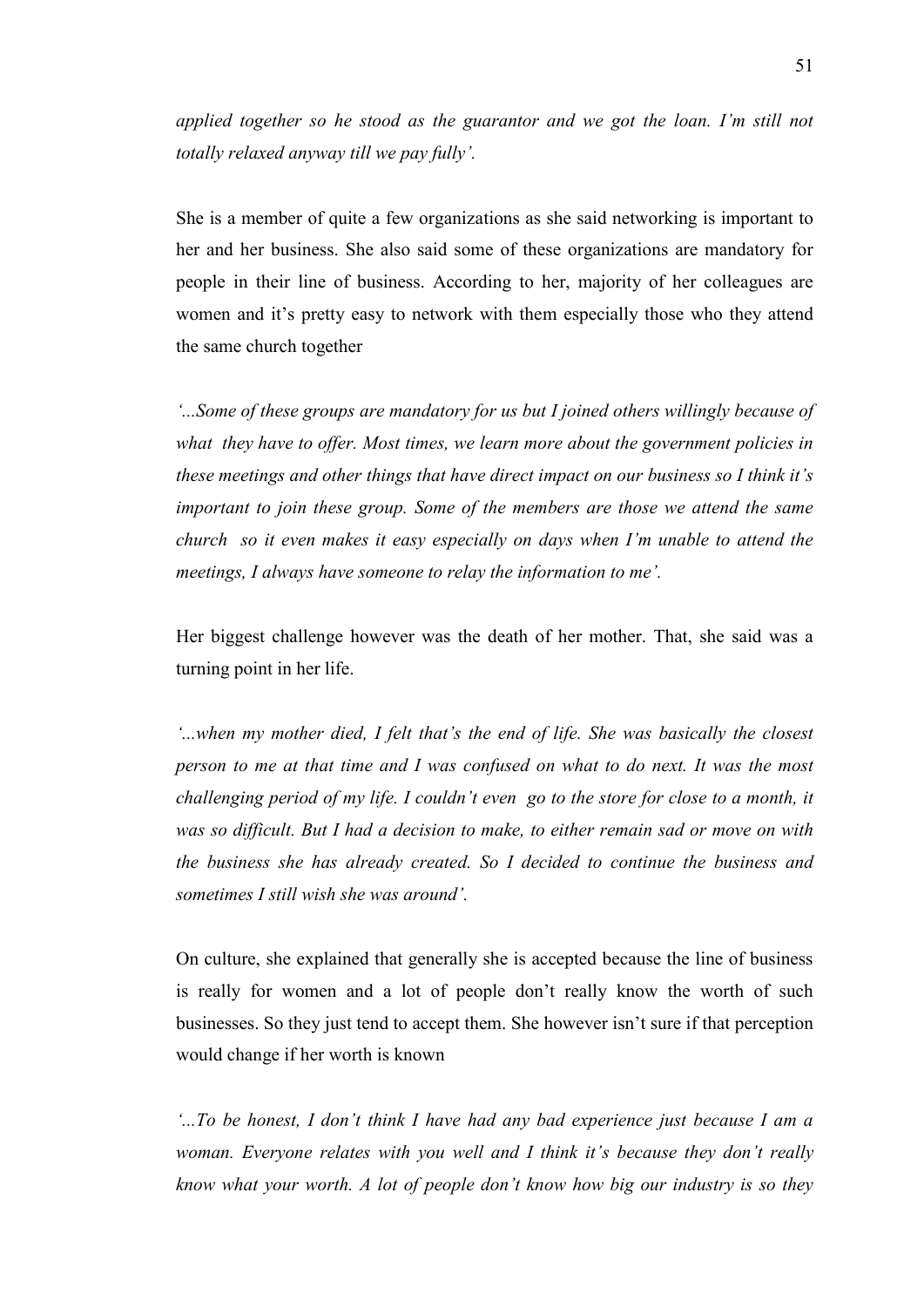*applied together so he stood as the guarantor and we got the loan. I'm still not totally relaxed anyway till we pay fully'.*

She is a member of quite a few organizations as she said networking is important to her and her business. She also said some of these organizations are mandatory for people in their line of business. According to her, majority of her colleagues are women and it's pretty easy to network with them especially those who they attend the same church together

*'...Some of these groups are mandatory for us but I joined others willingly because of what they have to offer. Most times, we learn more about the government policies in these meetings and other things that have direct impact on our business so I think it's important to join these group. Some of the members are those we attend the same church so it even makes it easy especially on days when I'm unable to attend the meetings, I always have someone to relay the information to me'.*

Her biggest challenge however was the death of her mother. That, she said was a turning point in her life.

*'...when my mother died, I felt that's the end of life. She was basically the closest person to me at that time and I was confused on what to do next. It was the most challenging period of my life. I couldn't even go to the store for close to a month, it was so difficult. But I had a decision to make, to either remain sad or move on with the business she has already created. So I decided to continue the business and sometimes I still wish she was around'.*

On culture, she explained that generally she is accepted because the line of business is really for women and a lot of people don't really know the worth of such businesses. So they just tend to accept them. She however isn't sure if that perception would change if her worth is known

*'...To be honest, I don't think I have had any bad experience just because I am a woman. Everyone relates with you well and I think it's because they don't really know what your worth. A lot of people don't know how big our industry is so they*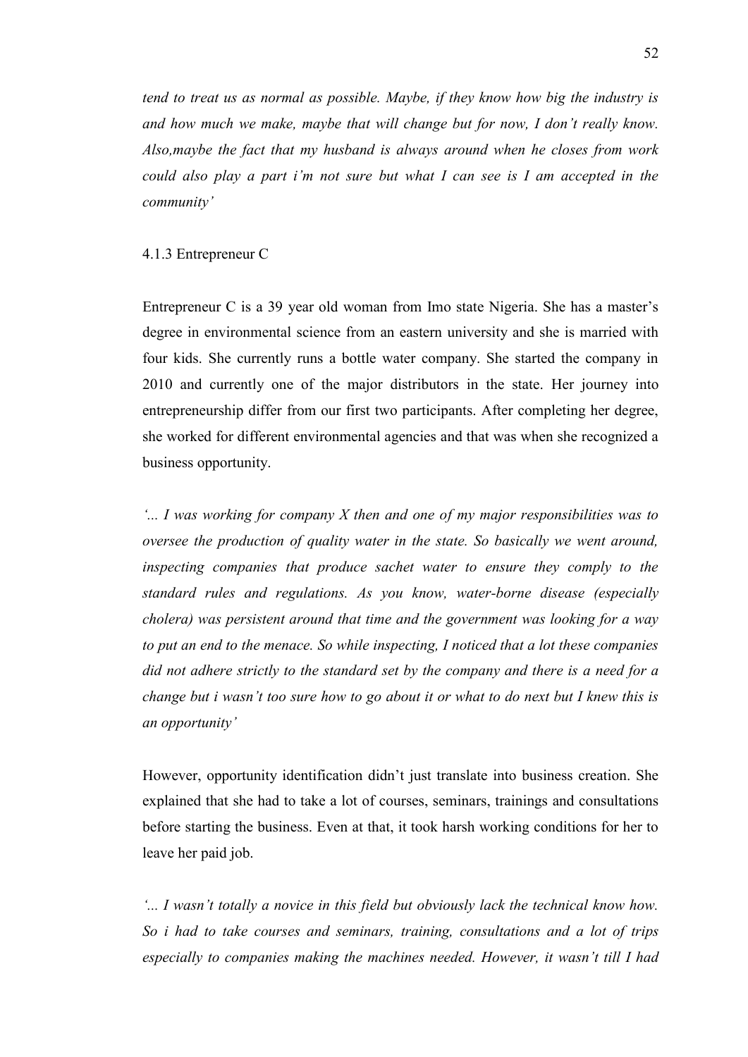*tend to treat us as normal as possible. Maybe, if they know how big the industry is and how much we make, maybe that will change but for now, I don't really know. Also,maybe the fact that my husband is always around when he closes from work could also play a part i'm not sure but what I can see is I am accepted in the community'*

4.1.3 Entrepreneur C

Entrepreneur C is a 39 year old woman from Imo state Nigeria. She has a master's degree in environmental science from an eastern university and she is married with four kids. She currently runs a bottle water company. She started the company in 2010 and currently one of the major distributors in the state. Her journey into entrepreneurship differ from our first two participants. After completing her degree, she worked for different environmental agencies and that was when she recognized a business opportunity.

*'... I was working for company X then and one of my major responsibilities was to oversee the production of quality water in the state. So basically we went around, inspecting companies that produce sachet water to ensure they comply to the standard rules and regulations. As you know, water-borne disease (especially cholera) was persistent around that time and the government was looking for a way to put an end to the menace. So while inspecting, I noticed that a lot these companies did not adhere strictly to the standard set by the company and there is a need for a change but i wasn't too sure how to go about it or what to do next but I knew this is an opportunity'*

However, opportunity identification didn't just translate into business creation. She explained that she had to take a lot of courses, seminars, trainings and consultations before starting the business. Even at that, it took harsh working conditions for her to leave her paid job.

*'... I wasn't totally a novice in this field but obviously lack the technical know how. So i had to take courses and seminars, training, consultations and a lot of trips especially to companies making the machines needed. However, it wasn't till I had*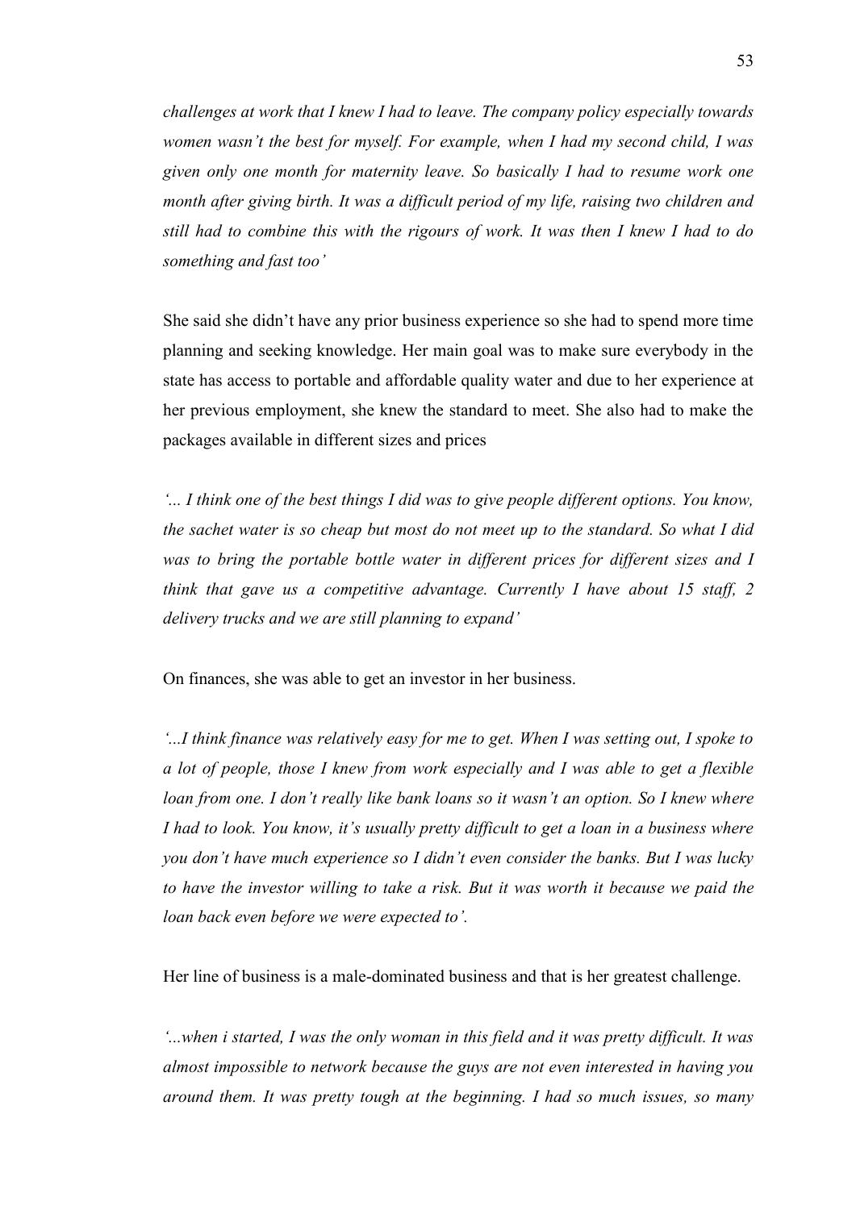*challenges at work that I knew I had to leave. The company policy especially towards women wasn't the best for myself. For example, when I had my second child, I was given only one month for maternity leave. So basically I had to resume work one month after giving birth. It was a difficult period of my life, raising two children and still had to combine this with the rigours of work. It was then I knew I had to do something and fast too'*

She said she didn't have any prior business experience so she had to spend more time planning and seeking knowledge. Her main goal was to make sure everybody in the state has access to portable and affordable quality water and due to her experience at her previous employment, she knew the standard to meet. She also had to make the packages available in different sizes and prices

*'... I think one of the best things I did was to give people different options. You know, the sachet water is so cheap but most do not meet up to the standard. So what I did was to bring the portable bottle water in different prices for different sizes and I think that gave us a competitive advantage. Currently I have about 15 staff, 2 delivery trucks and we are still planning to expand'*

On finances, she was able to get an investor in her business.

*'...I think finance was relatively easy for me to get. When I was setting out, I spoke to a lot of people, those I knew from work especially and I was able to get a flexible loan from one. I don't really like bank loans so it wasn't an option. So I knew where I had to look. You know, it's usually pretty difficult to get a loan in a business where you don't have much experience so I didn't even consider the banks. But I was lucky to have the investor willing to take a risk. But it was worth it because we paid the loan back even before we were expected to'.*

Her line of business is a male-dominated business and that is her greatest challenge.

*'...when i started, I was the only woman in this field and it was pretty difficult. It was almost impossible to network because the guys are not even interested in having you around them. It was pretty tough at the beginning. I had so much issues, so many*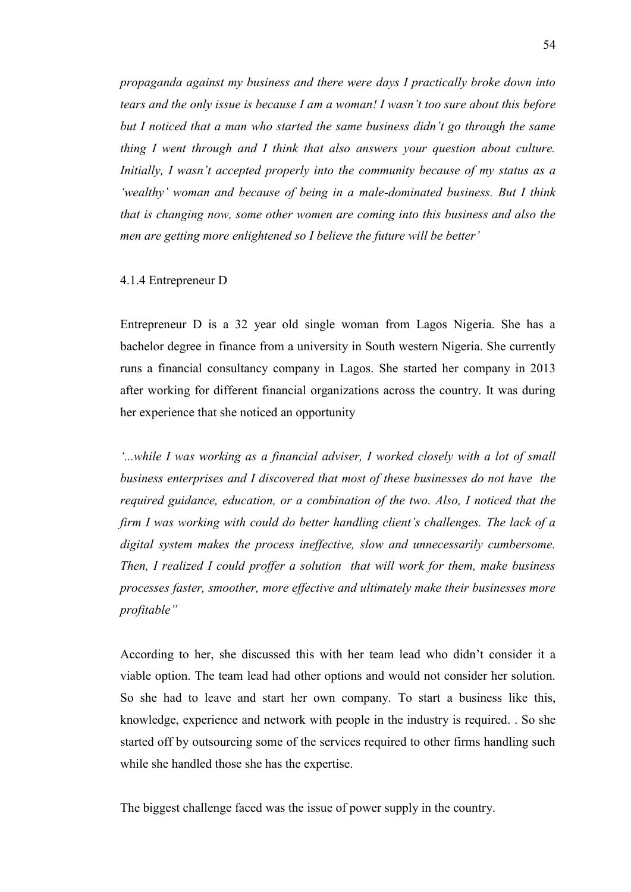*propaganda against my business and there were days I practically broke down into tears and the only issue is because I am a woman! I wasn't too sure about this before but I noticed that a man who started the same business didn't go through the same thing I went through and I think that also answers your question about culture. Initially, I wasn't accepted properly into the community because of my status as a 'wealthy' woman and because of being in a male-dominated business. But I think that is changing now, some other women are coming into this business and also the men are getting more enlightened so I believe the future will be better'*

#### 4.1.4 Entrepreneur D

Entrepreneur D is a 32 year old single woman from Lagos Nigeria. She has a bachelor degree in finance from a university in South western Nigeria. She currently runs a financial consultancy company in Lagos. She started her company in 2013 after working for different financial organizations across the country. It was during her experience that she noticed an opportunity

*'...while I was working as a financial adviser, I worked closely with a lot of small business enterprises and I discovered that most of these businesses do not have the required guidance, education, or a combination of the two. Also, I noticed that the firm I was working with could do better handling client's challenges. The lack of a digital system makes the process ineffective, slow and unnecessarily cumbersome. Then, I realized I could proffer a solution that will work for them, make business processes faster, smoother, more effective and ultimately make their businesses more profitable"*

According to her, she discussed this with her team lead who didn't consider it a viable option. The team lead had other options and would not consider her solution. So she had to leave and start her own company. To start a business like this, knowledge, experience and network with people in the industry is required. . So she started off by outsourcing some of the services required to other firms handling such while she handled those she has the expertise.

The biggest challenge faced was the issue of power supply in the country.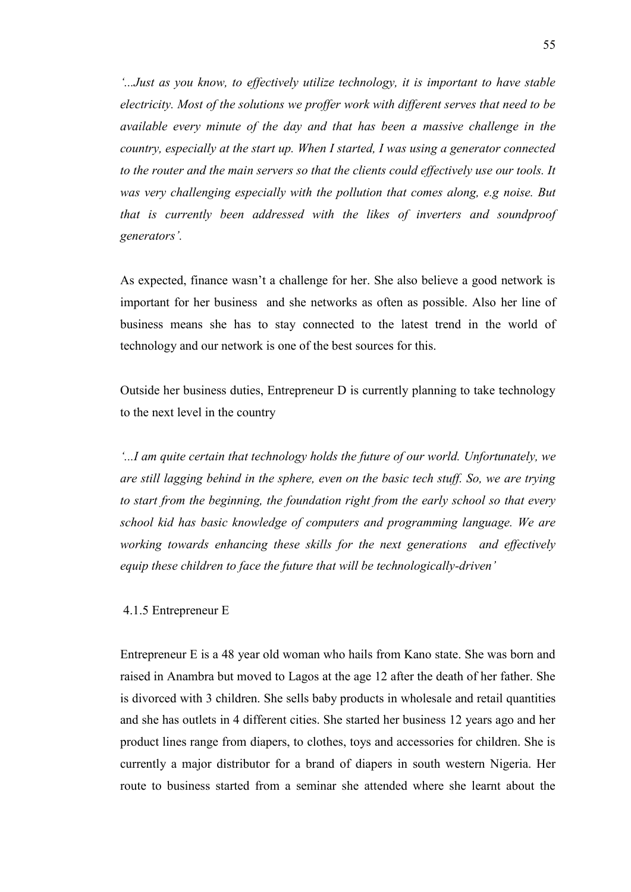*'...Just as you know, to effectively utilize technology, it is important to have stable electricity. Most of the solutions we proffer work with different serves that need to be available every minute of the day and that has been a massive challenge in the country, especially at the start up. When I started, I was using a generator connected to the router and the main servers so that the clients could effectively use our tools. It was very challenging especially with the pollution that comes along, e.g noise. But that is currently been addressed with the likes of inverters and soundproof generators'.*

As expected, finance wasn't a challenge for her. She also believe a good network is important for her business and she networks as often as possible. Also her line of business means she has to stay connected to the latest trend in the world of technology and our network is one of the best sources for this.

Outside her business duties, Entrepreneur D is currently planning to take technology to the next level in the country

*'...I am quite certain that technology holds the future of our world. Unfortunately, we are still lagging behind in the sphere, even on the basic tech stuff. So, we are trying to start from the beginning, the foundation right from the early school so that every school kid has basic knowledge of computers and programming language. We are working towards enhancing these skills for the next generations and effectively equip these children to face the future that will be technologically-driven'*

### 4.1.5 Entrepreneur E

Entrepreneur E is a 48 year old woman who hails from Kano state. She was born and raised in Anambra but moved to Lagos at the age 12 after the death of her father. She is divorced with 3 children. She sells baby products in wholesale and retail quantities and she has outlets in 4 different cities. She started her business 12 years ago and her product lines range from diapers, to clothes, toys and accessories for children. She is currently a major distributor for a brand of diapers in south western Nigeria. Her route to business started from a seminar she attended where she learnt about the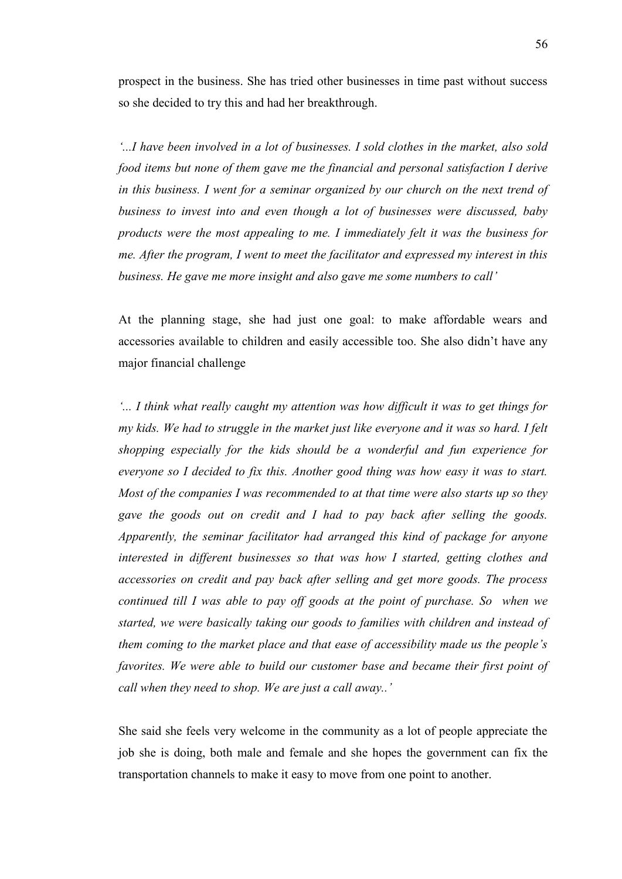prospect in the business. She has tried other businesses in time past without success so she decided to try this and had her breakthrough.

*'...I have been involved in a lot of businesses. I sold clothes in the market, also sold food items but none of them gave me the financial and personal satisfaction I derive in this business. I went for a seminar organized by our church on the next trend of business to invest into and even though a lot of businesses were discussed, baby products were the most appealing to me. I immediately felt it was the business for me. After the program, I went to meet the facilitator and expressed my interest in this business. He gave me more insight and also gave me some numbers to call'*

At the planning stage, she had just one goal: to make affordable wears and accessories available to children and easily accessible too. She also didn't have any major financial challenge

*'... I think what really caught my attention was how difficult it was to get things for my kids. We had to struggle in the market just like everyone and it was so hard. I felt shopping especially for the kids should be a wonderful and fun experience for everyone so I decided to fix this. Another good thing was how easy it was to start. Most of the companies I was recommended to at that time were also starts up so they gave the goods out on credit and I had to pay back after selling the goods. Apparently, the seminar facilitator had arranged this kind of package for anyone interested in different businesses so that was how I started, getting clothes and accessories on credit and pay back after selling and get more goods. The process continued till I was able to pay off goods at the point of purchase. So when we started, we were basically taking our goods to families with children and instead of them coming to the market place and that ease of accessibility made us the people's favorites. We were able to build our customer base and became their first point of call when they need to shop. We are just a call away..'*

She said she feels very welcome in the community as a lot of people appreciate the job she is doing, both male and female and she hopes the government can fix the transportation channels to make it easy to move from one point to another.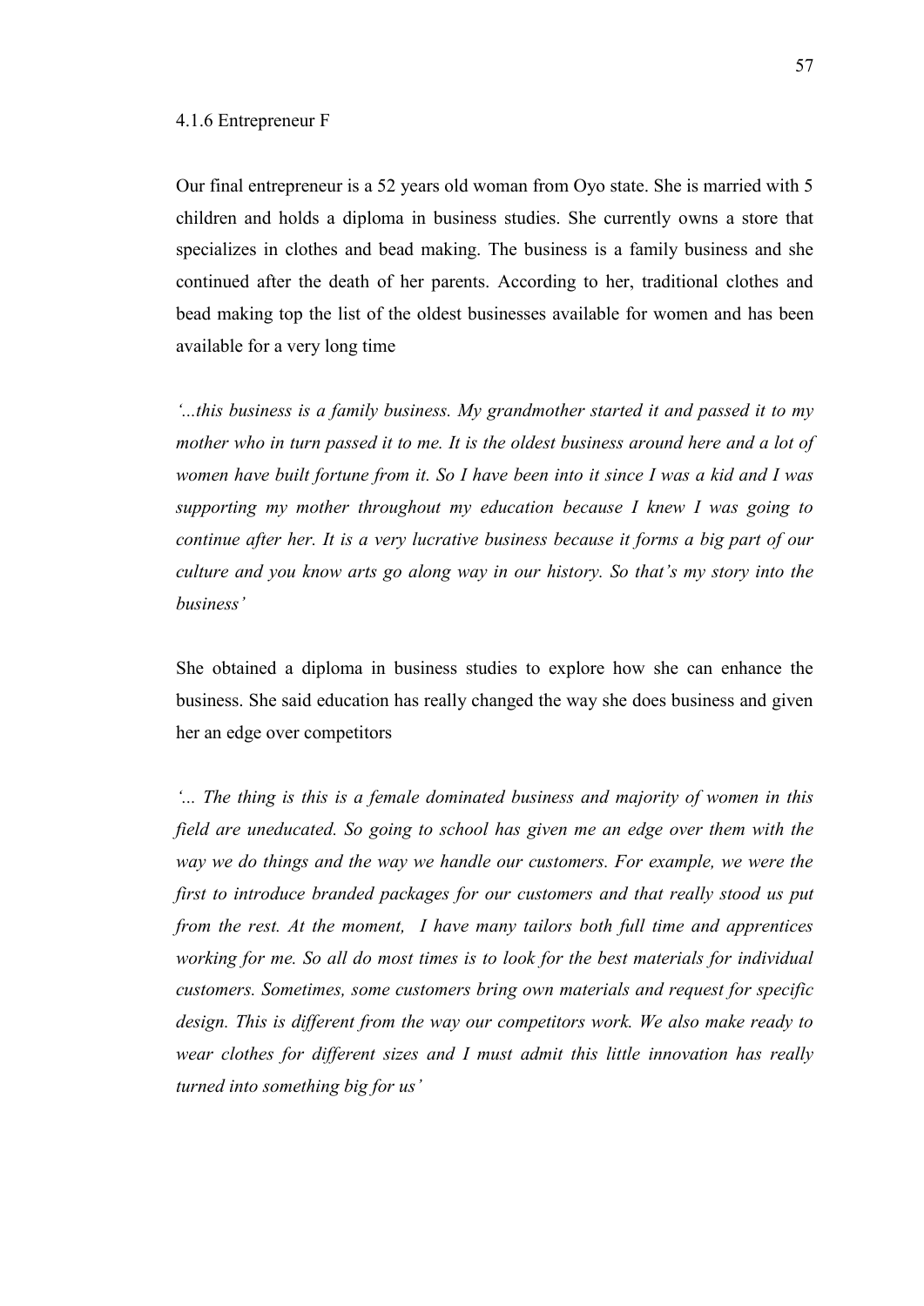#### 4.1.6 Entrepreneur F

Our final entrepreneur is a 52 years old woman from Oyo state. She is married with 5 children and holds a diploma in business studies. She currently owns a store that specializes in clothes and bead making. The business is a family business and she continued after the death of her parents. According to her, traditional clothes and bead making top the list of the oldest businesses available for women and has been available for a very long time

*'...this business is a family business. My grandmother started it and passed it to my mother who in turn passed it to me. It is the oldest business around here and a lot of women have built fortune from it. So I have been into it since I was a kid and I was supporting my mother throughout my education because I knew I was going to continue after her. It is a very lucrative business because it forms a big part of our culture and you know arts go along way in our history. So that's my story into the business'*

She obtained a diploma in business studies to explore how she can enhance the business. She said education has really changed the way she does business and given her an edge over competitors

*'... The thing is this is a female dominated business and majority of women in this field are uneducated. So going to school has given me an edge over them with the way we do things and the way we handle our customers. For example, we were the first to introduce branded packages for our customers and that really stood us put from the rest. At the moment, I have many tailors both full time and apprentices working for me. So all do most times is to look for the best materials for individual customers. Sometimes, some customers bring own materials and request for specific design. This is different from the way our competitors work. We also make ready to wear clothes for different sizes and I must admit this little innovation has really turned into something big for us'*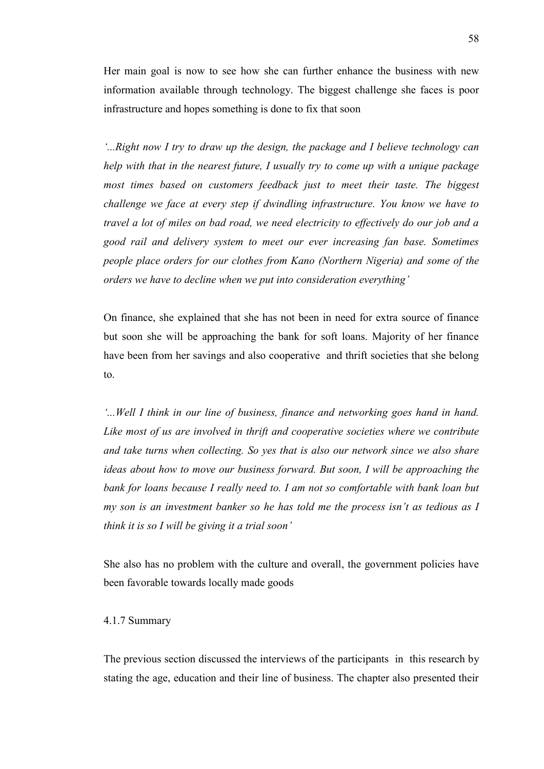Her main goal is now to see how she can further enhance the business with new information available through technology. The biggest challenge she faces is poor infrastructure and hopes something is done to fix that soon

*'...Right now I try to draw up the design, the package and I believe technology can help with that in the nearest future, I usually try to come up with a unique package most times based on customers feedback just to meet their taste. The biggest challenge we face at every step if dwindling infrastructure. You know we have to travel a lot of miles on bad road, we need electricity to effectively do our job and a good rail and delivery system to meet our ever increasing fan base. Sometimes people place orders for our clothes from Kano (Northern Nigeria) and some of the orders we have to decline when we put into consideration everything'*

On finance, she explained that she has not been in need for extra source of finance but soon she will be approaching the bank for soft loans. Majority of her finance have been from her savings and also cooperative and thrift societies that she belong to.

*'...Well I think in our line of business, finance and networking goes hand in hand. Like most of us are involved in thrift and cooperative societies where we contribute and take turns when collecting. So yes that is also our network since we also share ideas about how to move our business forward. But soon, I will be approaching the bank for loans because I really need to. I am not so comfortable with bank loan but my son is an investment banker so he has told me the process isn't as tedious as I think it is so I will be giving it a trial soon'*

She also has no problem with the culture and overall, the government policies have been favorable towards locally made goods

4.1.7 Summary

The previous section discussed the interviews of the participants in this research by stating the age, education and their line of business. The chapter also presented their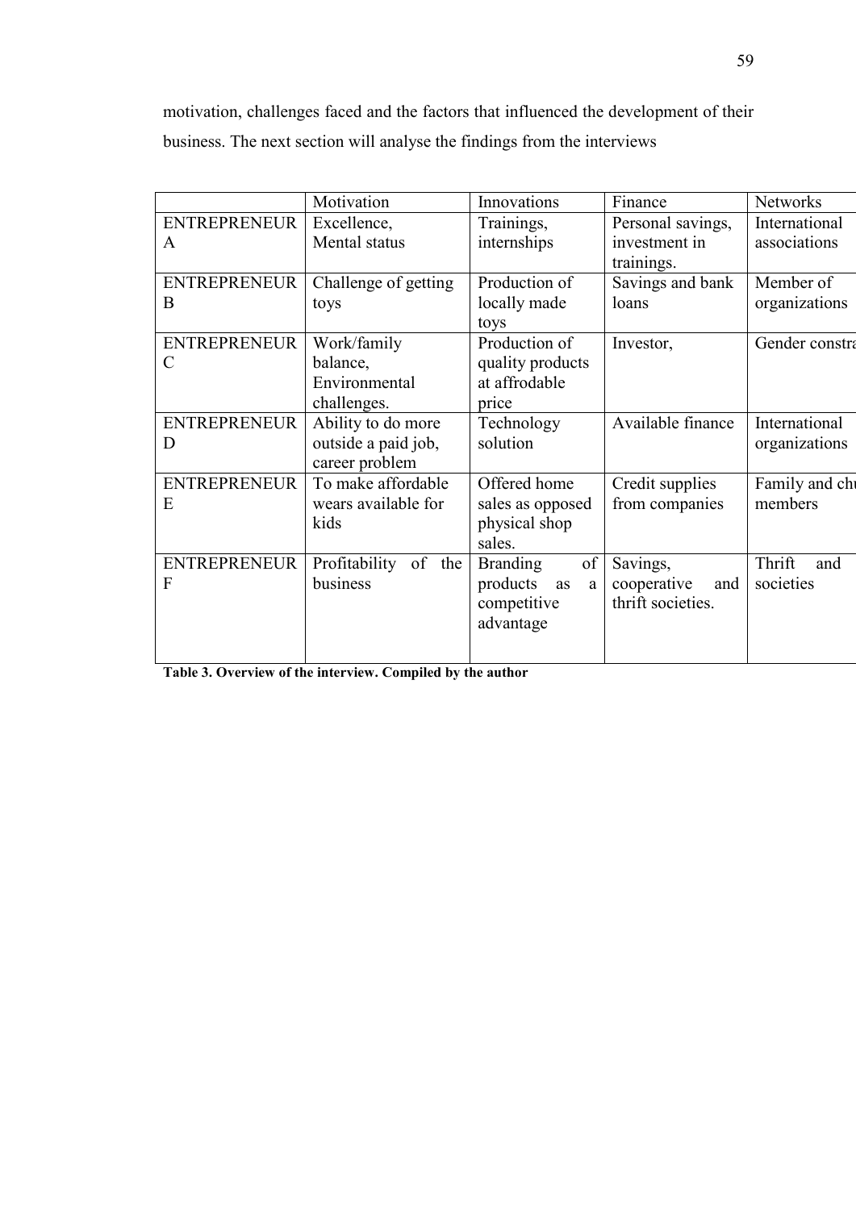motivation, challenges faced and the factors that influenced the development of their business. The next section will analyse the findings from the interviews

| | Motivation | Innovations | Finance | Networks |
|---|---|---|---|---|
| ENTREPRENEUR A | Excellence, Mental status | Trainings, internships | Personal savings, investment in trainings. | International associations |
| ENTREPRENEUR B | Challenge of getting toys | Production of locally made toys | Savings and bank loans | Member of organizations |
| ENTREPRENEUR C | Work/family balance, Environmental challenges. | Production of quality products at affrodable price | Investor, | Gender constra |
| ENTREPRENEUR D | Ability to do more outside a paid job, career problem | Technology solution | Available finance | International organizations |
| ENTREPRENEUR E | To make affordable wears available for kids | Offered home sales as opposed physical shop sales. | Credit supplies from companies | Family and chu members |
| ENTREPRENEUR F | Profitability of the business | Branding of products as a competitive advantage | Savings, cooperative and thrift societies. | Thrift and societies |

**Table 3. Overview of the interview. Compiled by the author**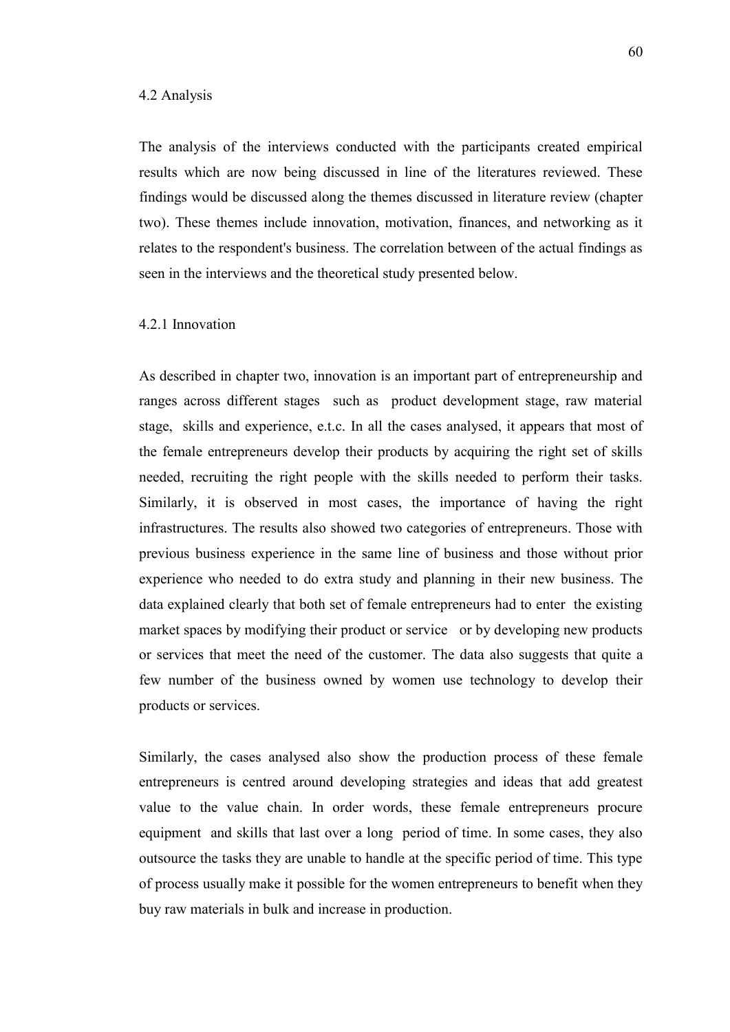## 4.2 Analysis

The analysis of the interviews conducted with the participants created empirical results which are now being discussed in line of the literatures reviewed. These findings would be discussed along the themes discussed in literature review (chapter two). These themes include innovation, motivation, finances, and networking as it relates to the respondent's business. The correlation between of the actual findings as seen in the interviews and the theoretical study presented below.

### 4.2.1 Innovation

As described in chapter two, innovation is an important part of entrepreneurship and ranges across different stages such as product development stage, raw material stage, skills and experience, e.t.c. In all the cases analysed, it appears that most of the female entrepreneurs develop their products by acquiring the right set of skills needed, recruiting the right people with the skills needed to perform their tasks. Similarly, it is observed in most cases, the importance of having the right infrastructures. The results also showed two categories of entrepreneurs. Those with previous business experience in the same line of business and those without prior experience who needed to do extra study and planning in their new business. The data explained clearly that both set of female entrepreneurs had to enter the existing market spaces by modifying their product or service or by developing new products or services that meet the need of the customer. The data also suggests that quite a few number of the business owned by women use technology to develop their products or services.

Similarly, the cases analysed also show the production process of these female entrepreneurs is centred around developing strategies and ideas that add greatest value to the value chain. In order words, these female entrepreneurs procure equipment and skills that last over a long period of time. In some cases, they also outsource the tasks they are unable to handle at the specific period of time. This type of process usually make it possible for the women entrepreneurs to benefit when they buy raw materials in bulk and increase in production.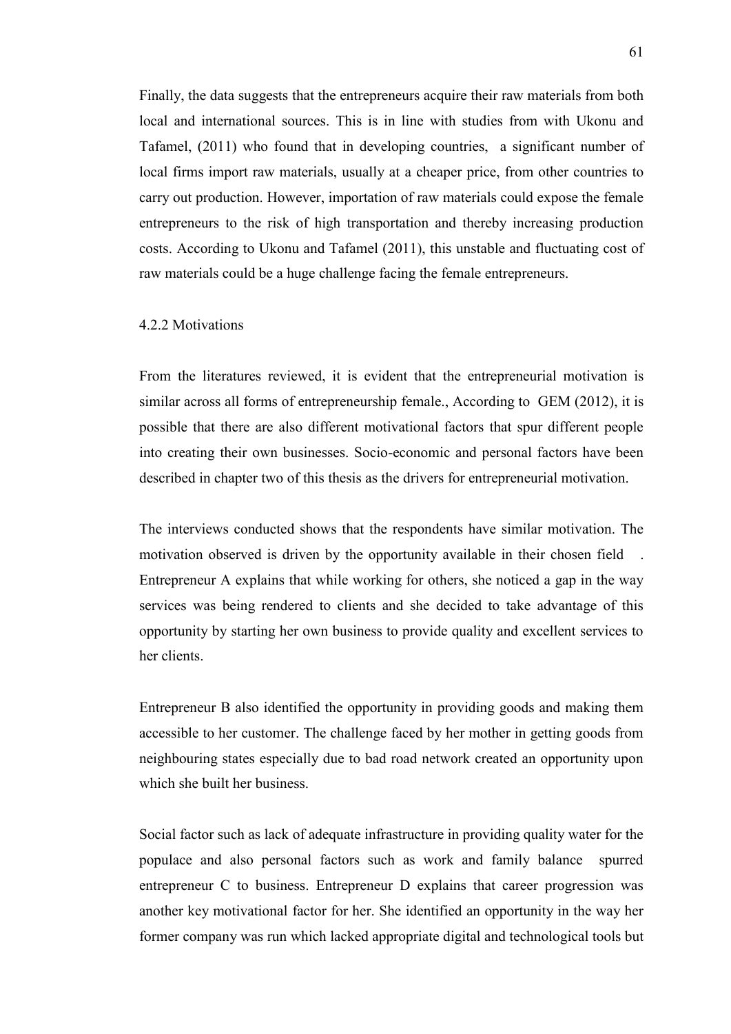Finally, the data suggests that the entrepreneurs acquire their raw materials from both local and international sources. This is in line with studies from with Ukonu and Tafamel, (2011) who found that in developing countries, a significant number of local firms import raw materials, usually at a cheaper price, from other countries to carry out production. However, importation of raw materials could expose the female entrepreneurs to the risk of high transportation and thereby increasing production costs. According to Ukonu and Tafamel (2011), this unstable and fluctuating cost of raw materials could be a huge challenge facing the female entrepreneurs.

### 4.2.2 Motivations

From the literatures reviewed, it is evident that the entrepreneurial motivation is similar across all forms of entrepreneurship female., According to GEM (2012), it is possible that there are also different motivational factors that spur different people into creating their own businesses. Socio-economic and personal factors have been described in chapter two of this thesis as the drivers for entrepreneurial motivation.

The interviews conducted shows that the respondents have similar motivation. The motivation observed is driven by the opportunity available in their chosen field . Entrepreneur A explains that while working for others, she noticed a gap in the way services was being rendered to clients and she decided to take advantage of this opportunity by starting her own business to provide quality and excellent services to her clients.

Entrepreneur B also identified the opportunity in providing goods and making them accessible to her customer. The challenge faced by her mother in getting goods from neighbouring states especially due to bad road network created an opportunity upon which she built her business.

Social factor such as lack of adequate infrastructure in providing quality water for the populace and also personal factors such as work and family balance spurred entrepreneur C to business. Entrepreneur D explains that career progression was another key motivational factor for her. She identified an opportunity in the way her former company was run which lacked appropriate digital and technological tools but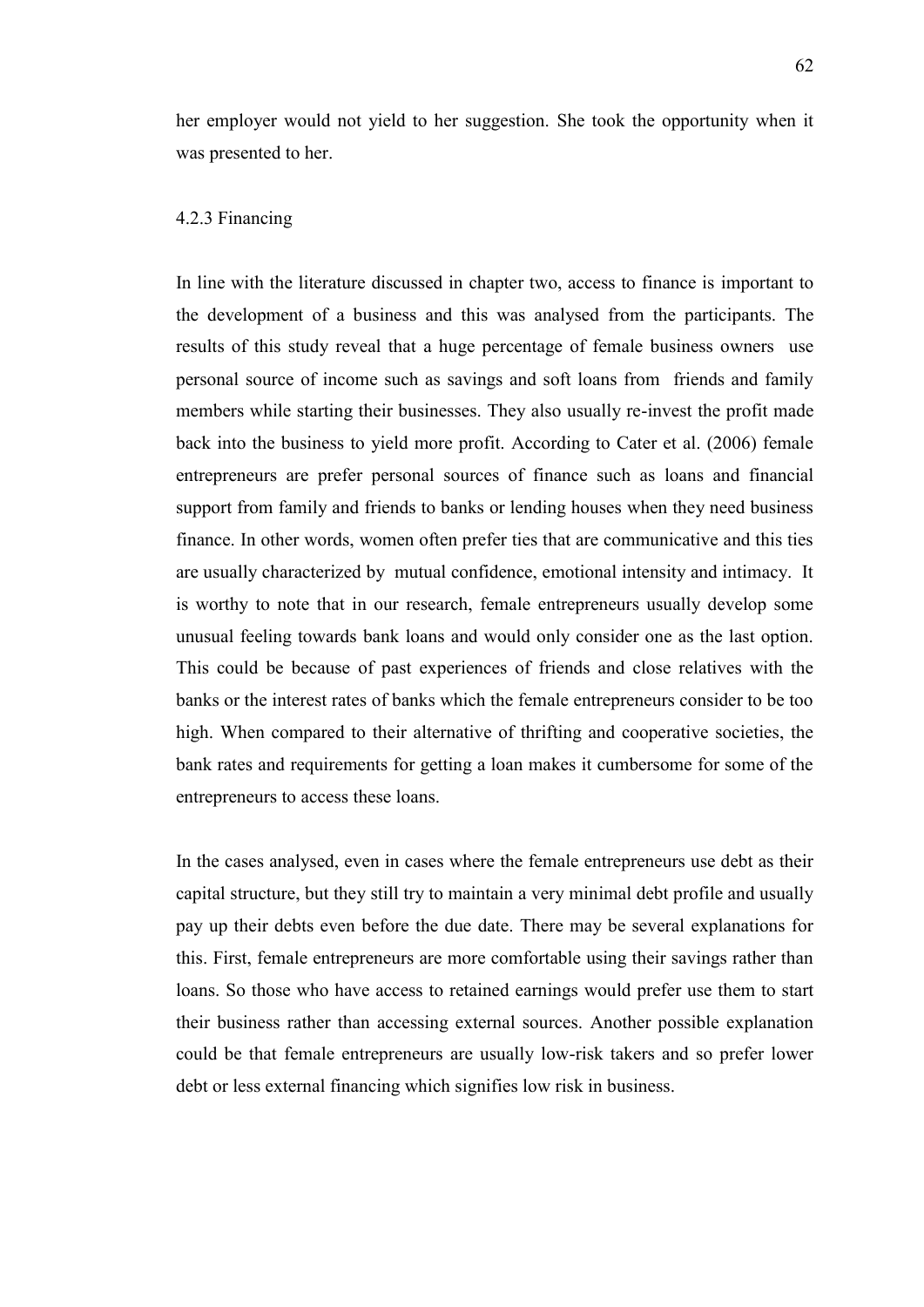her employer would not yield to her suggestion. She took the opportunity when it was presented to her.

### 4.2.3 Financing

In line with the literature discussed in chapter two, access to finance is important to the development of a business and this was analysed from the participants. The results of this study reveal that a huge percentage of female business owners use personal source of income such as savings and soft loans from friends and family members while starting their businesses. They also usually re-invest the profit made back into the business to yield more profit. According to Cater et al. (2006) female entrepreneurs are prefer personal sources of finance such as loans and financial support from family and friends to banks or lending houses when they need business finance. In other words, women often prefer ties that are communicative and this ties are usually characterized by mutual confidence, emotional intensity and intimacy. It is worthy to note that in our research, female entrepreneurs usually develop some unusual feeling towards bank loans and would only consider one as the last option. This could be because of past experiences of friends and close relatives with the banks or the interest rates of banks which the female entrepreneurs consider to be too high. When compared to their alternative of thrifting and cooperative societies, the bank rates and requirements for getting a loan makes it cumbersome for some of the entrepreneurs to access these loans.

In the cases analysed, even in cases where the female entrepreneurs use debt as their capital structure, but they still try to maintain a very minimal debt profile and usually pay up their debts even before the due date. There may be several explanations for this. First, female entrepreneurs are more comfortable using their savings rather than loans. So those who have access to retained earnings would prefer use them to start their business rather than accessing external sources. Another possible explanation could be that female entrepreneurs are usually low-risk takers and so prefer lower debt or less external financing which signifies low risk in business.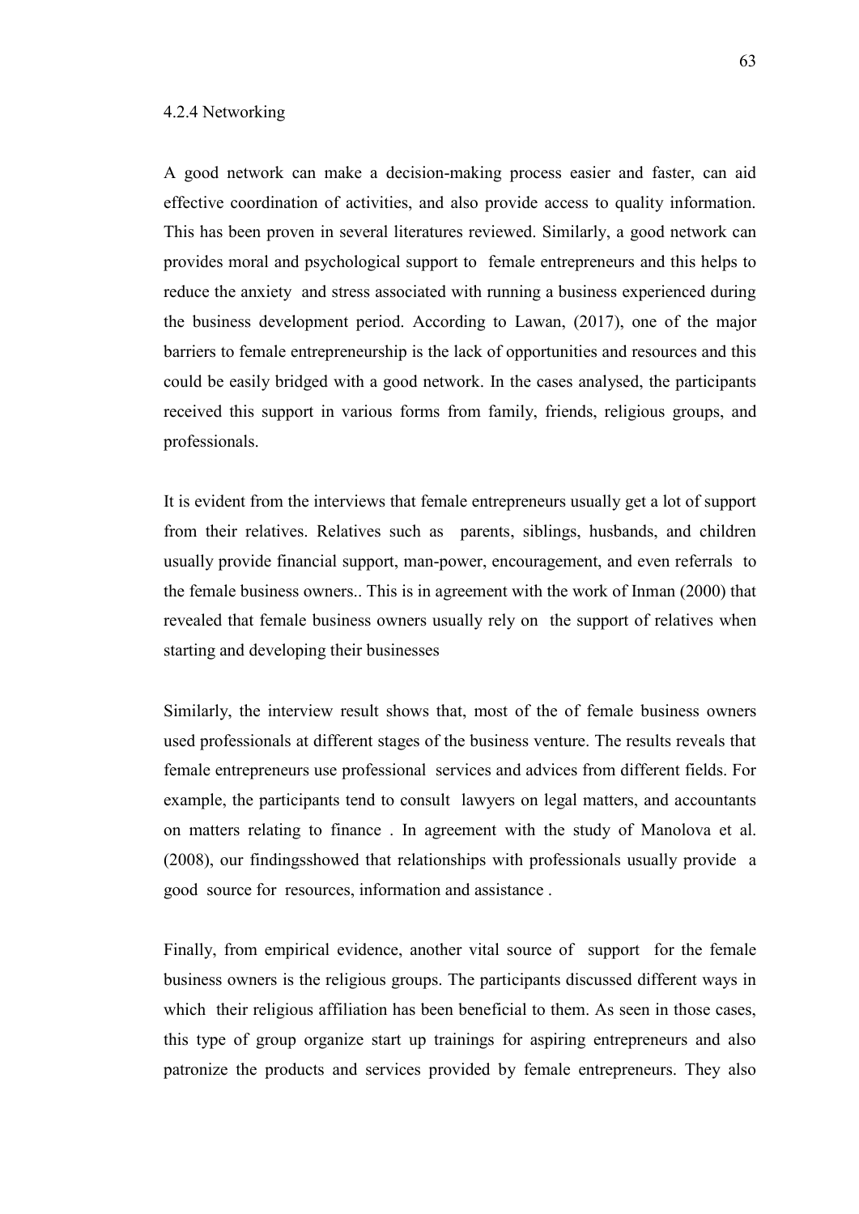### 4.2.4 Networking

A good network can make a decision-making process easier and faster, can aid effective coordination of activities, and also provide access to quality information. This has been proven in several literatures reviewed. Similarly, a good network can provides moral and psychological support to female entrepreneurs and this helps to reduce the anxiety and stress associated with running a business experienced during the business development period. According to Lawan, (2017), one of the major barriers to female entrepreneurship is the lack of opportunities and resources and this could be easily bridged with a good network. In the cases analysed, the participants received this support in various forms from family, friends, religious groups, and professionals.

It is evident from the interviews that female entrepreneurs usually get a lot of support from their relatives. Relatives such as parents, siblings, husbands, and children usually provide financial support, man-power, encouragement, and even referrals to the female business owners.. This is in agreement with the work of Inman (2000) that revealed that female business owners usually rely on the support of relatives when starting and developing their businesses

Similarly, the interview result shows that, most of the of female business owners used professionals at different stages of the business venture. The results reveals that female entrepreneurs use professional services and advices from different fields. For example, the participants tend to consult lawyers on legal matters, and accountants on matters relating to finance . In agreement with the study of Manolova et al. (2008), our findingsshowed that relationships with professionals usually provide a good source for resources, information and assistance .

Finally, from empirical evidence, another vital source of support for the female business owners is the religious groups. The participants discussed different ways in which their religious affiliation has been beneficial to them. As seen in those cases, this type of group organize start up trainings for aspiring entrepreneurs and also patronize the products and services provided by female entrepreneurs. They also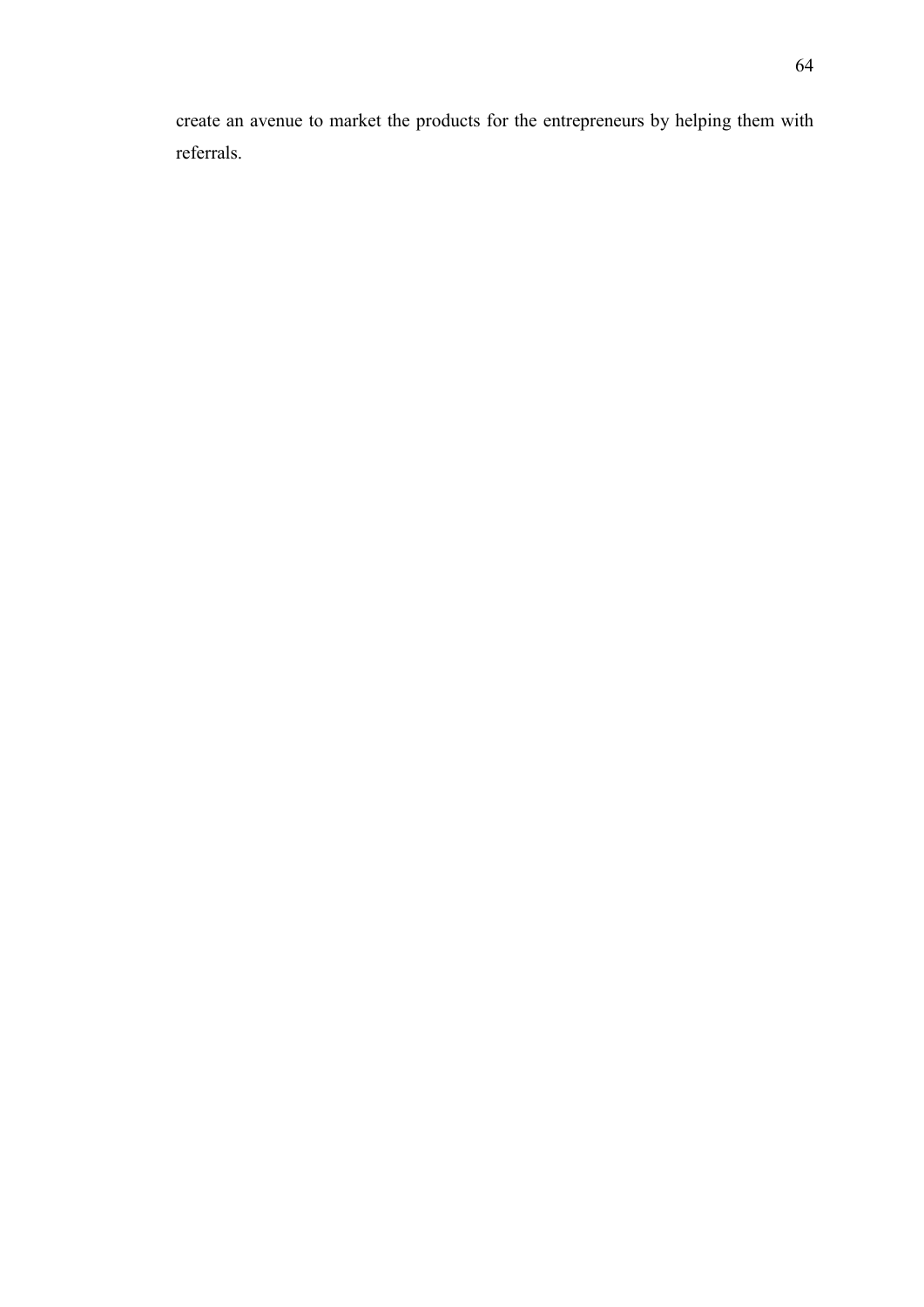create an avenue to market the products for the entrepreneurs by helping them with referrals.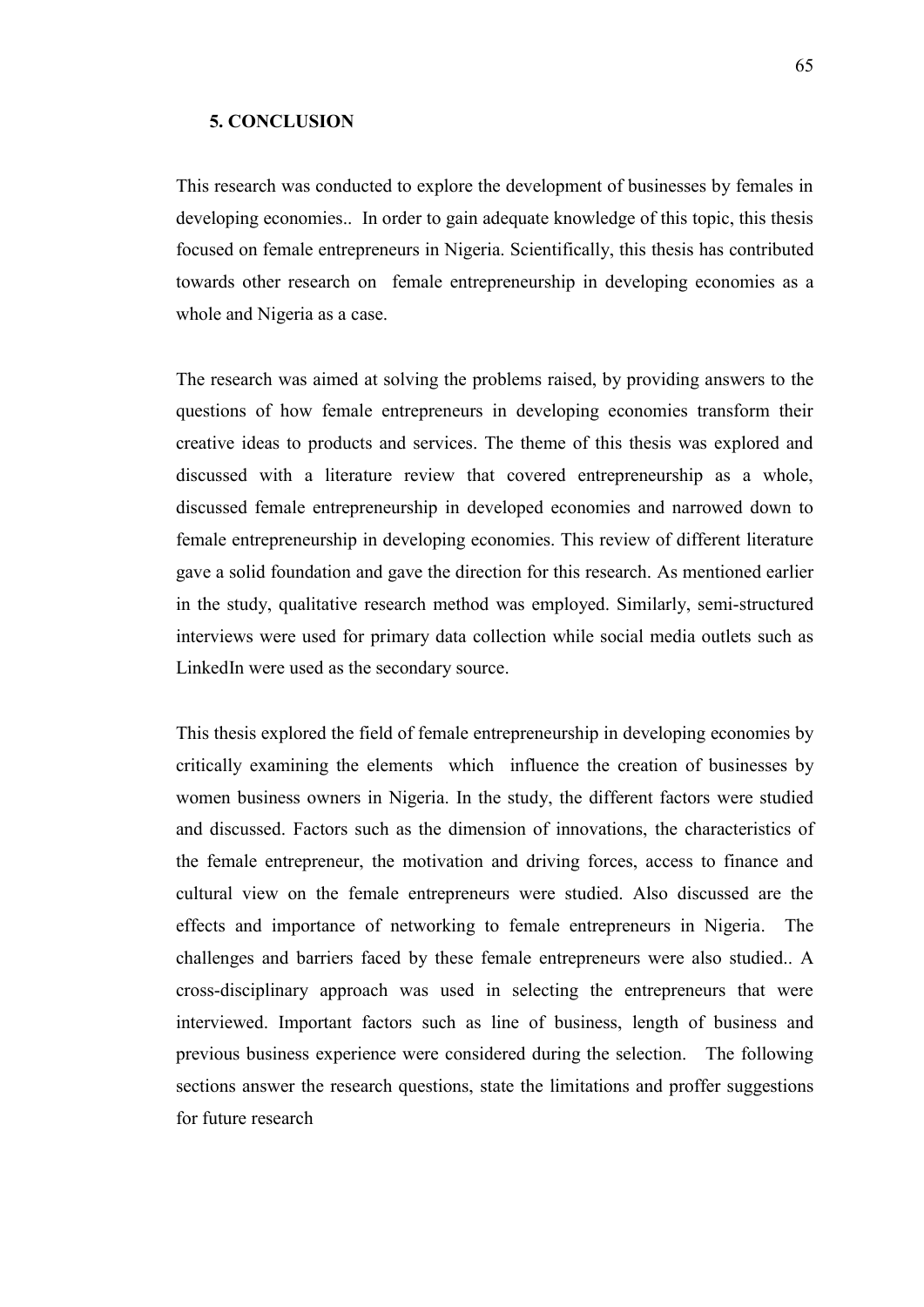# 5. CONCLUSION

This research was conducted to explore the development of businesses by females in developing economies.. In order to gain adequate knowledge of this topic, this thesis focused on female entrepreneurs in Nigeria. Scientifically, this thesis has contributed towards other research on female entrepreneurship in developing economies as a whole and Nigeria as a case.

The research was aimed at solving the problems raised, by providing answers to the questions of how female entrepreneurs in developing economies transform their creative ideas to products and services. The theme of this thesis was explored and discussed with a literature review that covered entrepreneurship as a whole, discussed female entrepreneurship in developed economies and narrowed down to female entrepreneurship in developing economies. This review of different literature gave a solid foundation and gave the direction for this research. As mentioned earlier in the study, qualitative research method was employed. Similarly, semi-structured interviews were used for primary data collection while social media outlets such as LinkedIn were used as the secondary source.

This thesis explored the field of female entrepreneurship in developing economies by critically examining the elements which influence the creation of businesses by women business owners in Nigeria. In the study, the different factors were studied and discussed. Factors such as the dimension of innovations, the characteristics of the female entrepreneur, the motivation and driving forces, access to finance and cultural view on the female entrepreneurs were studied. Also discussed are the effects and importance of networking to female entrepreneurs in Nigeria. The challenges and barriers faced by these female entrepreneurs were also studied.. A cross-disciplinary approach was used in selecting the entrepreneurs that were interviewed. Important factors such as line of business, length of business and previous business experience were considered during the selection. The following sections answer the research questions, state the limitations and proffer suggestions for future research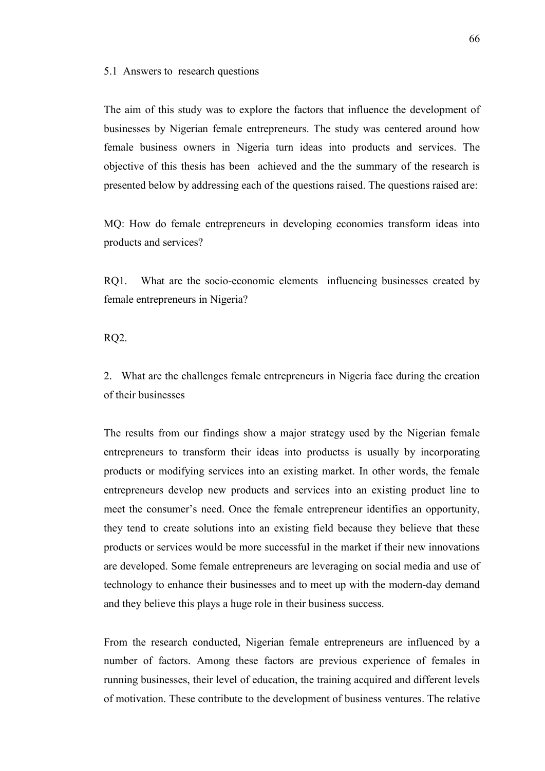## 5.1 Answers to research questions

The aim of this study was to explore the factors that influence the development of businesses by Nigerian female entrepreneurs. The study was centered around how female business owners in Nigeria turn ideas into products and services. The objective of this thesis has been achieved and the the summary of the research is presented below by addressing each of the questions raised. The questions raised are:

MQ: How do female entrepreneurs in developing economies transform ideas into products and services?

RQ1. What are the socio-economic elements influencing businesses created by female entrepreneurs in Nigeria?

RQ2.

2. What are the challenges female entrepreneurs in Nigeria face during the creation of their businesses

The results from our findings show a major strategy used by the Nigerian female entrepreneurs to transform their ideas into productss is usually by incorporating products or modifying services into an existing market. In other words, the female entrepreneurs develop new products and services into an existing product line to meet the consumer's need. Once the female entrepreneur identifies an opportunity, they tend to create solutions into an existing field because they believe that these products or services would be more successful in the market if their new innovations are developed. Some female entrepreneurs are leveraging on social media and use of technology to enhance their businesses and to meet up with the modern-day demand and they believe this plays a huge role in their business success.

From the research conducted, Nigerian female entrepreneurs are influenced by a number of factors. Among these factors are previous experience of females in running businesses, their level of education, the training acquired and different levels of motivation. These contribute to the development of business ventures. The relative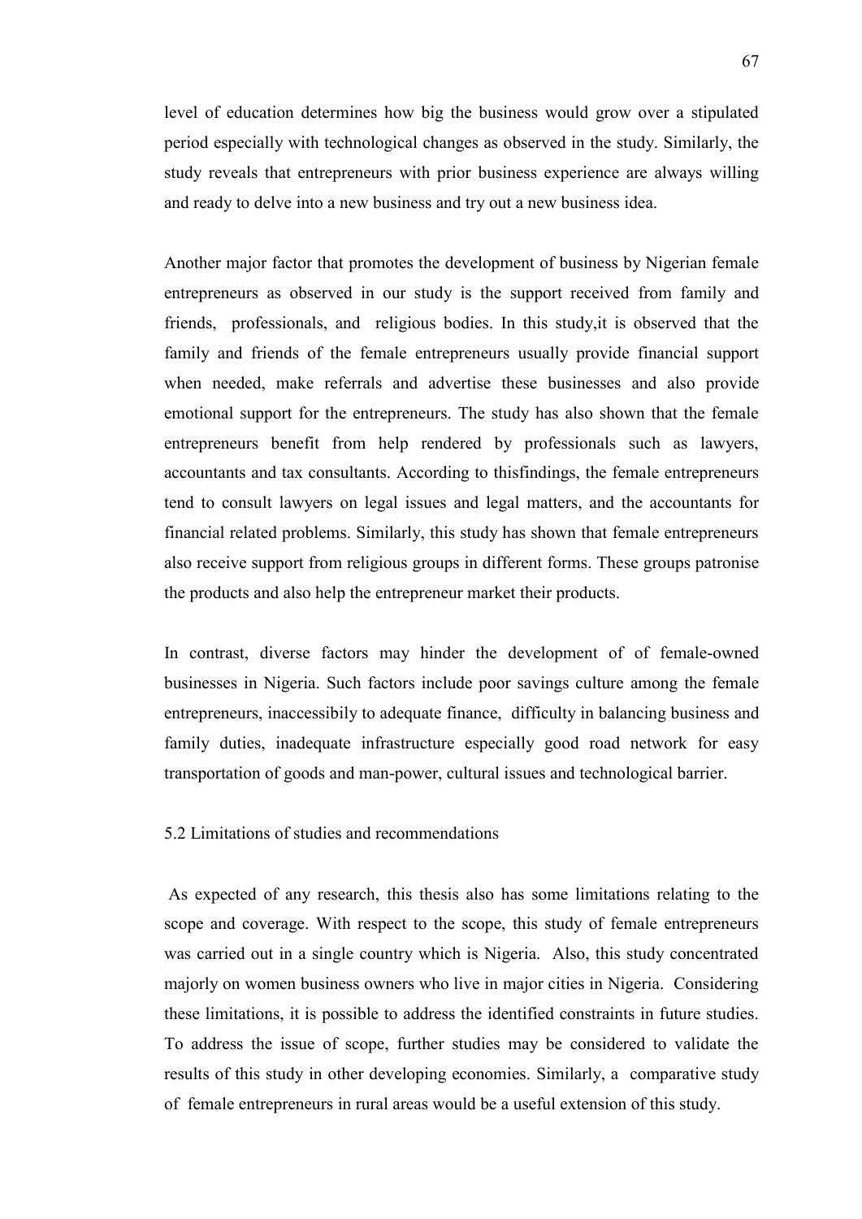level of education determines how big the business would grow over a stipulated period especially with technological changes as observed in the study. Similarly, the study reveals that entrepreneurs with prior business experience are always willing and ready to delve into a new business and try out a new business idea.

Another major factor that promotes the development of business by Nigerian female entrepreneurs as observed in our study is the support received from family and friends, professionals, and religious bodies. In this study,it is observed that the family and friends of the female entrepreneurs usually provide financial support when needed, make referrals and advertise these businesses and also provide emotional support for the entrepreneurs. The study has also shown that the female entrepreneurs benefit from help rendered by professionals such as lawyers, accountants and tax consultants. According to thisfindings, the female entrepreneurs tend to consult lawyers on legal issues and legal matters, and the accountants for financial related problems. Similarly, this study has shown that female entrepreneurs also receive support from religious groups in different forms. These groups patronise the products and also help the entrepreneur market their products.

In contrast, diverse factors may hinder the development of of female-owned businesses in Nigeria. Such factors include poor savings culture among the female entrepreneurs, inaccessibily to adequate finance, difficulty in balancing business and family duties, inadequate infrastructure especially good road network for easy transportation of goods and man-power, cultural issues and technological barrier.

## 5.2 Limitations of studies and recommendations

As expected of any research, this thesis also has some limitations relating to the scope and coverage. With respect to the scope, this study of female entrepreneurs was carried out in a single country which is Nigeria. Also, this study concentrated majorly on women business owners who live in major cities in Nigeria. Considering these limitations, it is possible to address the identified constraints in future studies. To address the issue of scope, further studies may be considered to validate the results of this study in other developing economies. Similarly, a comparative study of female entrepreneurs in rural areas would be a useful extension of this study.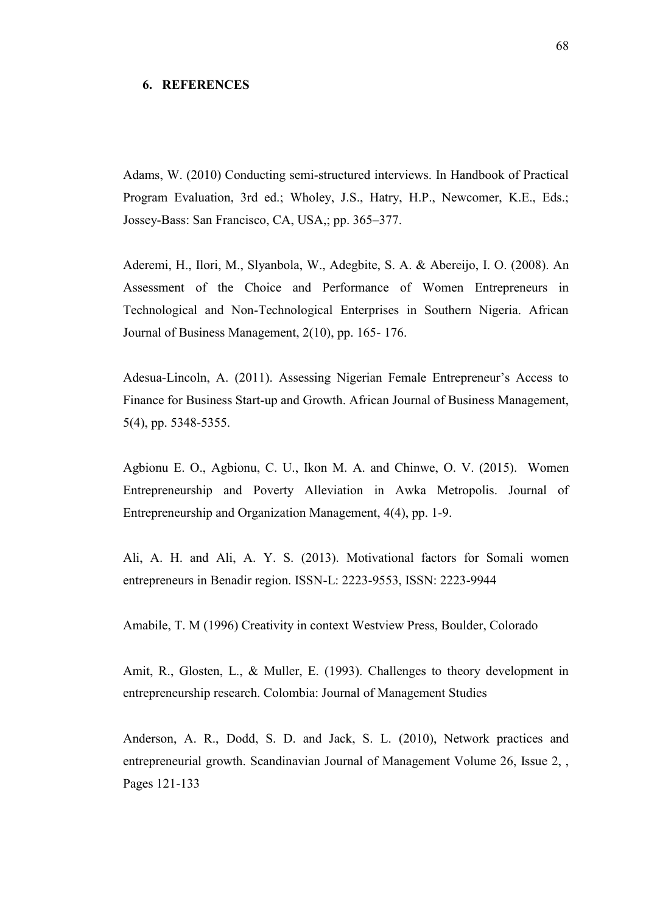## 6. REFERENCES

Adams, W. (2010) Conducting semi-structured interviews. In Handbook of Practical Program Evaluation, 3rd ed.; Wholey, J.S., Hatry, H.P., Newcomer, K.E., Eds.; Jossey-Bass: San Francisco, CA, USA,; pp. 365–377.

Aderemi, H., Ilori, M., Slyanbola, W., Adegbite, S. A. & Abereijo, I. O. (2008). An Assessment of the Choice and Performance of Women Entrepreneurs in Technological and Non-Technological Enterprises in Southern Nigeria. African Journal of Business Management, 2(10), pp. 165- 176.

Adesua-Lincoln, A. (2011). Assessing Nigerian Female Entrepreneur's Access to Finance for Business Start-up and Growth. African Journal of Business Management, 5(4), pp. 5348-5355.

Agbionu E. O., Agbionu, C. U., Ikon M. A. and Chinwe, O. V. (2015). Women Entrepreneurship and Poverty Alleviation in Awka Metropolis. Journal of Entrepreneurship and Organization Management, 4(4), pp. 1-9.

Ali, A. H. and Ali, A. Y. S. (2013). Motivational factors for Somali women entrepreneurs in Benadir region. ISSN-L: 2223-9553, ISSN: 2223-9944

Amabile, T. M (1996) Creativity in context Westview Press, Boulder, Colorado

Amit, R., Glosten, L., & Muller, E. (1993). Challenges to theory development in entrepreneurship research. Colombia: Journal of Management Studies

Anderson, A. R., Dodd, S. D. and Jack, S. L. (2010), Network practices and entrepreneurial growth. Scandinavian Journal of Management Volume 26, Issue 2, , Pages 121-133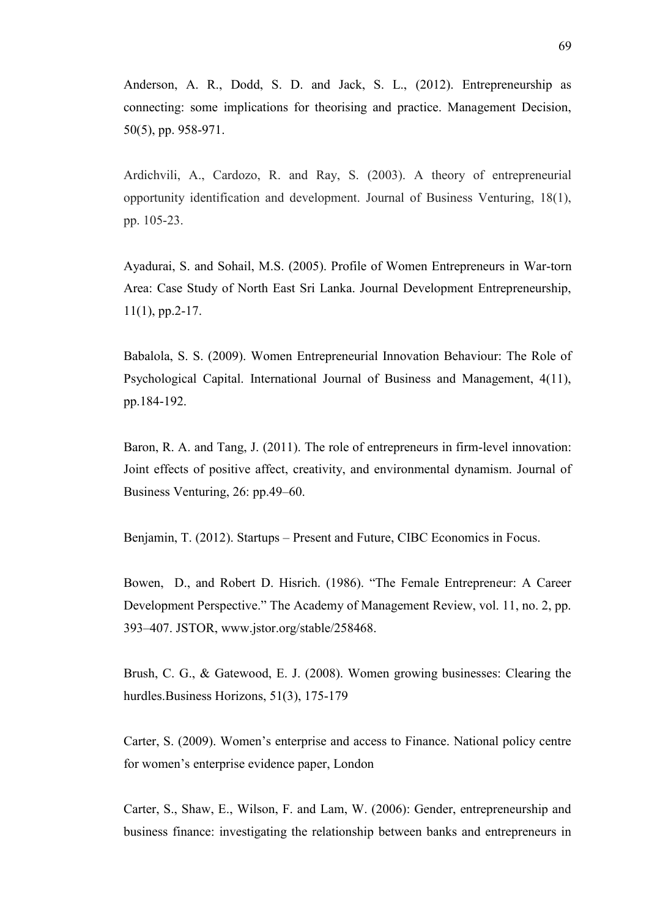Anderson, A. R., Dodd, S. D. and Jack, S. L., (2012). Entrepreneurship as connecting: some implications for theorising and practice. Management Decision, 50(5), pp. 958-971.

Ardichvili, A., Cardozo, R. and Ray, S. (2003). A theory of entrepreneurial opportunity identification and development. Journal of Business Venturing, 18(1), pp. 105-23.

Ayadurai, S. and Sohail, M.S. (2005). Profile of Women Entrepreneurs in War-torn Area: Case Study of North East Sri Lanka. Journal Development Entrepreneurship, 11(1), pp.2-17.

Babalola, S. S. (2009). Women Entrepreneurial Innovation Behaviour: The Role of Psychological Capital. International Journal of Business and Management, 4(11), pp.184-192.

Baron, R. A. and Tang, J. (2011). The role of entrepreneurs in firm-level innovation: Joint effects of positive affect, creativity, and environmental dynamism. Journal of Business Venturing, 26: pp.49–60.

Benjamin, T. (2012). Startups – Present and Future, CIBC Economics in Focus.

Bowen, D., and Robert D. Hisrich. (1986). "The Female Entrepreneur: A Career Development Perspective." The Academy of Management Review, vol. 11, no. 2, pp. 393–407. JSTOR, www.jstor.org/stable/258468.

Brush, C. G., & Gatewood, E. J. (2008). Women growing businesses: Clearing the hurdles.Business Horizons, 51(3), 175-179

Carter, S. (2009). Women's enterprise and access to Finance. National policy centre for women's enterprise evidence paper, London

Carter, S., Shaw, E., Wilson, F. and Lam, W. (2006): Gender, entrepreneurship and business finance: investigating the relationship between banks and entrepreneurs in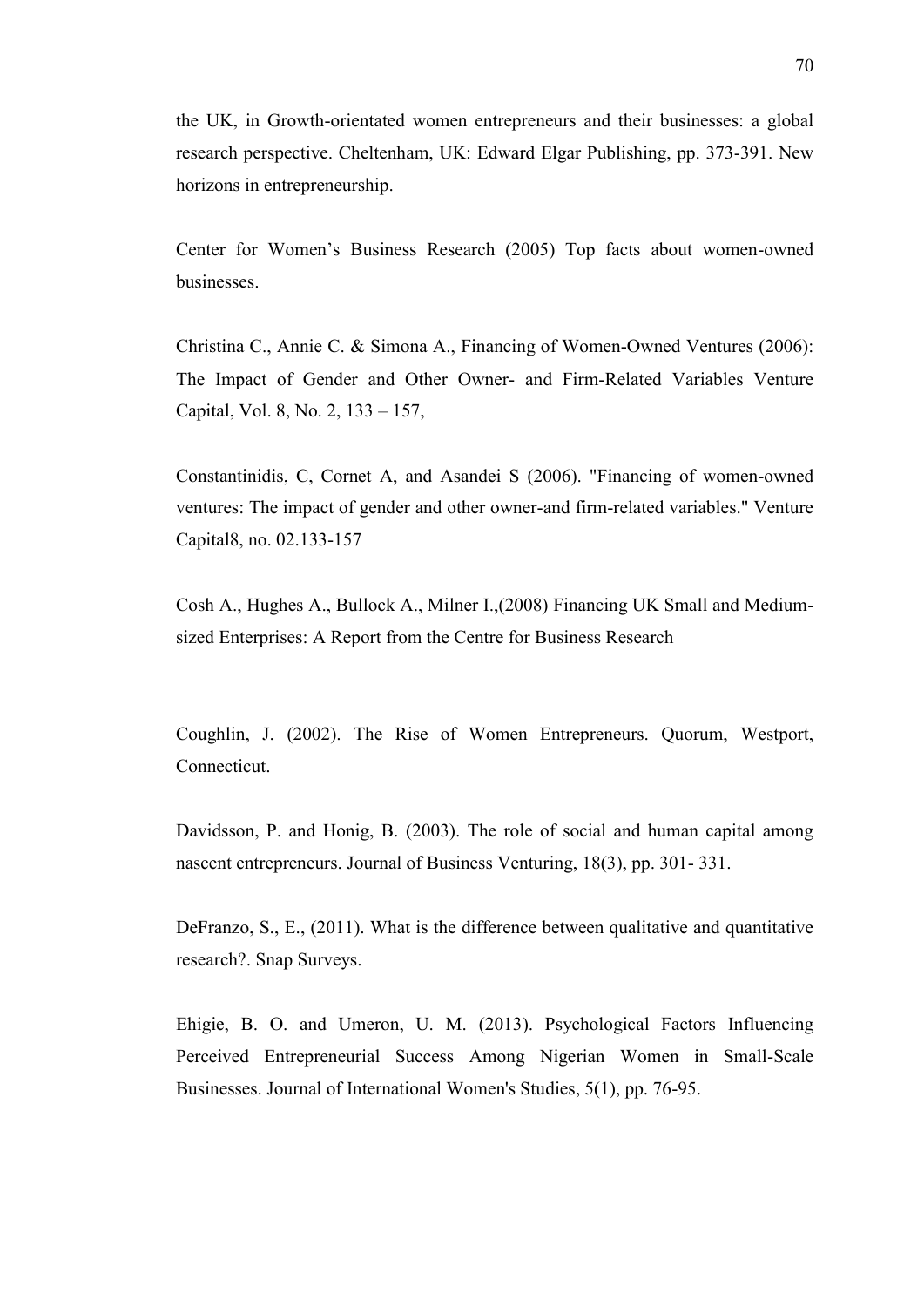the UK, in Growth-orientated women entrepreneurs and their businesses: a global research perspective. Cheltenham, UK: Edward Elgar Publishing, pp. 373-391. New horizons in entrepreneurship.

Center for Women's Business Research (2005) Top facts about women-owned businesses.

Christina C., Annie C. & Simona A., Financing of Women-Owned Ventures (2006): The Impact of Gender and Other Owner- and Firm-Related Variables Venture Capital, Vol. 8, No. 2, 133 – 157,

Constantinidis, C, Cornet A, and Asandei S (2006). "Financing of women-owned ventures: The impact of gender and other owner-and firm-related variables." Venture Capital8, no. 02.133-157

Cosh A., Hughes A., Bullock A., Milner I.,(2008) Financing UK Small and Medium-sized Enterprises: A Report from the Centre for Business Research

Coughlin, J. (2002). The Rise of Women Entrepreneurs. Quorum, Westport, Connecticut.

Davidsson, P. and Honig, B. (2003). The role of social and human capital among nascent entrepreneurs. Journal of Business Venturing, 18(3), pp. 301- 331.

DeFranzo, S., E., (2011). What is the difference between qualitative and quantitative research?. Snap Surveys.

Ehigie, B. O. and Umeron, U. M. (2013). Psychological Factors Influencing Perceived Entrepreneurial Success Among Nigerian Women in Small-Scale Businesses. Journal of International Women's Studies, 5(1), pp. 76-95.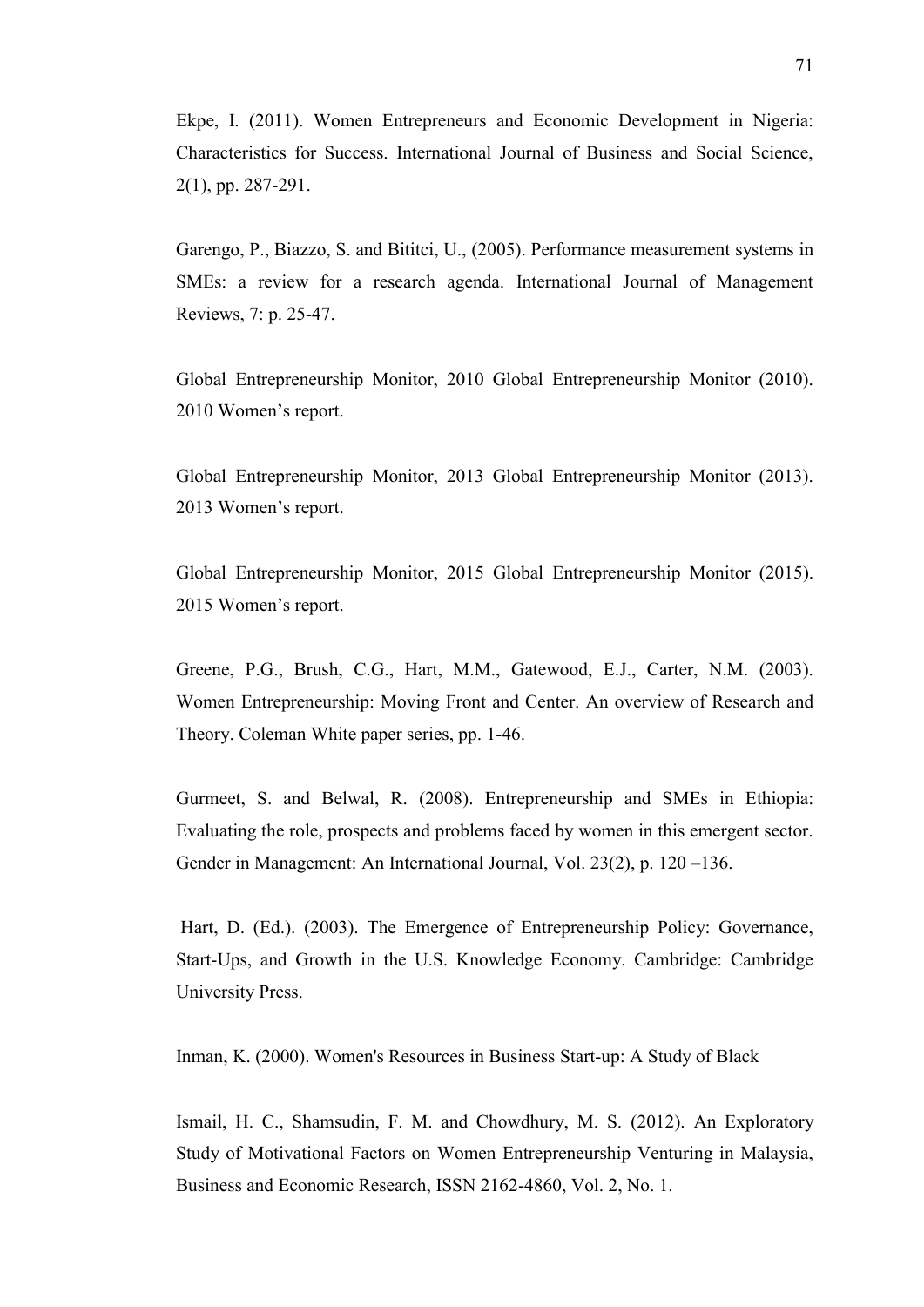Ekpe, I. (2011). Women Entrepreneurs and Economic Development in Nigeria: Characteristics for Success. International Journal of Business and Social Science, 2(1), pp. 287-291.

Garengo, P., Biazzo, S. and Bititci, U., (2005). Performance measurement systems in SMEs: a review for a research agenda. International Journal of Management Reviews, 7: p. 25-47.

Global Entrepreneurship Monitor, 2010 Global Entrepreneurship Monitor (2010). 2010 Women's report.

Global Entrepreneurship Monitor, 2013 Global Entrepreneurship Monitor (2013). 2013 Women's report.

Global Entrepreneurship Monitor, 2015 Global Entrepreneurship Monitor (2015). 2015 Women's report.

Greene, P.G., Brush, C.G., Hart, M.M., Gatewood, E.J., Carter, N.M. (2003). Women Entrepreneurship: Moving Front and Center. An overview of Research and Theory. Coleman White paper series, pp. 1-46.

Gurmeet, S. and Belwal, R. (2008). Entrepreneurship and SMEs in Ethiopia: Evaluating the role, prospects and problems faced by women in this emergent sector. Gender in Management: An International Journal, Vol. 23(2), p. 120 –136.

Hart, D. (Ed.). (2003). The Emergence of Entrepreneurship Policy: Governance, Start-Ups, and Growth in the U.S. Knowledge Economy. Cambridge: Cambridge University Press.

Inman, K. (2000). Women's Resources in Business Start-up: A Study of Black

Ismail, H. C., Shamsudin, F. M. and Chowdhury, M. S. (2012). An Exploratory Study of Motivational Factors on Women Entrepreneurship Venturing in Malaysia, Business and Economic Research, ISSN 2162-4860, Vol. 2, No. 1.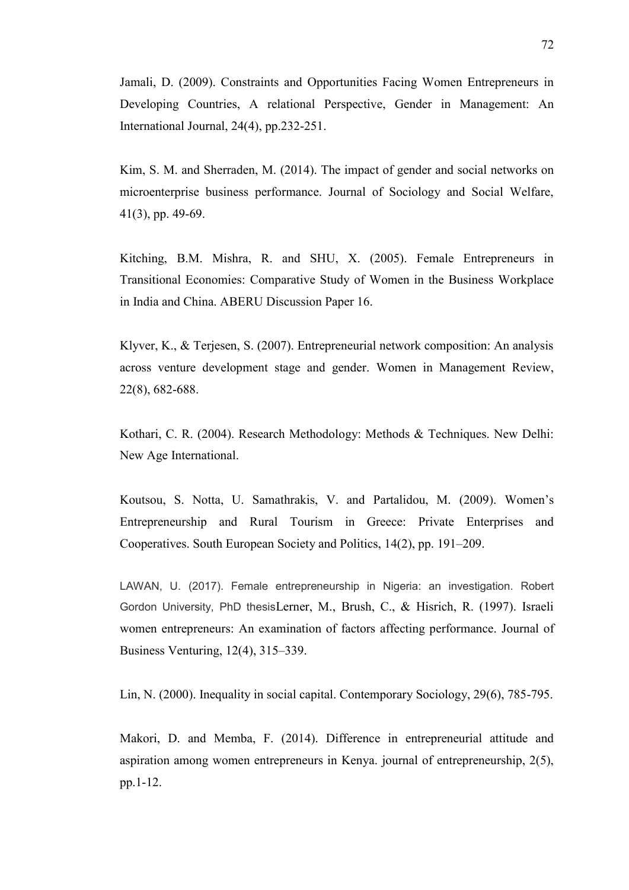Jamali, D. (2009). Constraints and Opportunities Facing Women Entrepreneurs in Developing Countries, A relational Perspective, Gender in Management: An International Journal, 24(4), pp.232-251.

Kim, S. M. and Sherraden, M. (2014). The impact of gender and social networks on microenterprise business performance. Journal of Sociology and Social Welfare, 41(3), pp. 49-69.

Kitching, B.M. Mishra, R. and SHU, X. (2005). Female Entrepreneurs in Transitional Economies: Comparative Study of Women in the Business Workplace in India and China. ABERU Discussion Paper 16.

Klyver, K., & Terjesen, S. (2007). Entrepreneurial network composition: An analysis across venture development stage and gender. Women in Management Review, 22(8), 682-688.

Kothari, C. R. (2004). Research Methodology: Methods & Techniques. New Delhi: New Age International.

Koutsou, S. Notta, U. Samathrakis, V. and Partalidou, M. (2009). Women's Entrepreneurship and Rural Tourism in Greece: Private Enterprises and Cooperatives. South European Society and Politics, 14(2), pp. 191–209.

LAWAN, U. (2017). Female entrepreneurship in Nigeria: an investigation. Robert Gordon University, PhD thesisLerner, M., Brush, C., & Hisrich, R. (1997). Israeli women entrepreneurs: An examination of factors affecting performance. Journal of Business Venturing, 12(4), 315–339.

Lin, N. (2000). Inequality in social capital. Contemporary Sociology, 29(6), 785-795.

Makori, D. and Memba, F. (2014). Difference in entrepreneurial attitude and aspiration among women entrepreneurs in Kenya. journal of entrepreneurship, 2(5), pp.1-12.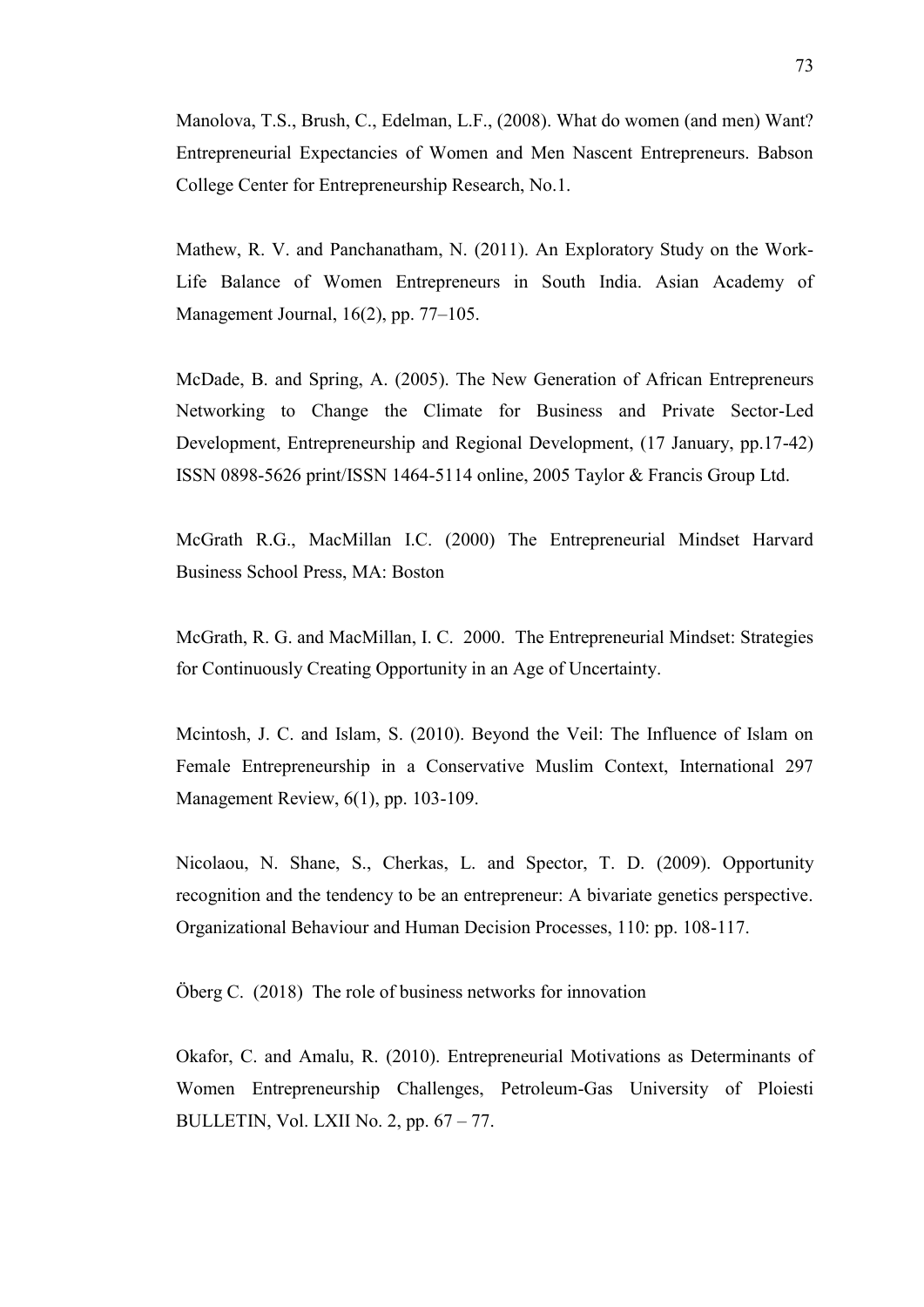Manolova, T.S., Brush, C., Edelman, L.F., (2008). What do women (and men) Want? Entrepreneurial Expectancies of Women and Men Nascent Entrepreneurs. Babson College Center for Entrepreneurship Research, No.1.

Mathew, R. V. and Panchanatham, N. (2011). An Exploratory Study on the Work-Life Balance of Women Entrepreneurs in South India. Asian Academy of Management Journal, 16(2), pp. 77–105.

McDade, B. and Spring, A. (2005). The New Generation of African Entrepreneurs Networking to Change the Climate for Business and Private Sector-Led Development, Entrepreneurship and Regional Development, (17 January, pp.17-42) ISSN 0898-5626 print/ISSN 1464-5114 online, 2005 Taylor & Francis Group Ltd.

McGrath R.G., MacMillan I.C. (2000) The Entrepreneurial Mindset Harvard Business School Press, MA: Boston

McGrath, R. G. and MacMillan, I. C. 2000. The Entrepreneurial Mindset: Strategies for Continuously Creating Opportunity in an Age of Uncertainty.

Mcintosh, J. C. and Islam, S. (2010). Beyond the Veil: The Influence of Islam on Female Entrepreneurship in a Conservative Muslim Context, International 297 Management Review, 6(1), pp. 103-109.

Nicolaou, N. Shane, S., Cherkas, L. and Spector, T. D. (2009). Opportunity recognition and the tendency to be an entrepreneur: A bivariate genetics perspective. Organizational Behaviour and Human Decision Processes, 110: pp. 108-117.

Öberg C. (2018) The role of business networks for innovation

Okafor, C. and Amalu, R. (2010). Entrepreneurial Motivations as Determinants of Women Entrepreneurship Challenges, Petroleum-Gas University of Ploiesti BULLETIN, Vol. LXII No. 2, pp. 67 – 77.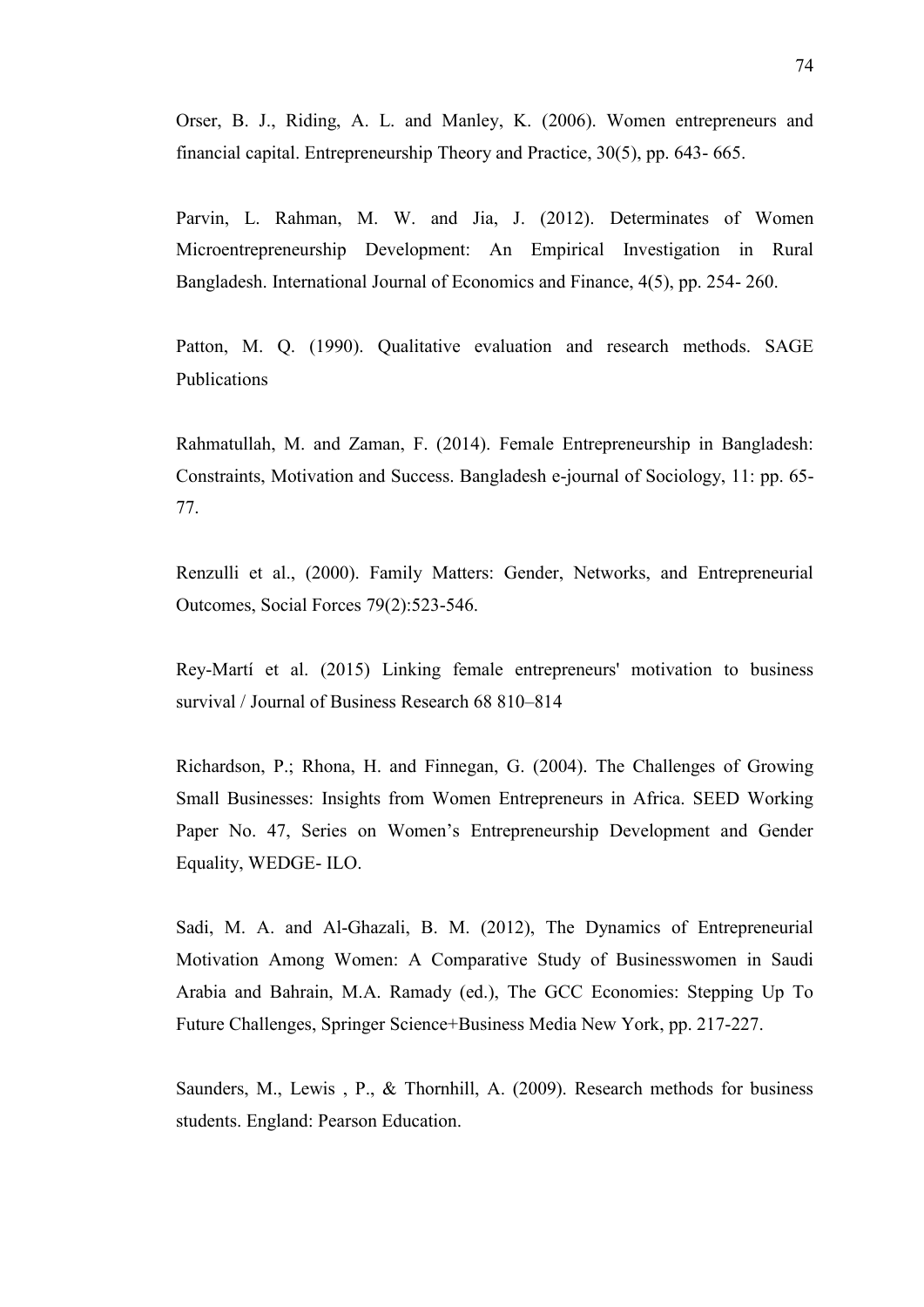Orser, B. J., Riding, A. L. and Manley, K. (2006). Women entrepreneurs and financial capital. Entrepreneurship Theory and Practice, 30(5), pp. 643- 665.

Parvin, L. Rahman, M. W. and Jia, J. (2012). Determinates of Women Microentrepreneurship Development: An Empirical Investigation in Rural Bangladesh. International Journal of Economics and Finance, 4(5), pp. 254- 260.

Patton, M. Q. (1990). Qualitative evaluation and research methods. SAGE Publications

Rahmatullah, M. and Zaman, F. (2014). Female Entrepreneurship in Bangladesh: Constraints, Motivation and Success. Bangladesh e-journal of Sociology, 11: pp. 65- 77.

Renzulli et al., (2000). Family Matters: Gender, Networks, and Entrepreneurial Outcomes, Social Forces 79(2):523-546.

Rey-Martí et al. (2015) Linking female entrepreneurs' motivation to business survival / Journal of Business Research 68 810–814

Richardson, P.; Rhona, H. and Finnegan, G. (2004). The Challenges of Growing Small Businesses: Insights from Women Entrepreneurs in Africa. SEED Working Paper No. 47, Series on Women's Entrepreneurship Development and Gender Equality, WEDGE- ILO.

Sadi, M. A. and Al-Ghazali, B. M. (2012), The Dynamics of Entrepreneurial Motivation Among Women: A Comparative Study of Businesswomen in Saudi Arabia and Bahrain, M.A. Ramady (ed.), The GCC Economies: Stepping Up To Future Challenges, Springer Science+Business Media New York, pp. 217-227.

Saunders, M., Lewis , P., & Thornhill, A. (2009). Research methods for business students. England: Pearson Education.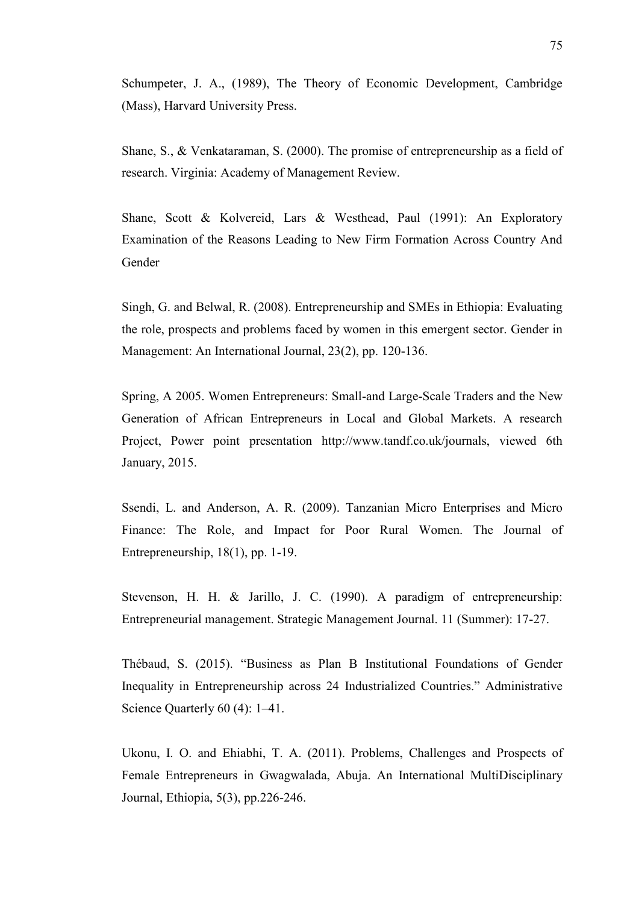Schumpeter, J. A., (1989), The Theory of Economic Development, Cambridge (Mass), Harvard University Press.

Shane, S., & Venkataraman, S. (2000). The promise of entrepreneurship as a field of research. Virginia: Academy of Management Review.

Shane, Scott & Kolvereid, Lars & Westhead, Paul (1991): An Exploratory Examination of the Reasons Leading to New Firm Formation Across Country And Gender

Singh, G. and Belwal, R. (2008). Entrepreneurship and SMEs in Ethiopia: Evaluating the role, prospects and problems faced by women in this emergent sector. Gender in Management: An International Journal, 23(2), pp. 120-136.

Spring, A 2005. Women Entrepreneurs: Small-and Large-Scale Traders and the New Generation of African Entrepreneurs in Local and Global Markets. A research Project, Power point presentation http://www.tandf.co.uk/journals, viewed 6th January, 2015.

Ssendi, L. and Anderson, A. R. (2009). Tanzanian Micro Enterprises and Micro Finance: The Role, and Impact for Poor Rural Women. The Journal of Entrepreneurship, 18(1), pp. 1-19.

Stevenson, H. H. & Jarillo, J. C. (1990). A paradigm of entrepreneurship: Entrepreneurial management. Strategic Management Journal. 11 (Summer): 17-27.

Thébaud, S. (2015). "Business as Plan B Institutional Foundations of Gender Inequality in Entrepreneurship across 24 Industrialized Countries." Administrative Science Quarterly 60 (4): 1–41.

Ukonu, I. O. and Ehiabhi, T. A. (2011). Problems, Challenges and Prospects of Female Entrepreneurs in Gwagwalada, Abuja. An International MultiDisciplinary Journal, Ethiopia, 5(3), pp.226-246.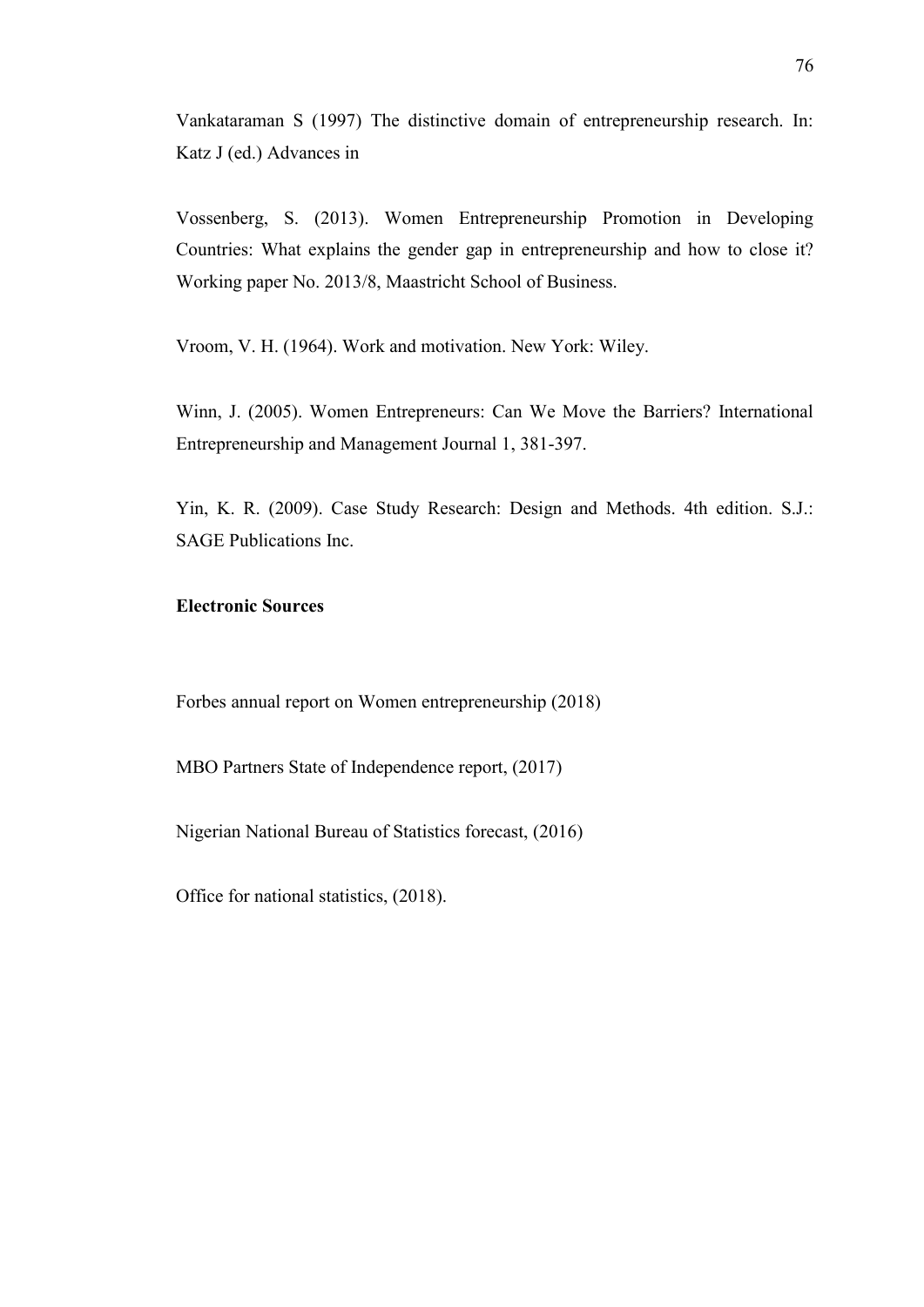Vankataraman S (1997) The distinctive domain of entrepreneurship research. In: Katz J (ed.) Advances in

Vossenberg, S. (2013). Women Entrepreneurship Promotion in Developing Countries: What explains the gender gap in entrepreneurship and how to close it? Working paper No. 2013/8, Maastricht School of Business.

Vroom, V. H. (1964). Work and motivation. New York: Wiley.

Winn, J. (2005). Women Entrepreneurs: Can We Move the Barriers? International Entrepreneurship and Management Journal 1, 381-397.

Yin, K. R. (2009). Case Study Research: Design and Methods. 4th edition. S.J.: SAGE Publications Inc.

**Electronic Sources**

Forbes annual report on Women entrepreneurship (2018)

MBO Partners State of Independence report, (2017)

Nigerian National Bureau of Statistics forecast, (2016)

Office for national statistics, (2018).